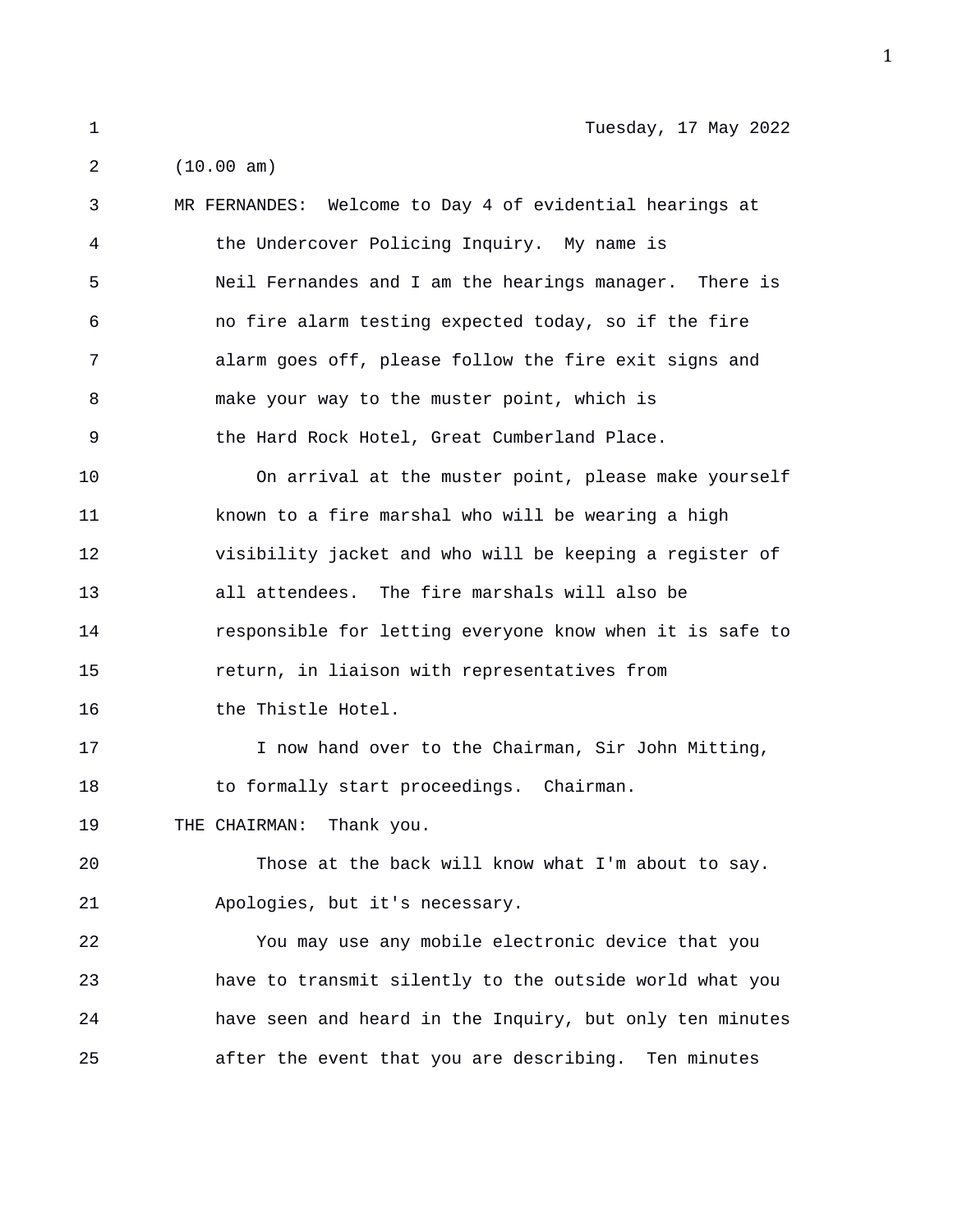Tuesday, 17 May 2022

(10.00 am)

MR FERNANDES: Welcome to Day 4 of evidential hearings at the Undercover Policing Inquiry. My name is Neil Fernandes and I am the hearings manager. There is no fire alarm testing expected today, so if the fire alarm goes off, please follow the fire exit signs and make your way to the muster point, which is the Hard Rock Hotel, Great Cumberland Place.

On arrival at the muster point, please make yourself known to a fire marshal who will be wearing a high visibility jacket and who will be keeping a register of all attendees. The fire marshals will also be responsible for letting everyone know when it is safe to return, in liaison with representatives from the Thistle Hotel.

I now hand over to the Chairman, Sir John Mitting, to formally start proceedings. Chairman.

THE CHAIRMAN: Thank you.

Those at the back will know what I'm about to say. Apologies, but it's necessary.

You may use any mobile electronic device that you have to transmit silently to the outside world what you have seen and heard in the Inquiry, but only ten minutes after the event that you are describing. Ten minutes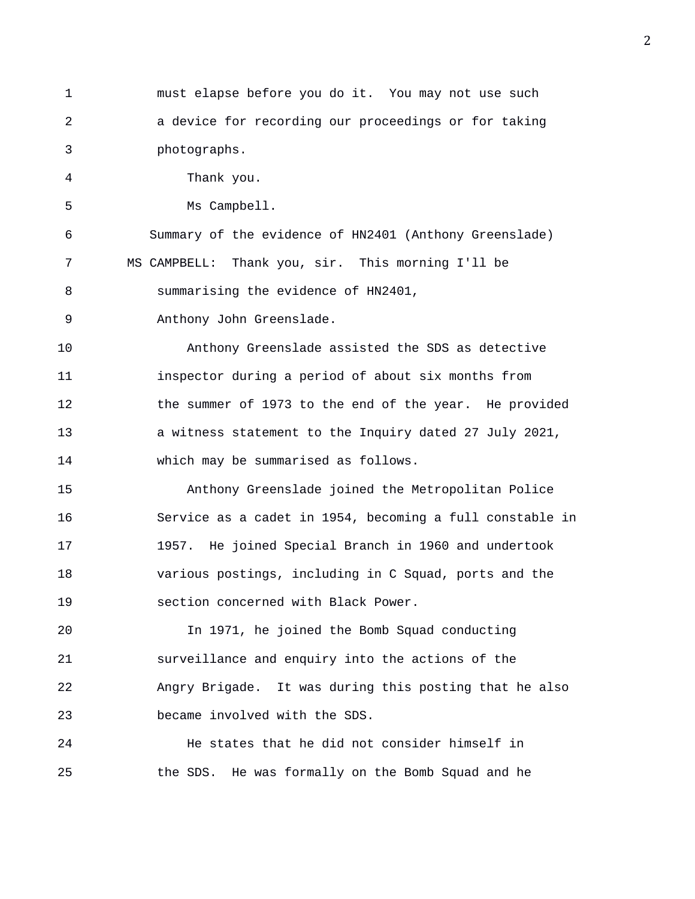must elapse before you do it. You may not use such a device for recording our proceedings or for taking photographs.

Thank you.

Ms Campbell.

## Summary of the evidence of HN2401 (Anthony Greenslade)

MS CAMPBELL: Thank you, sir. This morning I'll be summarising the evidence of HN2401, Anthony John Greenslade.

Anthony Greenslade assisted the SDS as detective inspector during a period of about six months from the summer of 1973 to the end of the year. He provided a witness statement to the Inquiry dated 27 July 2021, which may be summarised as follows.

Anthony Greenslade joined the Metropolitan Police Service as a cadet in 1954, becoming a full constable in 1957. He joined Special Branch in 1960 and undertook various postings, including in C Squad, ports and the section concerned with Black Power.

In 1971, he joined the Bomb Squad conducting surveillance and enquiry into the actions of the Angry Brigade. It was during this posting that he also became involved with the SDS.

He states that he did not consider himself in the SDS. He was formally on the Bomb Squad and he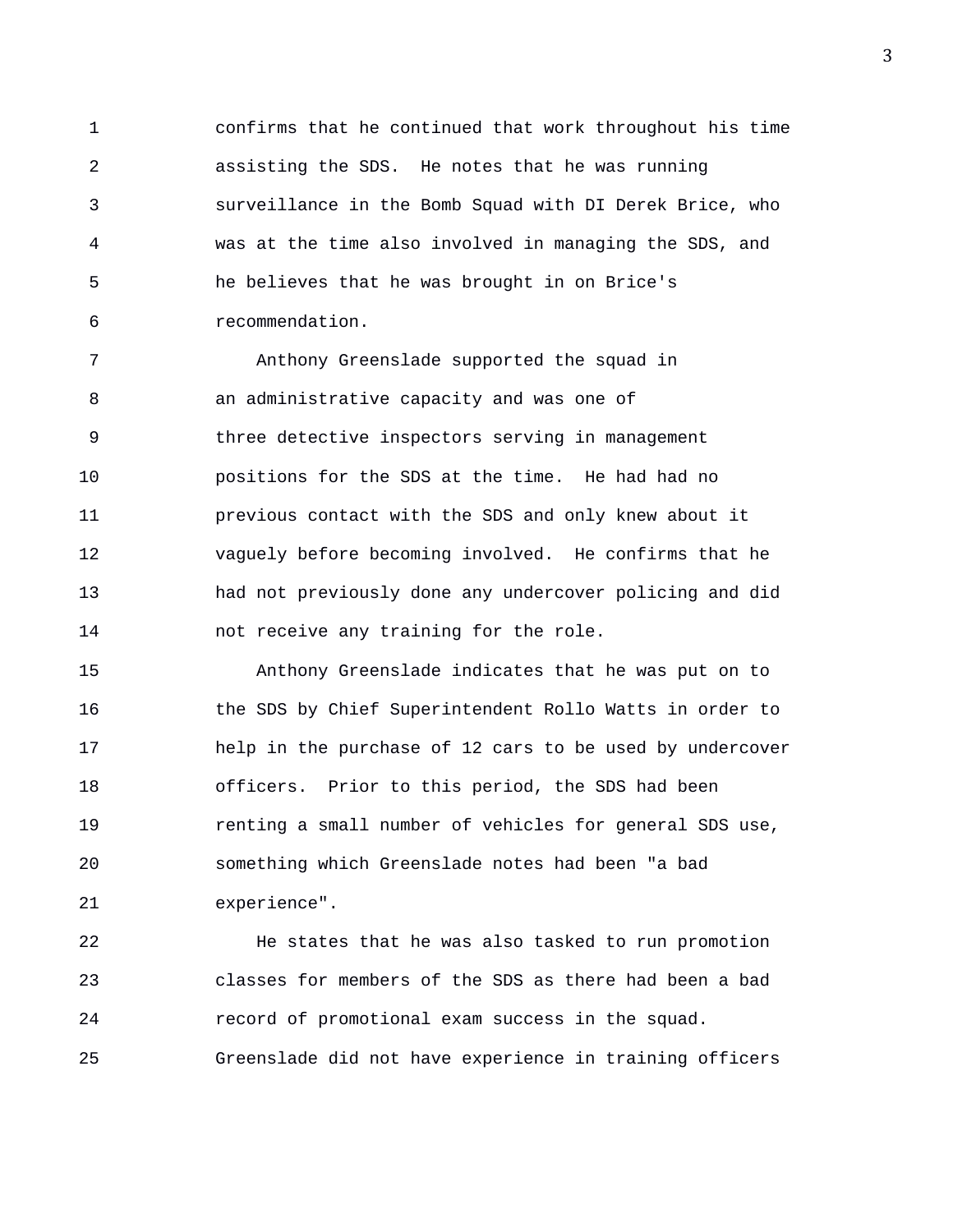confirms that he continued that work throughout his time assisting the SDS. He notes that he was running surveillance in the Bomb Squad with DI Derek Brice, who was at the time also involved in managing the SDS, and he believes that he was brought in on Brice's recommendation.

Anthony Greenslade supported the squad in an administrative capacity and was one of three detective inspectors serving in management positions for the SDS at the time. He had had no previous contact with the SDS and only knew about it vaguely before becoming involved. He confirms that he had not previously done any undercover policing and did not receive any training for the role.

Anthony Greenslade indicates that he was put on to the SDS by Chief Superintendent Rollo Watts in order to help in the purchase of 12 cars to be used by undercover officers. Prior to this period, the SDS had been renting a small number of vehicles for general SDS use, something which Greenslade notes had been "a bad experience".

He states that he was also tasked to run promotion classes for members of the SDS as there had been a bad record of promotional exam success in the squad. Greenslade did not have experience in training officers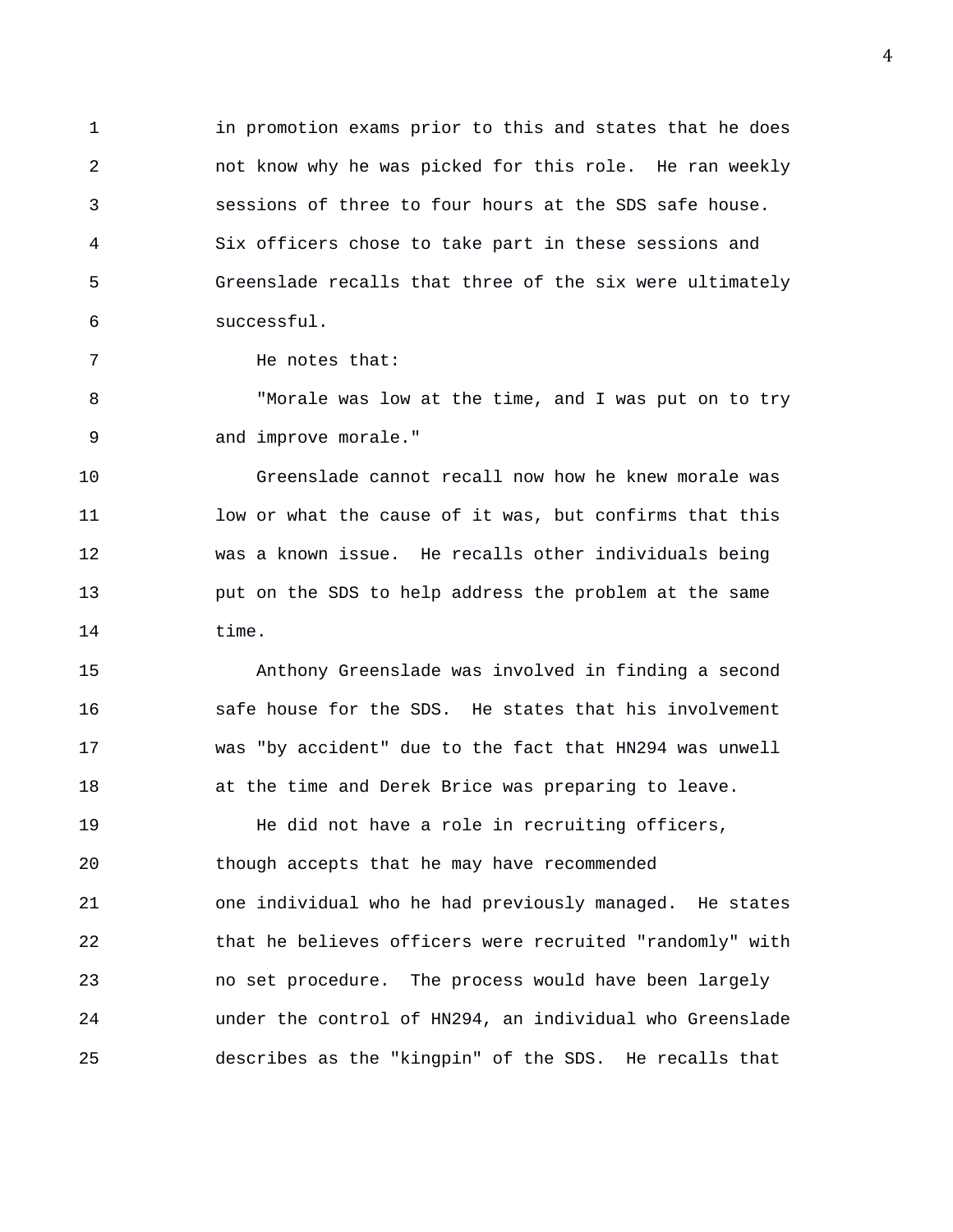in promotion exams prior to this and states that he does not know why he was picked for this role. He ran weekly sessions of three to four hours at the SDS safe house. Six officers chose to take part in these sessions and Greenslade recalls that three of the six were ultimately successful.

He notes that:

"Morale was low at the time, and I was put on to try and improve morale."

Greenslade cannot recall now how he knew morale was low or what the cause of it was, but confirms that this was a known issue. He recalls other individuals being put on the SDS to help address the problem at the same time.

Anthony Greenslade was involved in finding a second safe house for the SDS. He states that his involvement was "by accident" due to the fact that HN294 was unwell at the time and Derek Brice was preparing to leave.

He did not have a role in recruiting officers, though accepts that he may have recommended one individual who he had previously managed. He states that he believes officers were recruited "randomly" with no set procedure. The process would have been largely under the control of HN294, an individual who Greenslade describes as the "kingpin" of the SDS. He recalls that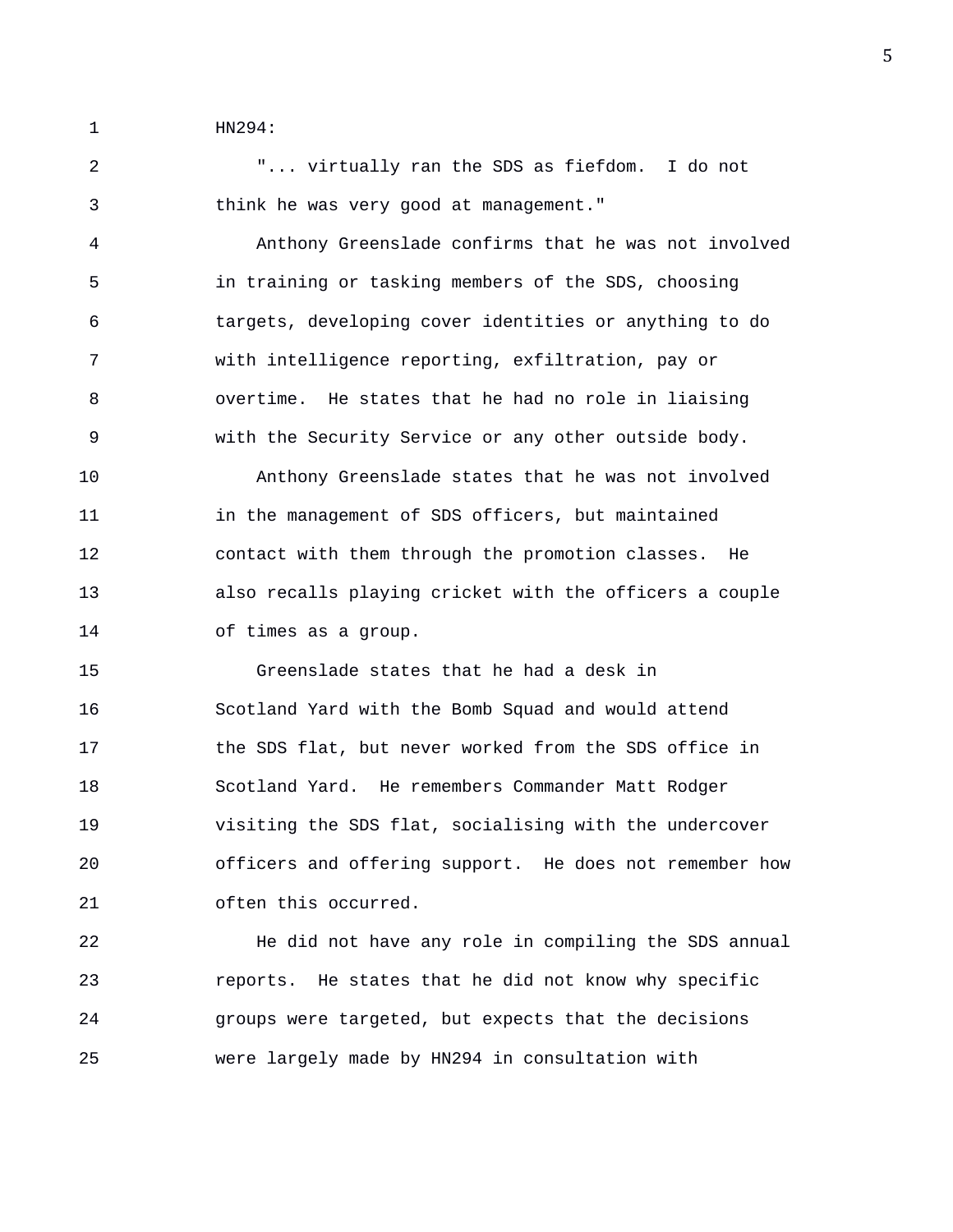HN294:

"... virtually ran the SDS as fiefdom. I do not think he was very good at management."

Anthony Greenslade confirms that he was not involved in training or tasking members of the SDS, choosing targets, developing cover identities or anything to do with intelligence reporting, exfiltration, pay or overtime. He states that he had no role in liaising with the Security Service or any other outside body.

Anthony Greenslade states that he was not involved in the management of SDS officers, but maintained contact with them through the promotion classes. He also recalls playing cricket with the officers a couple of times as a group.

Greenslade states that he had a desk in Scotland Yard with the Bomb Squad and would attend the SDS flat, but never worked from the SDS office in Scotland Yard. He remembers Commander Matt Rodger visiting the SDS flat, socialising with the undercover officers and offering support. He does not remember how often this occurred.

He did not have any role in compiling the SDS annual reports. He states that he did not know why specific groups were targeted, but expects that the decisions were largely made by HN294 in consultation with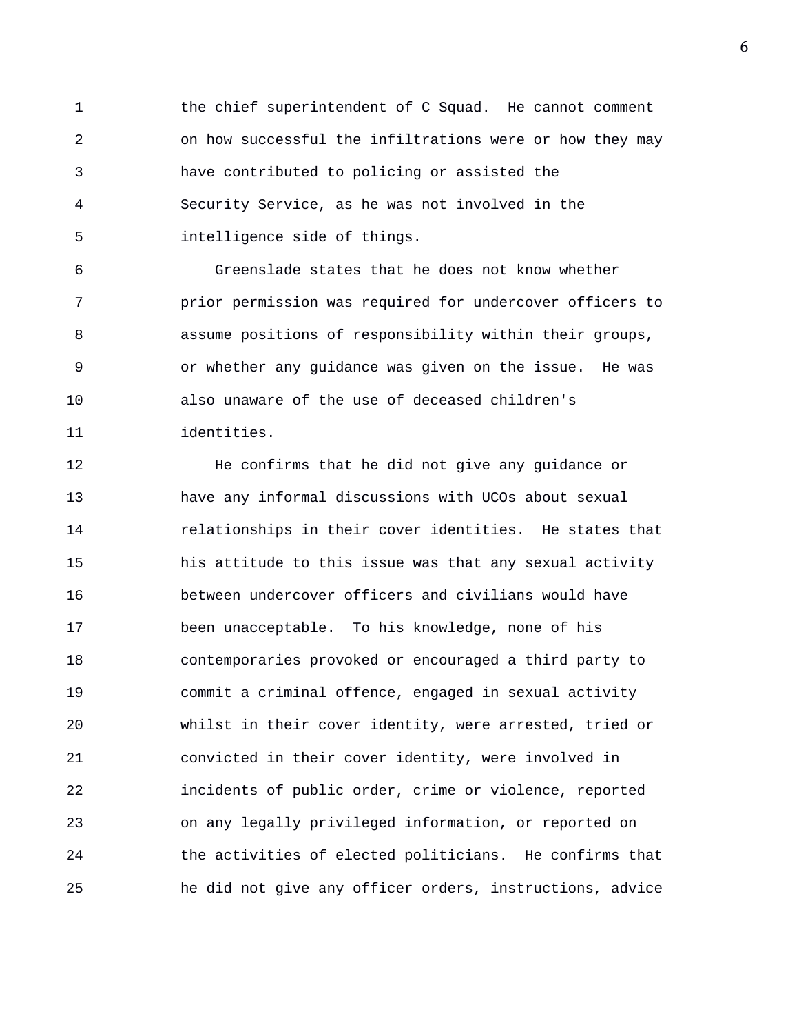the chief superintendent of C Squad. He cannot comment on how successful the infiltrations were or how they may have contributed to policing or assisted the Security Service, as he was not involved in the intelligence side of things.

Greenslade states that he does not know whether prior permission was required for undercover officers to assume positions of responsibility within their groups, or whether any guidance was given on the issue. He was also unaware of the use of deceased children's identities.

He confirms that he did not give any guidance or have any informal discussions with UCOs about sexual relationships in their cover identities. He states that his attitude to this issue was that any sexual activity between undercover officers and civilians would have been unacceptable. To his knowledge, none of his contemporaries provoked or encouraged a third party to commit a criminal offence, engaged in sexual activity whilst in their cover identity, were arrested, tried or convicted in their cover identity, were involved in incidents of public order, crime or violence, reported on any legally privileged information, or reported on the activities of elected politicians. He confirms that he did not give any officer orders, instructions, advice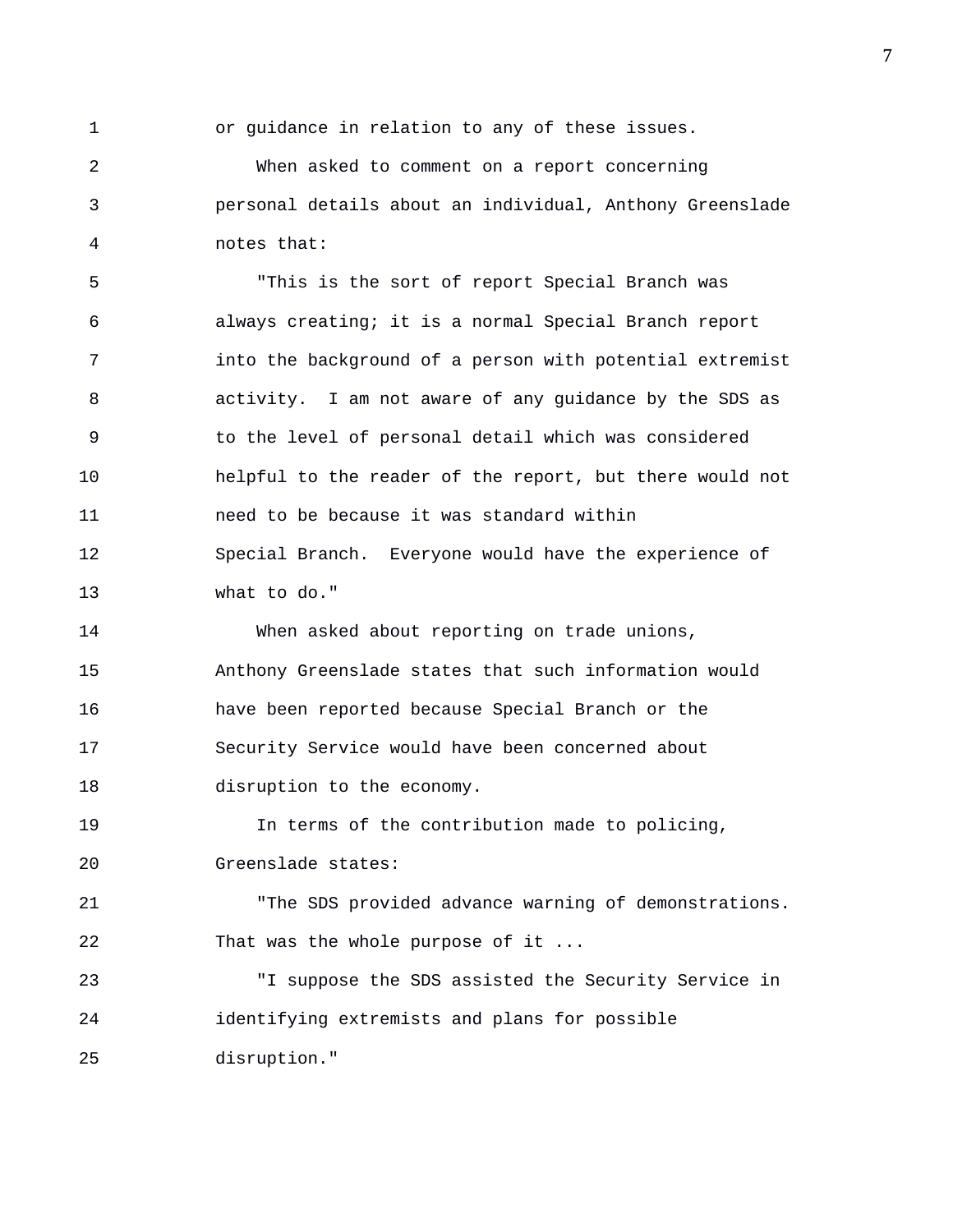or guidance in relation to any of these issues.

When asked to comment on a report concerning personal details about an individual, Anthony Greenslade notes that:

"This is the sort of report Special Branch was always creating; it is a normal Special Branch report into the background of a person with potential extremist activity. I am not aware of any guidance by the SDS as to the level of personal detail which was considered helpful to the reader of the report, but there would not need to be because it was standard within Special Branch. Everyone would have the experience of what to do."

When asked about reporting on trade unions, Anthony Greenslade states that such information would have been reported because Special Branch or the Security Service would have been concerned about disruption to the economy.

In terms of the contribution made to policing, Greenslade states:

"The SDS provided advance warning of demonstrations. That was the whole purpose of it ...

"I suppose the SDS assisted the Security Service in identifying extremists and plans for possible disruption."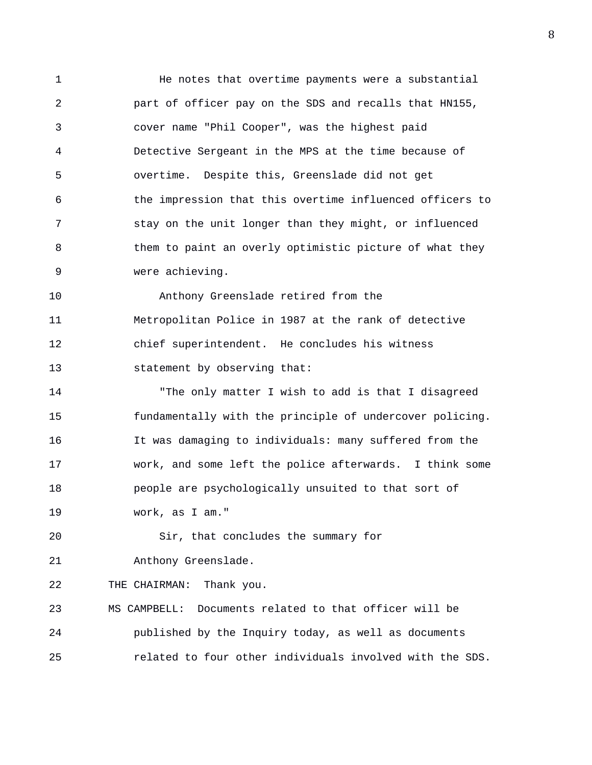He notes that overtime payments were a substantial part of officer pay on the SDS and recalls that HN155, cover name "Phil Cooper", was the highest paid Detective Sergeant in the MPS at the time because of overtime. Despite this, Greenslade did not get the impression that this overtime influenced officers to stay on the unit longer than they might, or influenced them to paint an overly optimistic picture of what they were achieving.

Anthony Greenslade retired from the Metropolitan Police in 1987 at the rank of detective chief superintendent. He concludes his witness statement by observing that:

"The only matter I wish to add is that I disagreed fundamentally with the principle of undercover policing. It was damaging to individuals: many suffered from the work, and some left the police afterwards. I think some people are psychologically unsuited to that sort of work, as I am."

Sir, that concludes the summary for Anthony Greenslade.

THE CHAIRMAN: Thank you.

MS CAMPBELL: Documents related to that officer will be published by the Inquiry today, as well as documents related to four other individuals involved with the SDS.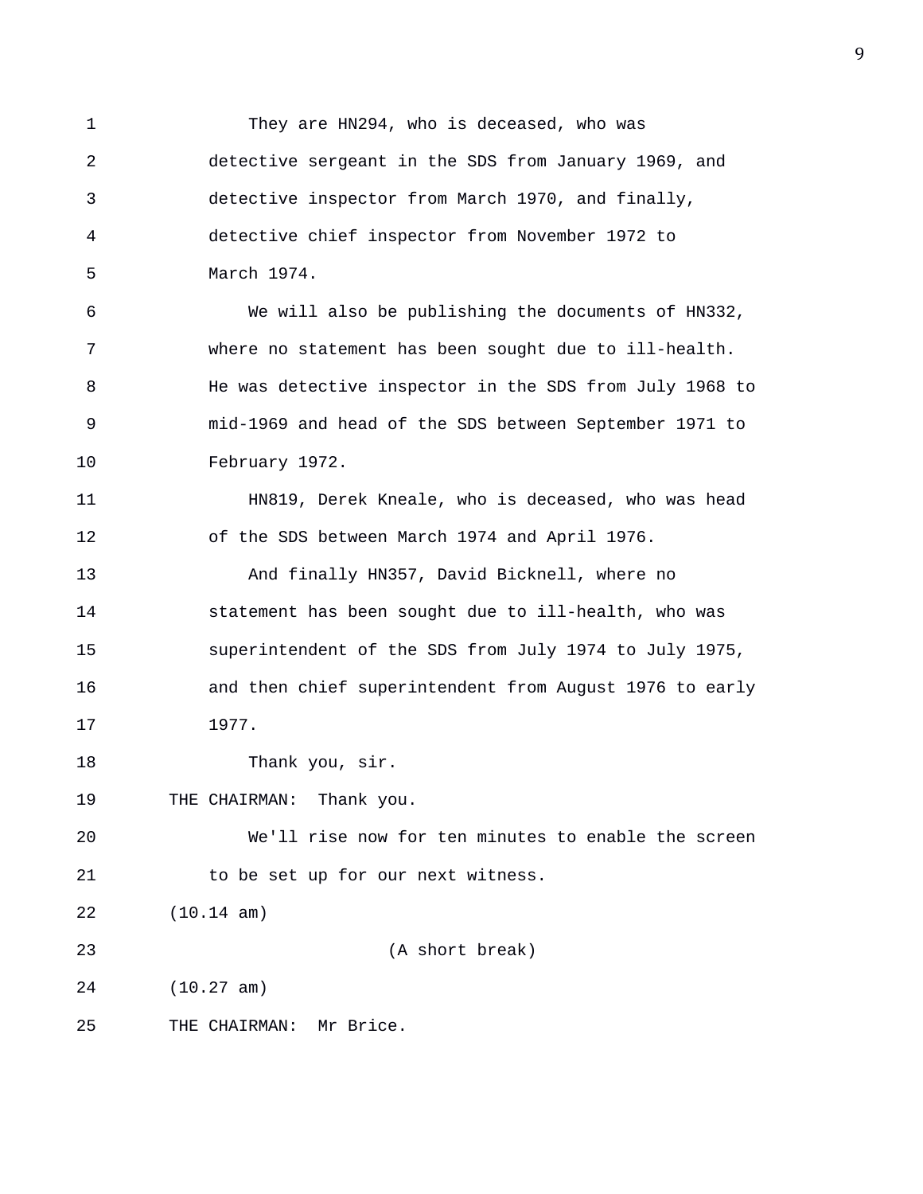They are HN294, who is deceased, who was detective sergeant in the SDS from January 1969, and detective inspector from March 1970, and finally, detective chief inspector from November 1972 to March 1974.

We will also be publishing the documents of HN332, where no statement has been sought due to ill-health. He was detective inspector in the SDS from July 1968 to mid-1969 and head of the SDS between September 1971 to February 1972.

HN819, Derek Kneale, who is deceased, who was head of the SDS between March 1974 and April 1976.

And finally HN357, David Bicknell, where no statement has been sought due to ill-health, who was superintendent of the SDS from July 1974 to July 1975, and then chief superintendent from August 1976 to early 1977.

Thank you, sir.

THE CHAIRMAN: Thank you.

We'll rise now for ten minutes to enable the screen to be set up for our next witness.

(10.14 am)

(A short break)

(10.27 am)

THE CHAIRMAN: Mr Brice.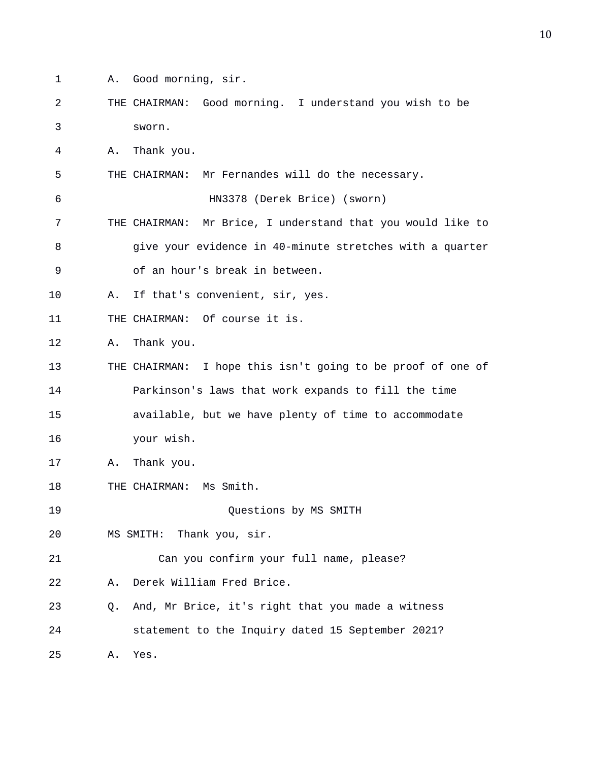A. Good morning, sir.

THE CHAIRMAN: Good morning. I understand you wish to be sworn.

A. Thank you.

THE CHAIRMAN: Mr Fernandes will do the necessary.

HN3378 (Derek Brice) (sworn)

THE CHAIRMAN: Mr Brice, I understand that you would like to give your evidence in 40-minute stretches with a quarter of an hour's break in between.

A. If that's convenient, sir, yes.

THE CHAIRMAN: Of course it is.

A. Thank you.

THE CHAIRMAN: I hope this isn't going to be proof of one of Parkinson's laws that work expands to fill the time available, but we have plenty of time to accommodate your wish.

A. Thank you.

THE CHAIRMAN: Ms Smith.

Questions by MS SMITH

MS SMITH: Thank you, sir.

Can you confirm your full name, please?

A. Derek William Fred Brice.

Q. And, Mr Brice, it's right that you made a witness statement to the Inquiry dated 15 September 2021?

A. Yes.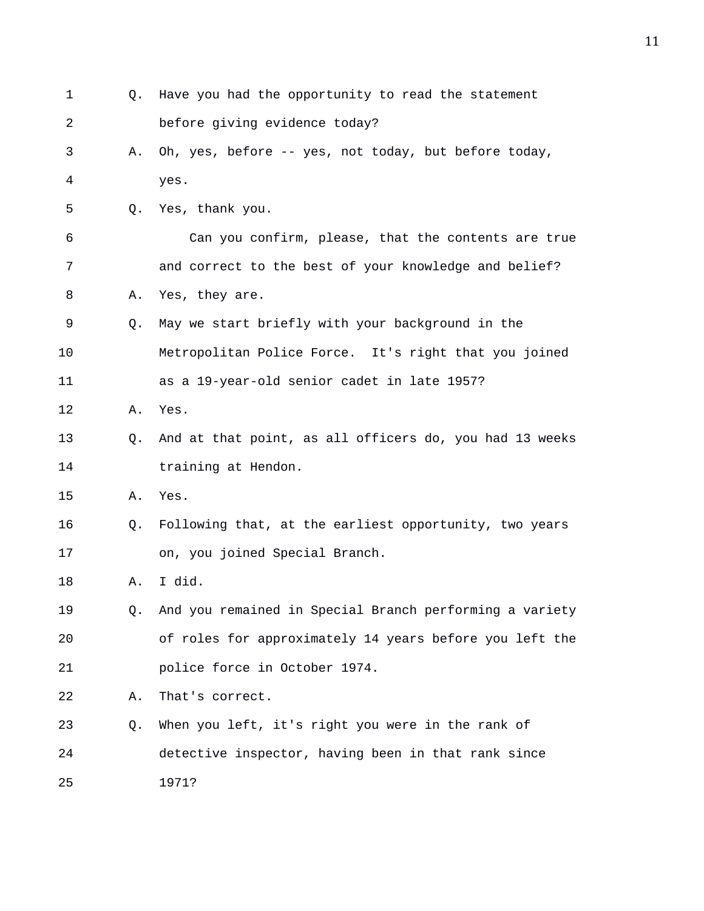1 Q. Have you had the opportunity to read the statement
2 before giving evidence today?
3 A. Oh, yes, before -- yes, not today, but before today,
4 yes.
5 Q. Yes, thank you.
6 Can you confirm, please, that the contents are true
7 and correct to the best of your knowledge and belief?
8 A. Yes, they are.
9 Q. May we start briefly with your background in the
10 Metropolitan Police Force. It's right that you joined
11 as a 19-year-old senior cadet in late 1957?
12 A. Yes.
13 Q. And at that point, as all officers do, you had 13 weeks
14 training at Hendon.
15 A. Yes.
16 Q. Following that, at the earliest opportunity, two years
17 on, you joined Special Branch.
18 A. I did.
19 Q. And you remained in Special Branch performing a variety
20 of roles for approximately 14 years before you left the
21 police force in October 1974.
22 A. That's correct.
23 Q. When you left, it's right you were in the rank of
24 detective inspector, having been in that rank since
25 1971?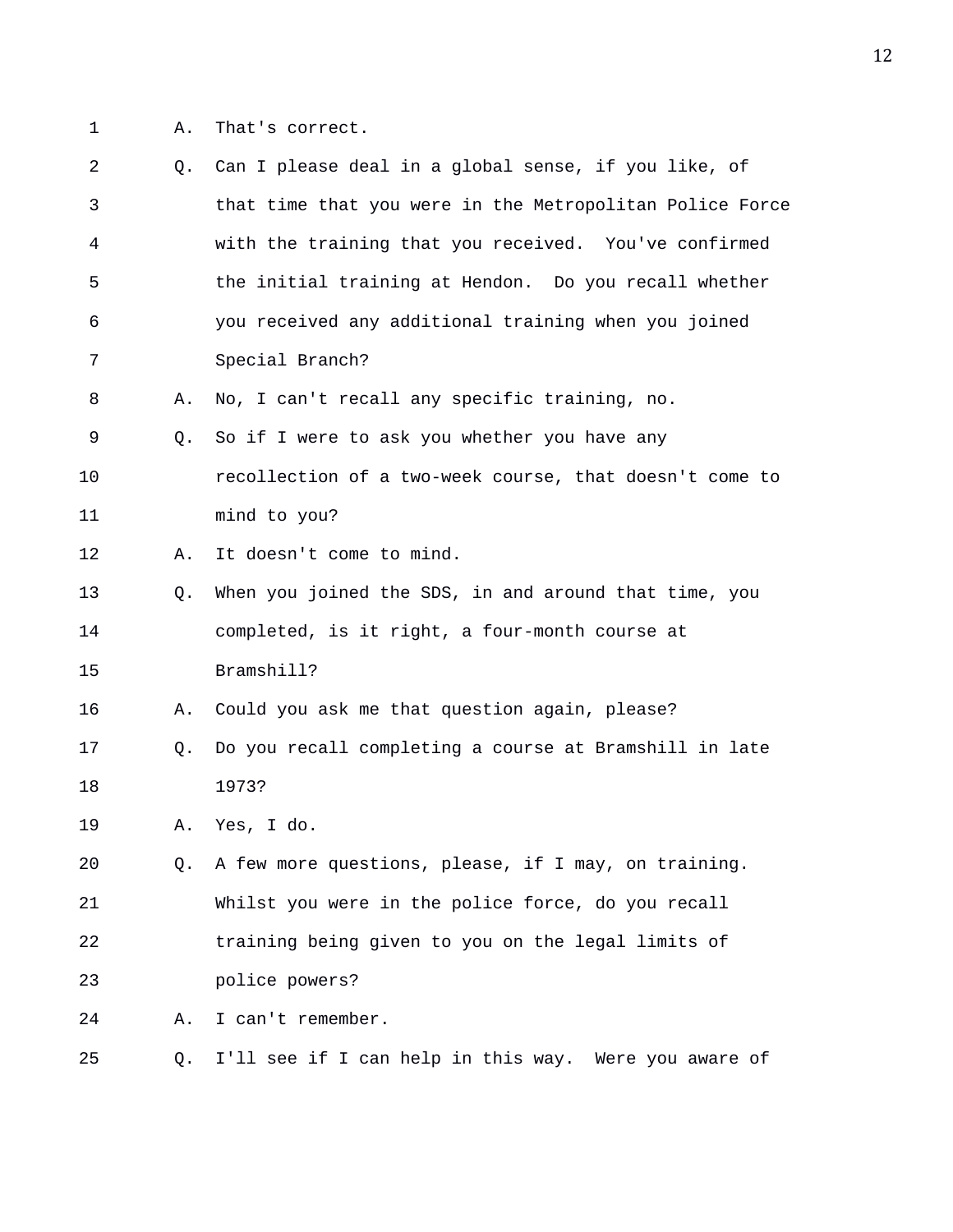A. That's correct.

Q. Can I please deal in a global sense, if you like, of that time that you were in the Metropolitan Police Force with the training that you received. You've confirmed the initial training at Hendon. Do you recall whether you received any additional training when you joined Special Branch?

A. No, I can't recall any specific training, no.

Q. So if I were to ask you whether you have any recollection of a two-week course, that doesn't come to mind to you?

A. It doesn't come to mind.

Q. When you joined the SDS, in and around that time, you completed, is it right, a four-month course at Bramshill?

A. Could you ask me that question again, please?

Q. Do you recall completing a course at Bramshill in late 1973?

A. Yes, I do.

Q. A few more questions, please, if I may, on training. Whilst you were in the police force, do you recall training being given to you on the legal limits of police powers?

A. I can't remember.

Q. I'll see if I can help in this way. Were you aware of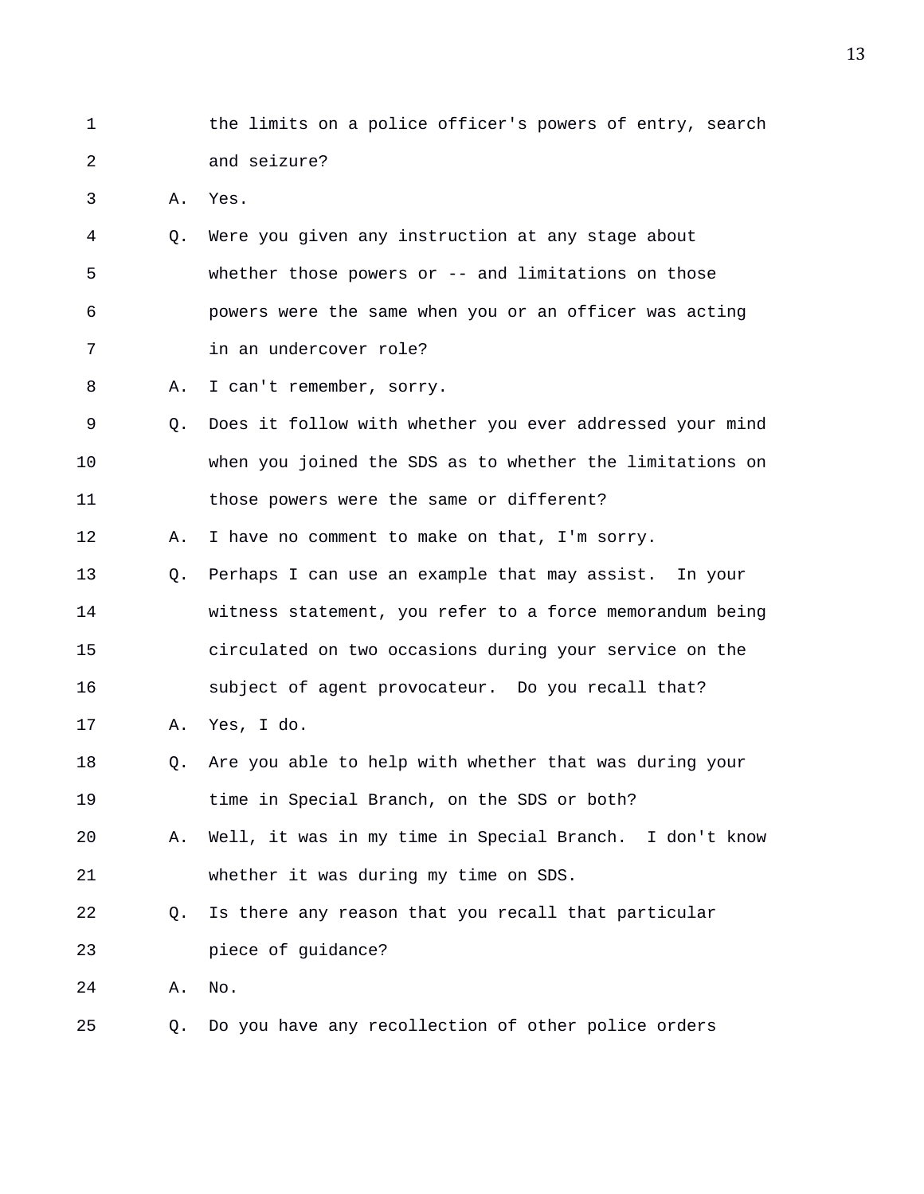1 the limits on a police officer's powers of entry, search
2 and seizure?
3 A. Yes.
4 Q. Were you given any instruction at any stage about
5 whether those powers or -- and limitations on those
6 powers were the same when you or an officer was acting
7 in an undercover role?
8 A. I can't remember, sorry.
9 Q. Does it follow with whether you ever addressed your mind
10 when you joined the SDS as to whether the limitations on
11 those powers were the same or different?
12 A. I have no comment to make on that, I'm sorry.
13 Q. Perhaps I can use an example that may assist. In your
14 witness statement, you refer to a force memorandum being
15 circulated on two occasions during your service on the
16 subject of agent provocateur. Do you recall that?
17 A. Yes, I do.
18 Q. Are you able to help with whether that was during your
19 time in Special Branch, on the SDS or both?
20 A. Well, it was in my time in Special Branch. I don't know
21 whether it was during my time on SDS.
22 Q. Is there any reason that you recall that particular
23 piece of guidance?
24 A. No.
25 Q. Do you have any recollection of other police orders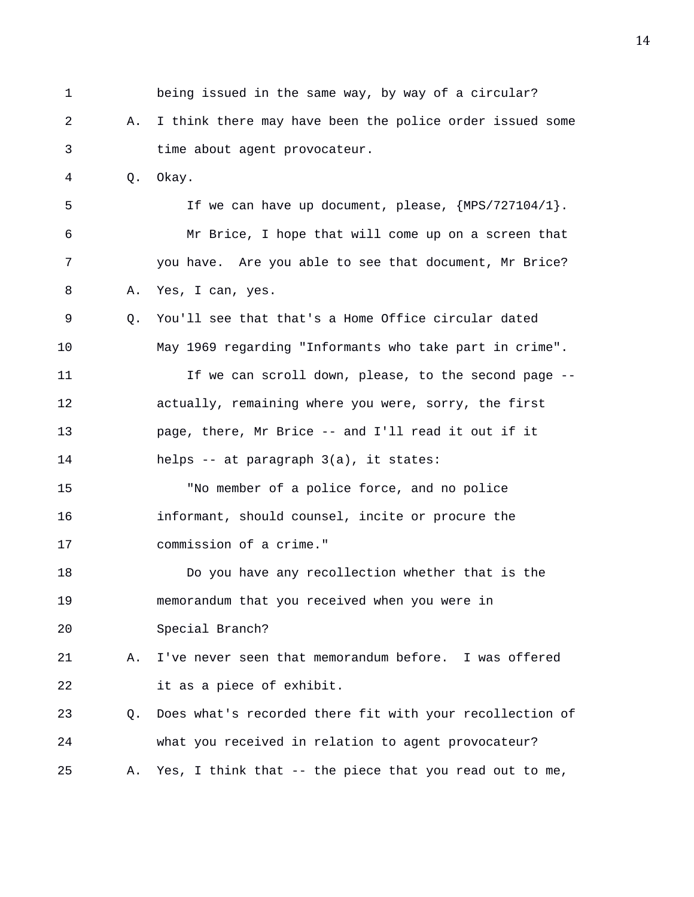being issued in the same way, by way of a circular?

A. I think there may have been the police order issued some time about agent provocateur.

Q. Okay.

If we can have up document, please, {MPS/727104/1}.

Mr Brice, I hope that will come up on a screen that you have. Are you able to see that document, Mr Brice?

A. Yes, I can, yes.

Q. You'll see that that's a Home Office circular dated May 1969 regarding "Informants who take part in crime".

If we can scroll down, please, to the second page -- actually, remaining where you were, sorry, the first page, there, Mr Brice -- and I'll read it out if it helps -- at paragraph 3(a), it states:

"No member of a police force, and no police informant, should counsel, incite or procure the commission of a crime."

Do you have any recollection whether that is the memorandum that you received when you were in Special Branch?

A. I've never seen that memorandum before. I was offered it as a piece of exhibit.

Q. Does what's recorded there fit with your recollection of what you received in relation to agent provocateur?

A. Yes, I think that -- the piece that you read out to me,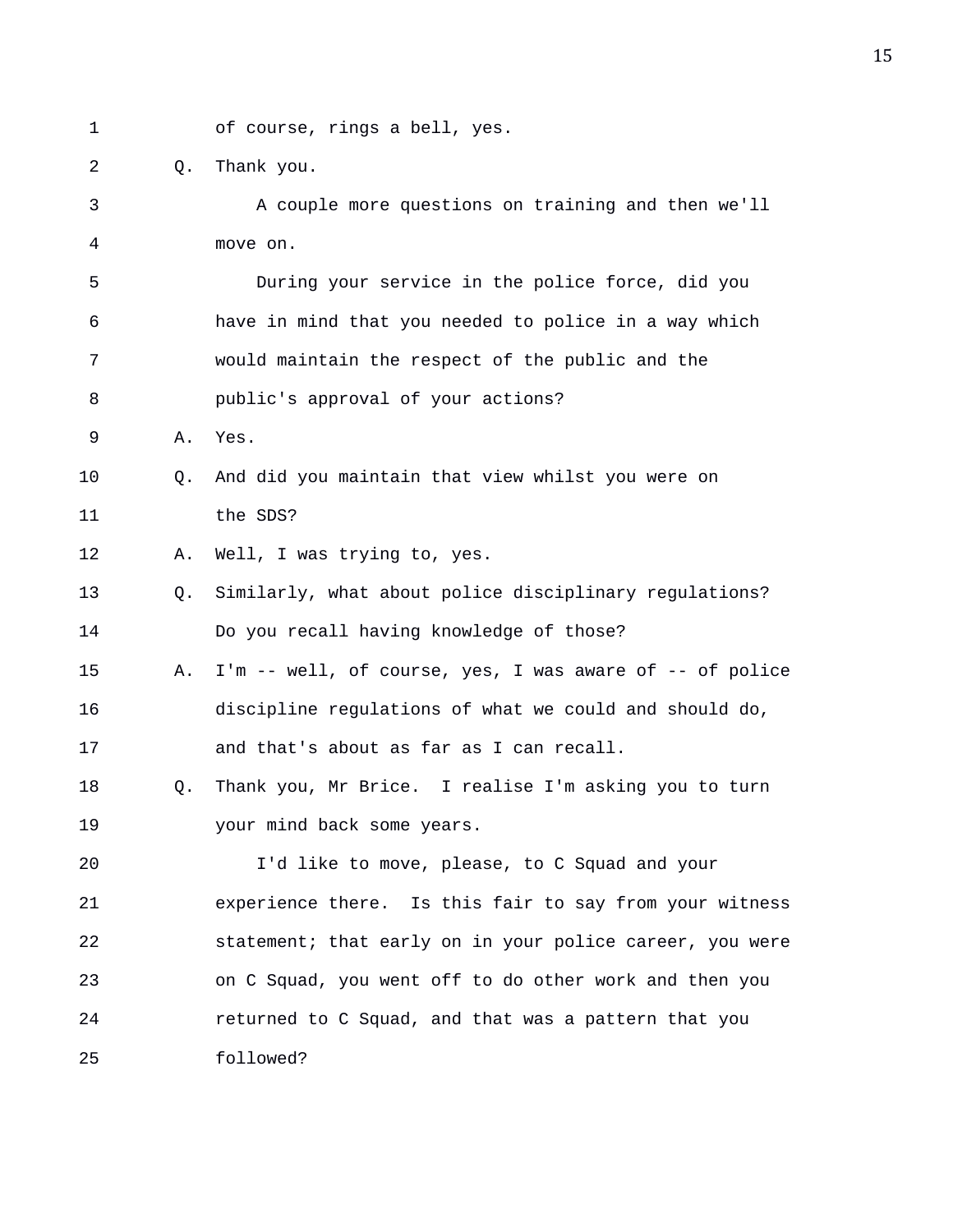1 of course, rings a bell, yes.

2 Q. Thank you.

3 A couple more questions on training and then we'll
4 move on.

5 During your service in the police force, did you
6 have in mind that you needed to police in a way which
7 would maintain the respect of the public and the
8 public's approval of your actions?

9 A. Yes.

10 Q. And did you maintain that view whilst you were on
11 the SDS?

12 A. Well, I was trying to, yes.

13 Q. Similarly, what about police disciplinary regulations?
14 Do you recall having knowledge of those?

15 A. I'm -- well, of course, yes, I was aware of -- of police
16 discipline regulations of what we could and should do,
17 and that's about as far as I can recall.

18 Q. Thank you, Mr Brice. I realise I'm asking you to turn
19 your mind back some years.

20 I'd like to move, please, to C Squad and your
21 experience there. Is this fair to say from your witness
22 statement; that early on in your police career, you were
23 on C Squad, you went off to do other work and then you
24 returned to C Squad, and that was a pattern that you
25 followed?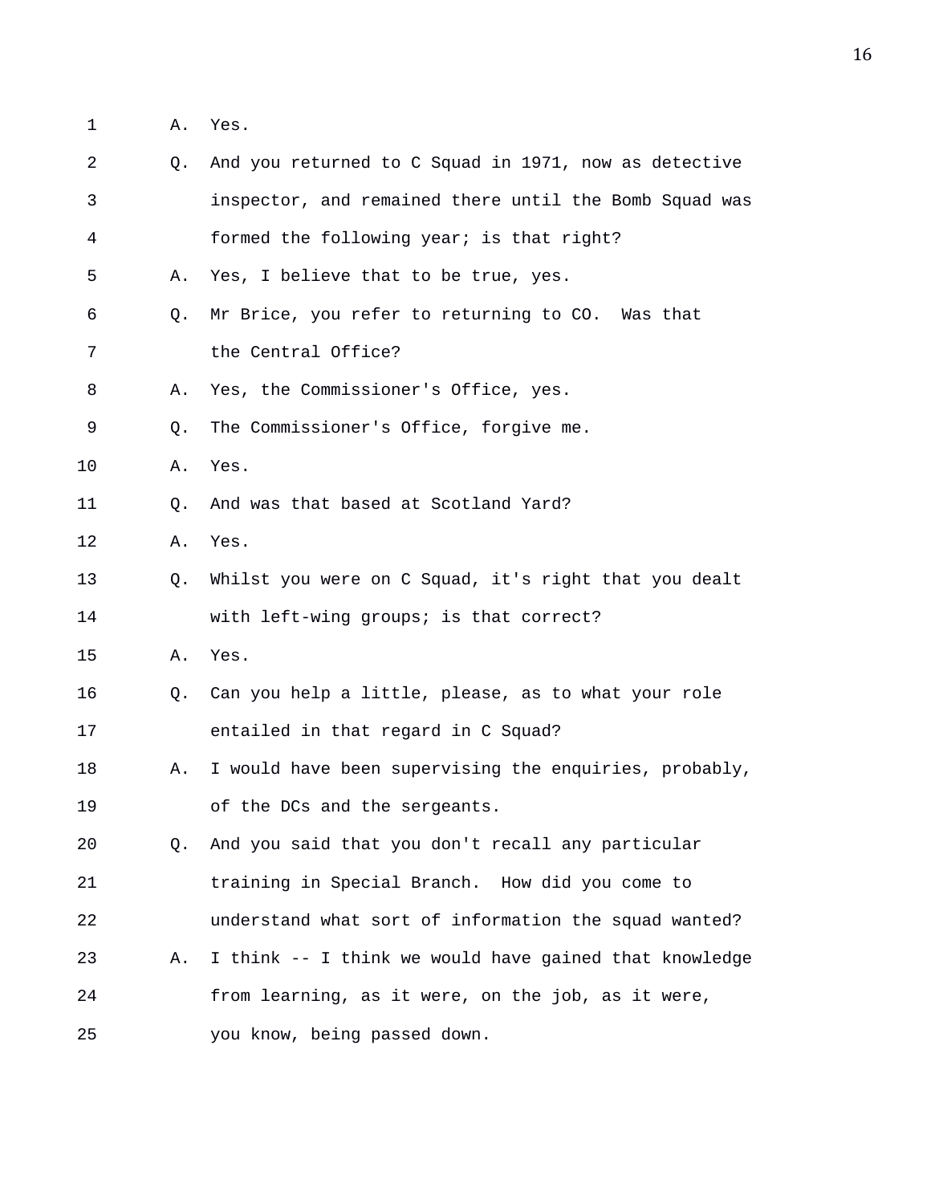1 A. Yes.

2 Q. And you returned to C Squad in 1971, now as detective

3 inspector, and remained there until the Bomb Squad was

4 formed the following year; is that right?

5 A. Yes, I believe that to be true, yes.

6 Q. Mr Brice, you refer to returning to CO. Was that

7 the Central Office?

8 A. Yes, the Commissioner's Office, yes.

9 Q. The Commissioner's Office, forgive me.

10 A. Yes.

11 Q. And was that based at Scotland Yard?

12 A. Yes.

13 Q. Whilst you were on C Squad, it's right that you dealt

14 with left-wing groups; is that correct?

15 A. Yes.

16 Q. Can you help a little, please, as to what your role

17 entailed in that regard in C Squad?

18 A. I would have been supervising the enquiries, probably,

19 of the DCs and the sergeants.

20 Q. And you said that you don't recall any particular

21 training in Special Branch. How did you come to

22 understand what sort of information the squad wanted?

23 A. I think -- I think we would have gained that knowledge

24 from learning, as it were, on the job, as it were,

25 you know, being passed down.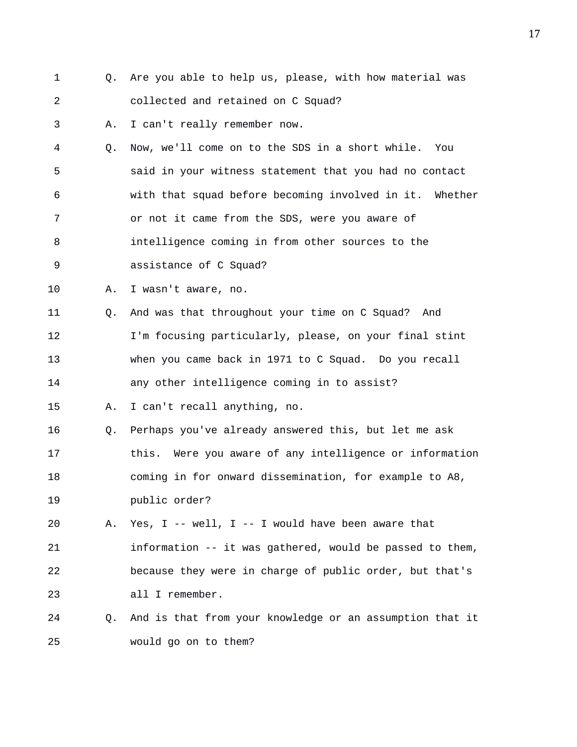1 Q. Are you able to help us, please, with how material was
2 collected and retained on C Squad?
3 A. I can't really remember now.
4 Q. Now, we'll come on to the SDS in a short while. You
5 said in your witness statement that you had no contact
6 with that squad before becoming involved in it. Whether
7 or not it came from the SDS, were you aware of
8 intelligence coming in from other sources to the
9 assistance of C Squad?
10 A. I wasn't aware, no.
11 Q. And was that throughout your time on C Squad? And
12 I'm focusing particularly, please, on your final stint
13 when you came back in 1971 to C Squad. Do you recall
14 any other intelligence coming in to assist?
15 A. I can't recall anything, no.
16 Q. Perhaps you've already answered this, but let me ask
17 this. Were you aware of any intelligence or information
18 coming in for onward dissemination, for example to A8,
19 public order?
20 A. Yes, I -- well, I -- I would have been aware that
21 information -- it was gathered, would be passed to them,
22 because they were in charge of public order, but that's
23 all I remember.
24 Q. And is that from your knowledge or an assumption that it
25 would go on to them?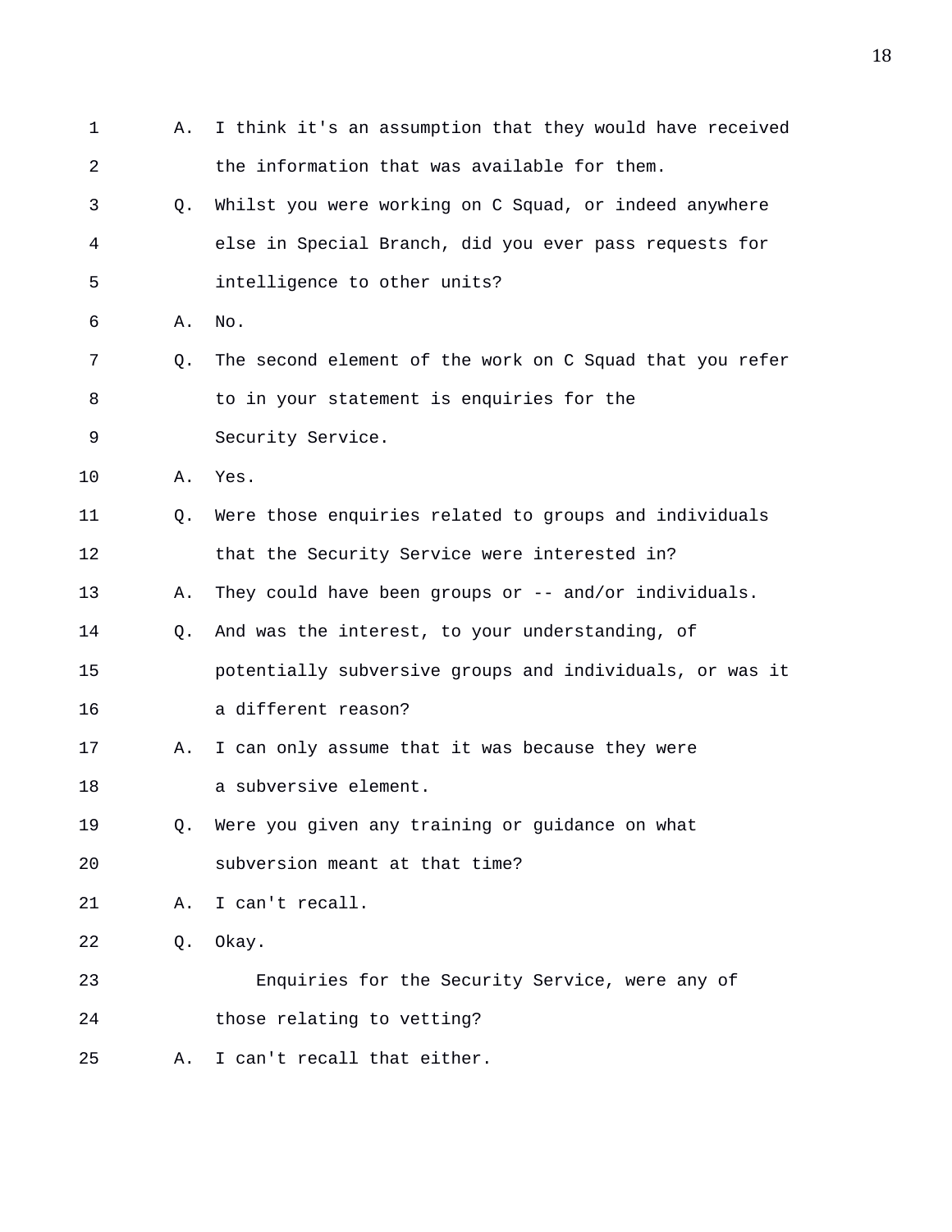1 A. I think it's an assumption that they would have received
2 the information that was available for them.
3 Q. Whilst you were working on C Squad, or indeed anywhere
4 else in Special Branch, did you ever pass requests for
5 intelligence to other units?
6 A. No.
7 Q. The second element of the work on C Squad that you refer
8 to in your statement is enquiries for the
9 Security Service.
10 A. Yes.
11 Q. Were those enquiries related to groups and individuals
12 that the Security Service were interested in?
13 A. They could have been groups or -- and/or individuals.
14 Q. And was the interest, to your understanding, of
15 potentially subversive groups and individuals, or was it
16 a different reason?
17 A. I can only assume that it was because they were
18 a subversive element.
19 Q. Were you given any training or guidance on what
20 subversion meant at that time?
21 A. I can't recall.
22 Q. Okay.
23 Enquiries for the Security Service, were any of
24 those relating to vetting?
25 A. I can't recall that either.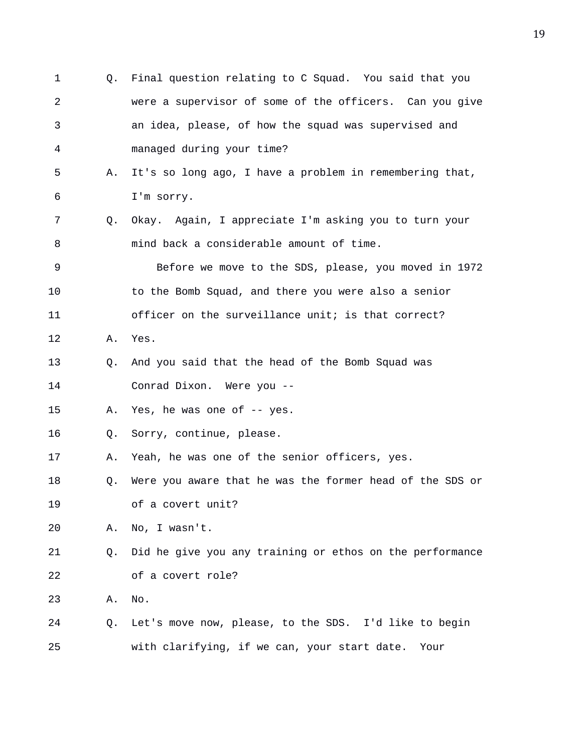1 Q. Final question relating to C Squad. You said that you
2 were a supervisor of some of the officers. Can you give
3 an idea, please, of how the squad was supervised and
4 managed during your time?
5 A. It's so long ago, I have a problem in remembering that,
6 I'm sorry.
7 Q. Okay. Again, I appreciate I'm asking you to turn your
8 mind back a considerable amount of time.
9 Before we move to the SDS, please, you moved in 1972
10 to the Bomb Squad, and there you were also a senior
11 officer on the surveillance unit; is that correct?
12 A. Yes.
13 Q. And you said that the head of the Bomb Squad was
14 Conrad Dixon. Were you --
15 A. Yes, he was one of -- yes.
16 Q. Sorry, continue, please.
17 A. Yeah, he was one of the senior officers, yes.
18 Q. Were you aware that he was the former head of the SDS or
19 of a covert unit?
20 A. No, I wasn't.
21 Q. Did he give you any training or ethos on the performance
22 of a covert role?
23 A. No.
24 Q. Let's move now, please, to the SDS. I'd like to begin
25 with clarifying, if we can, your start date. Your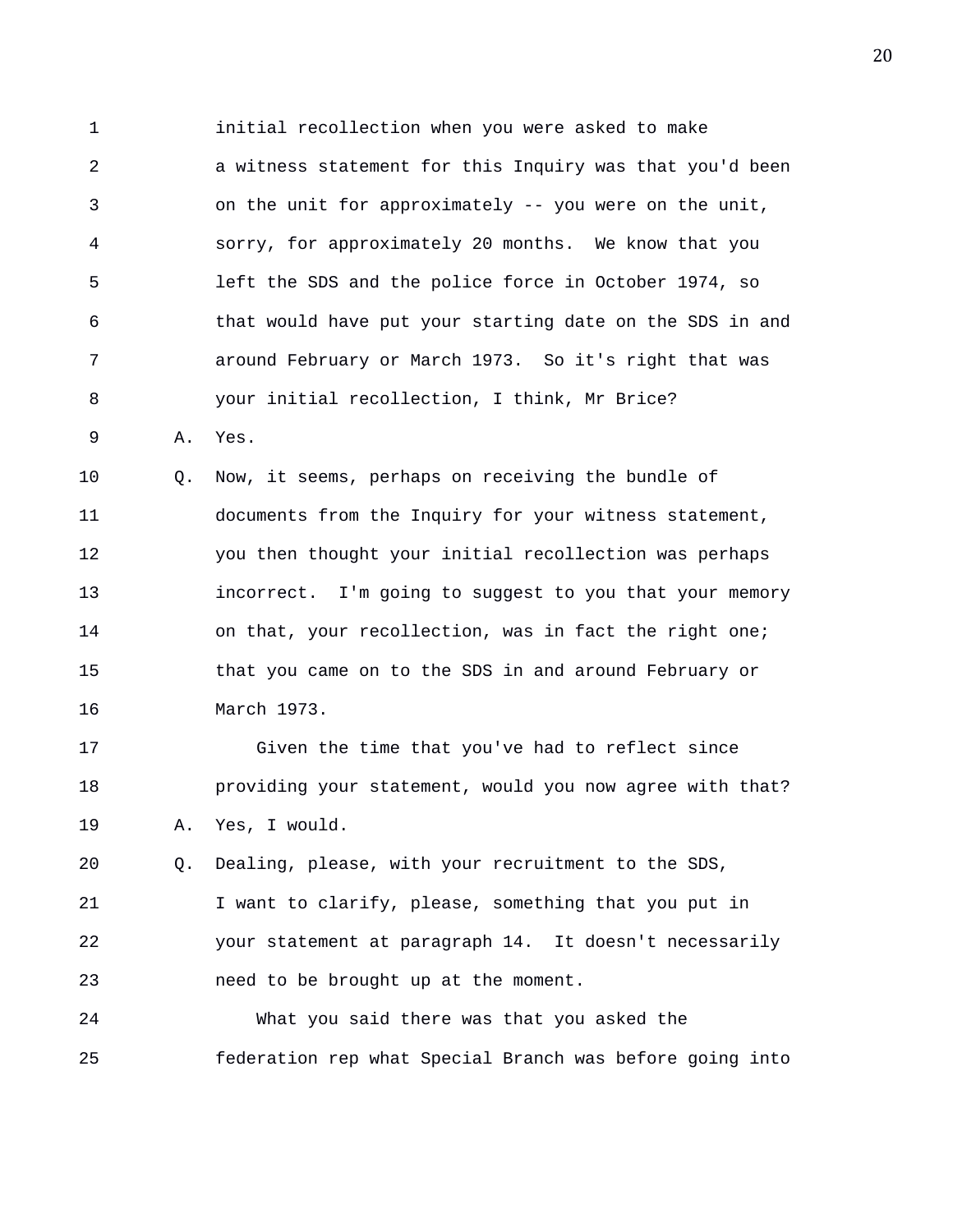initial recollection when you were asked to make a witness statement for this Inquiry was that you'd been on the unit for approximately -- you were on the unit, sorry, for approximately 20 months. We know that you left the SDS and the police force in October 1974, so that would have put your starting date on the SDS in and around February or March 1973. So it's right that was your initial recollection, I think, Mr Brice?

A. Yes.

Q. Now, it seems, perhaps on receiving the bundle of documents from the Inquiry for your witness statement, you then thought your initial recollection was perhaps incorrect. I'm going to suggest to you that your memory on that, your recollection, was in fact the right one; that you came on to the SDS in and around February or March 1973.

Given the time that you've had to reflect since providing your statement, would you now agree with that?

A. Yes, I would.

Q. Dealing, please, with your recruitment to the SDS, I want to clarify, please, something that you put in your statement at paragraph 14. It doesn't necessarily need to be brought up at the moment.

What you said there was that you asked the federation rep what Special Branch was before going into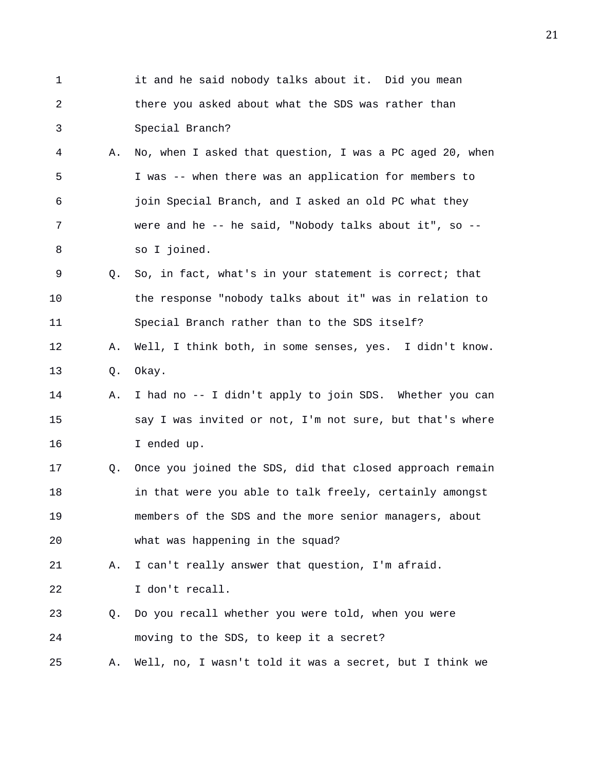1 it and he said nobody talks about it. Did you mean
2 there you asked about what the SDS was rather than
3 Special Branch?

4 A. No, when I asked that question, I was a PC aged 20, when
5 I was -- when there was an application for members to
6 join Special Branch, and I asked an old PC what they
7 were and he -- he said, "Nobody talks about it", so --
8 so I joined.

9 Q. So, in fact, what's in your statement is correct; that
10 the response "nobody talks about it" was in relation to
11 Special Branch rather than to the SDS itself?

12 A. Well, I think both, in some senses, yes. I didn't know.

13 Q. Okay.

14 A. I had no -- I didn't apply to join SDS. Whether you can
15 say I was invited or not, I'm not sure, but that's where
16 I ended up.

17 Q. Once you joined the SDS, did that closed approach remain
18 in that were you able to talk freely, certainly amongst
19 members of the SDS and the more senior managers, about
20 what was happening in the squad?

21 A. I can't really answer that question, I'm afraid.
22 I don't recall.

23 Q. Do you recall whether you were told, when you were
24 moving to the SDS, to keep it a secret?

25 A. Well, no, I wasn't told it was a secret, but I think we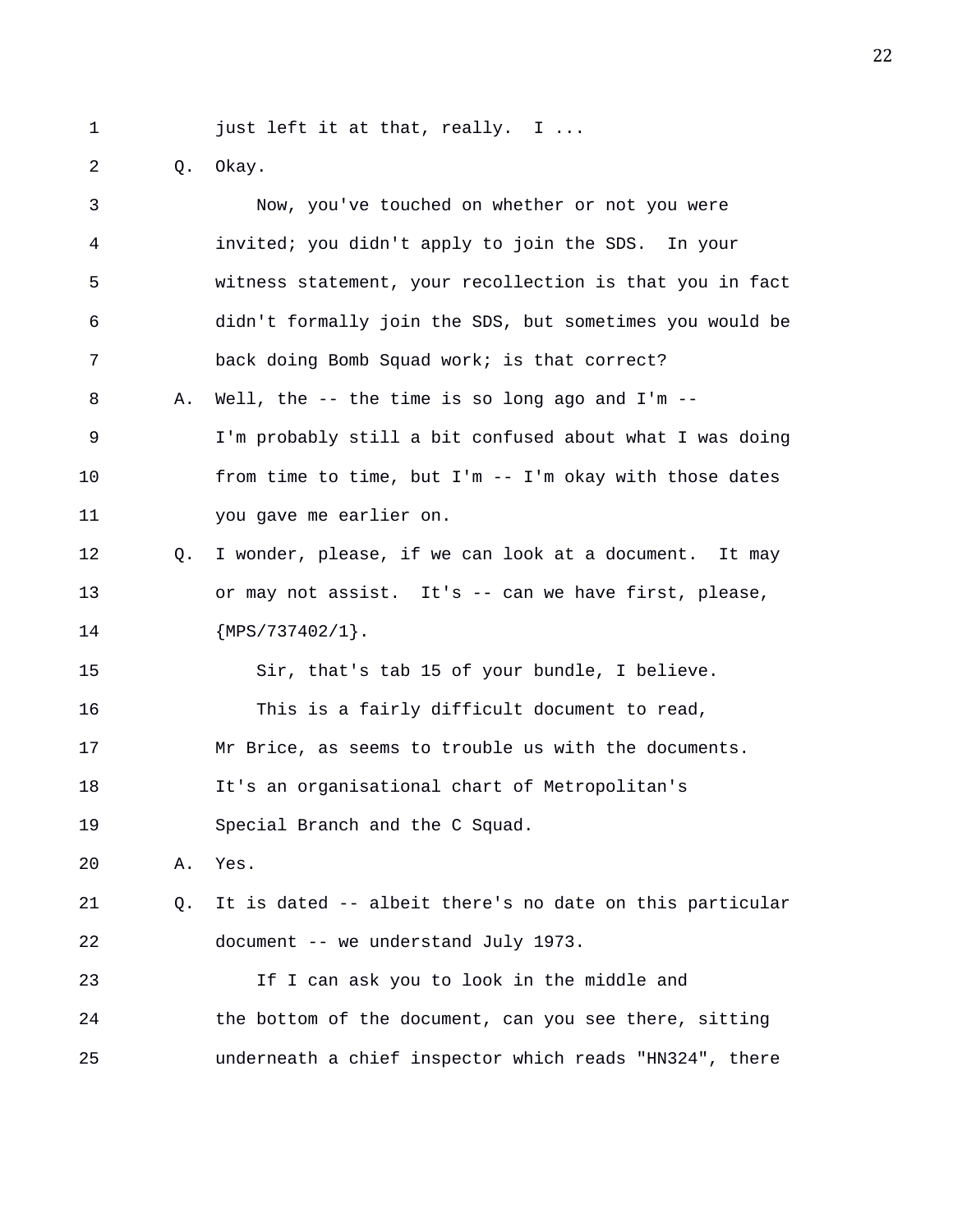1 just left it at that, really. I ...

2 Q. Okay.

3 Now, you've touched on whether or not you were

4 invited; you didn't apply to join the SDS. In your

5 witness statement, your recollection is that you in fact

6 didn't formally join the SDS, but sometimes you would be

7 back doing Bomb Squad work; is that correct?

8 A. Well, the -- the time is so long ago and I'm --

9 I'm probably still a bit confused about what I was doing

10 from time to time, but I'm -- I'm okay with those dates

11 you gave me earlier on.

12 Q. I wonder, please, if we can look at a document. It may

13 or may not assist. It's -- can we have first, please,

14 {MPS/737402/1}.

15 Sir, that's tab 15 of your bundle, I believe.

16 This is a fairly difficult document to read,

17 Mr Brice, as seems to trouble us with the documents.

18 It's an organisational chart of Metropolitan's

19 Special Branch and the C Squad.

20 A. Yes.

21 Q. It is dated -- albeit there's no date on this particular

22 document -- we understand July 1973.

23 If I can ask you to look in the middle and

24 the bottom of the document, can you see there, sitting

25 underneath a chief inspector which reads "HN324", there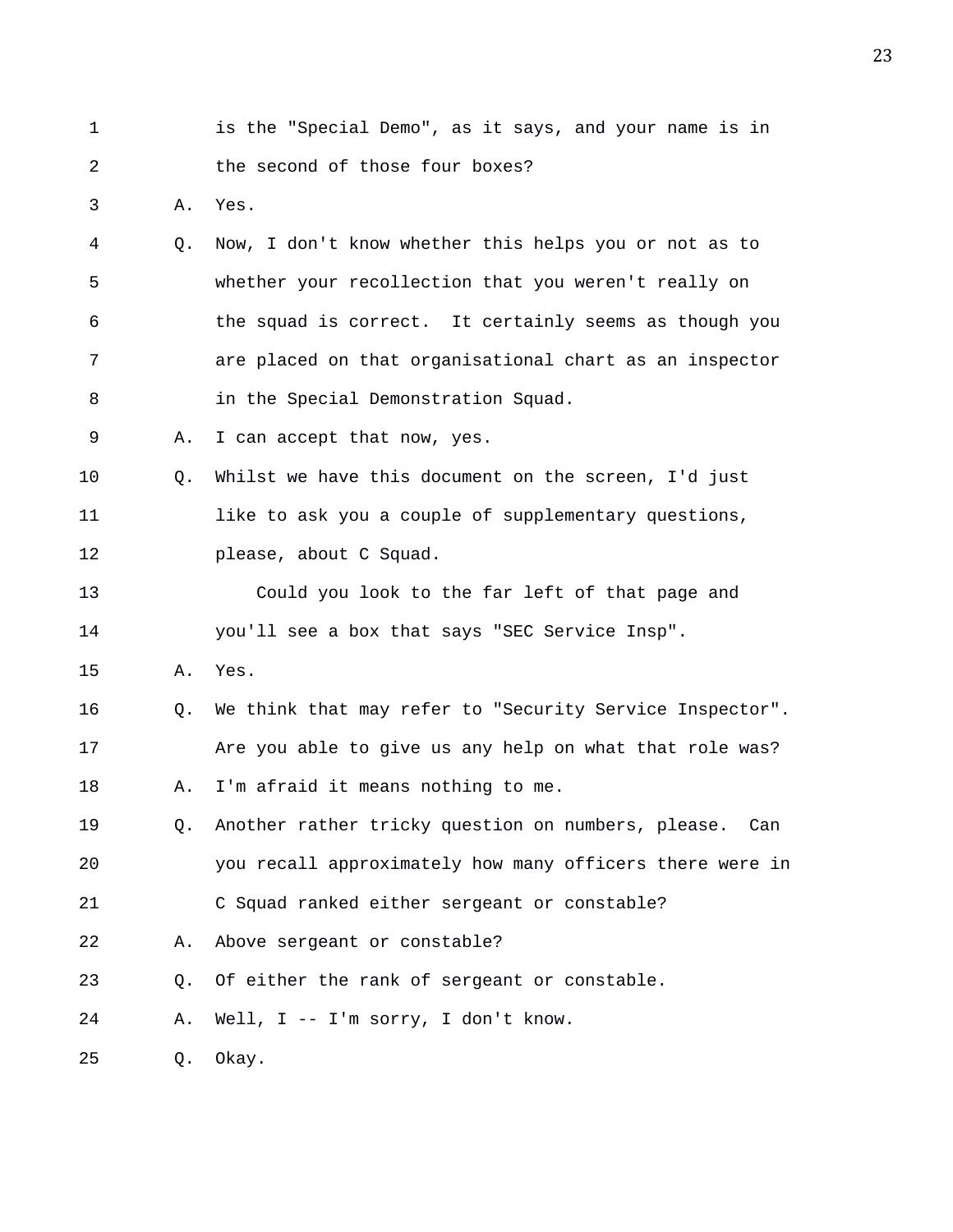1 is the "Special Demo", as it says, and your name is in
2 the second of those four boxes?
3 A. Yes.
4 Q. Now, I don't know whether this helps you or not as to
5 whether your recollection that you weren't really on
6 the squad is correct. It certainly seems as though you
7 are placed on that organisational chart as an inspector
8 in the Special Demonstration Squad.
9 A. I can accept that now, yes.
10 Q. Whilst we have this document on the screen, I'd just
11 like to ask you a couple of supplementary questions,
12 please, about C Squad.
13 Could you look to the far left of that page and
14 you'll see a box that says "SEC Service Insp".
15 A. Yes.
16 Q. We think that may refer to "Security Service Inspector".
17 Are you able to give us any help on what that role was?
18 A. I'm afraid it means nothing to me.
19 Q. Another rather tricky question on numbers, please. Can
20 you recall approximately how many officers there were in
21 C Squad ranked either sergeant or constable?
22 A. Above sergeant or constable?
23 Q. Of either the rank of sergeant or constable.
24 A. Well, I -- I'm sorry, I don't know.
25 Q. Okay.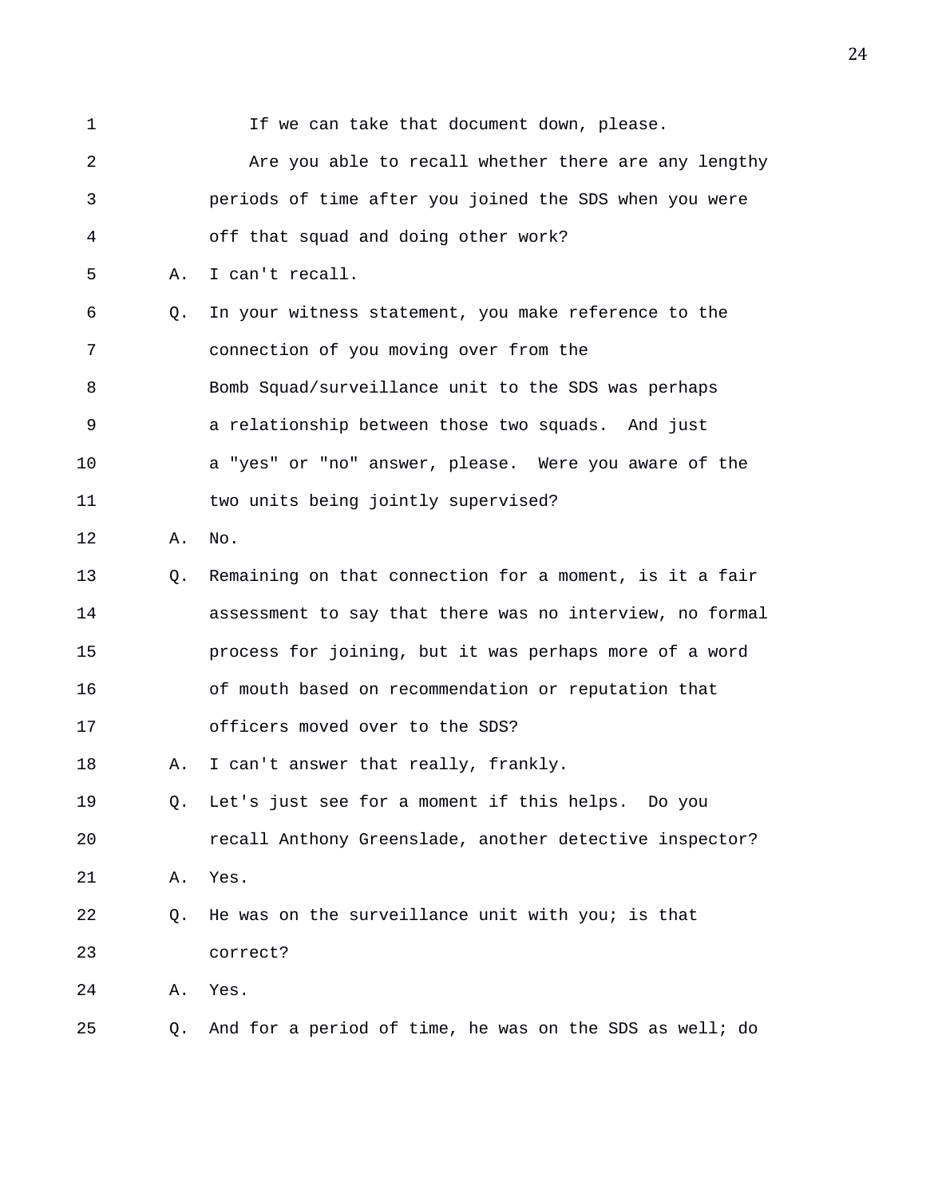1 If we can take that document down, please.

2 Are you able to recall whether there are any lengthy

3 periods of time after you joined the SDS when you were

4 off that squad and doing other work?

5 A. I can't recall.

6 Q. In your witness statement, you make reference to the

7 connection of you moving over from the

8 Bomb Squad/surveillance unit to the SDS was perhaps

9 a relationship between those two squads. And just

10 a "yes" or "no" answer, please. Were you aware of the

11 two units being jointly supervised?

12 A. No.

13 Q. Remaining on that connection for a moment, is it a fair

14 assessment to say that there was no interview, no formal

15 process for joining, but it was perhaps more of a word

16 of mouth based on recommendation or reputation that

17 officers moved over to the SDS?

18 A. I can't answer that really, frankly.

19 Q. Let's just see for a moment if this helps. Do you

20 recall Anthony Greenslade, another detective inspector?

21 A. Yes.

22 Q. He was on the surveillance unit with you; is that

23 correct?

24 A. Yes.

25 Q. And for a period of time, he was on the SDS as well; do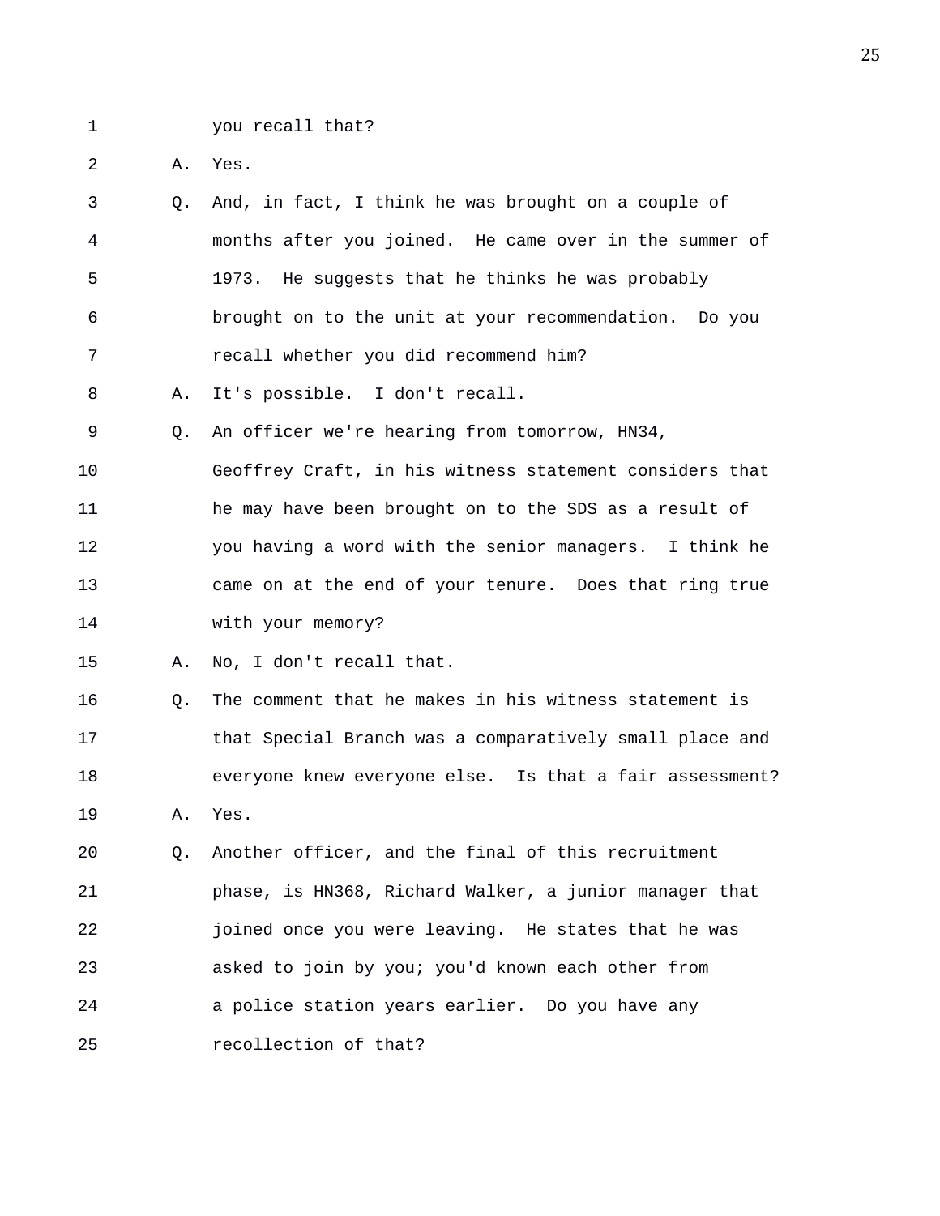1 you recall that?

2 A. Yes.

3 Q. And, in fact, I think he was brought on a couple of

4 months after you joined. He came over in the summer of

5 1973. He suggests that he thinks he was probably

6 brought on to the unit at your recommendation. Do you

7 recall whether you did recommend him?

8 A. It's possible. I don't recall.

9 Q. An officer we're hearing from tomorrow, HN34,

10 Geoffrey Craft, in his witness statement considers that

11 he may have been brought on to the SDS as a result of

12 you having a word with the senior managers. I think he

13 came on at the end of your tenure. Does that ring true

14 with your memory?

15 A. No, I don't recall that.

16 Q. The comment that he makes in his witness statement is

17 that Special Branch was a comparatively small place and

18 everyone knew everyone else. Is that a fair assessment?

19 A. Yes.

20 Q. Another officer, and the final of this recruitment

21 phase, is HN368, Richard Walker, a junior manager that

22 joined once you were leaving. He states that he was

23 asked to join by you; you'd known each other from

24 a police station years earlier. Do you have any

25 recollection of that?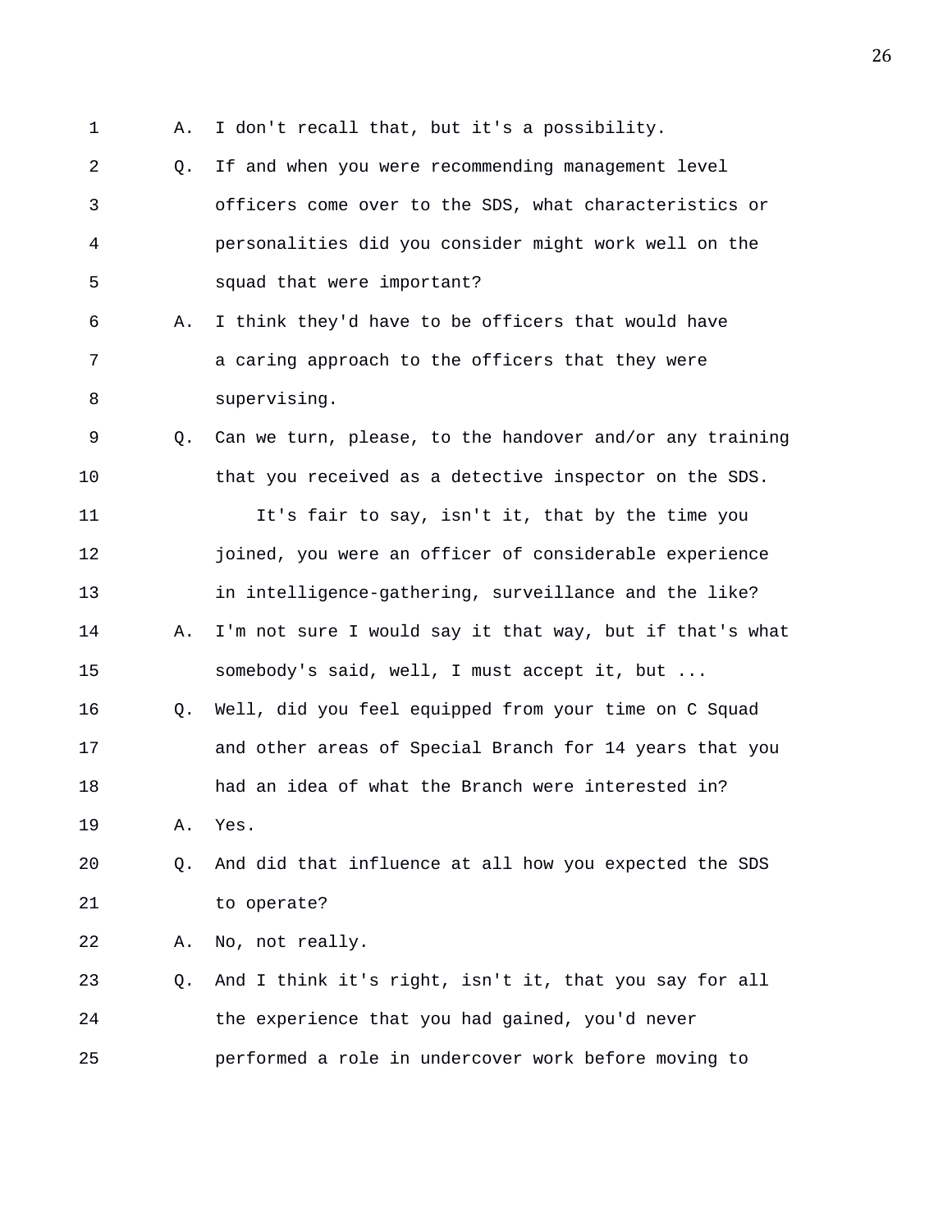1 A. I don't recall that, but it's a possibility.

2 Q. If and when you were recommending management level

3 officers come over to the SDS, what characteristics or

4 personalities did you consider might work well on the

5 squad that were important?

6 A. I think they'd have to be officers that would have

7 a caring approach to the officers that they were

8 supervising.

9 Q. Can we turn, please, to the handover and/or any training

10 that you received as a detective inspector on the SDS.

11 It's fair to say, isn't it, that by the time you

12 joined, you were an officer of considerable experience

13 in intelligence-gathering, surveillance and the like?

14 A. I'm not sure I would say it that way, but if that's what

15 somebody's said, well, I must accept it, but ...

16 Q. Well, did you feel equipped from your time on C Squad

17 and other areas of Special Branch for 14 years that you

18 had an idea of what the Branch were interested in?

19 A. Yes.

20 Q. And did that influence at all how you expected the SDS

21 to operate?

22 A. No, not really.

23 Q. And I think it's right, isn't it, that you say for all

24 the experience that you had gained, you'd never

25 performed a role in undercover work before moving to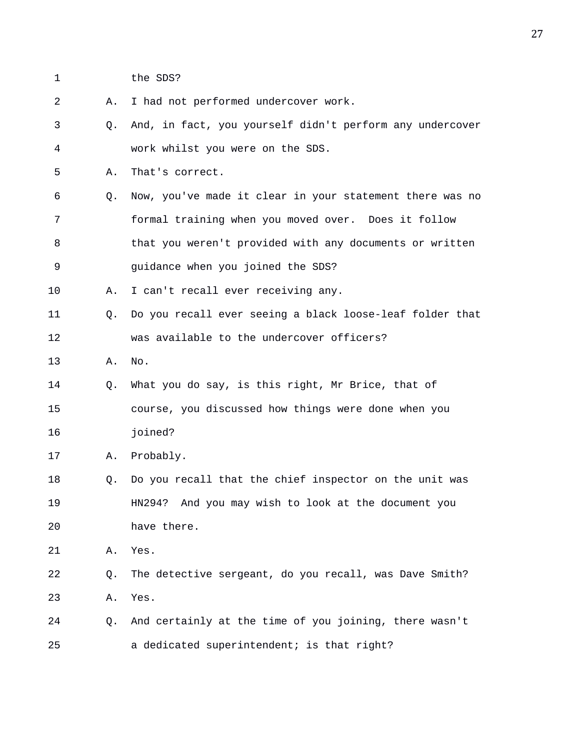1 the SDS?

2 A. I had not performed undercover work.

3 Q. And, in fact, you yourself didn't perform any undercover

4 work whilst you were on the SDS.

5 A. That's correct.

6 Q. Now, you've made it clear in your statement there was no

7 formal training when you moved over. Does it follow

8 that you weren't provided with any documents or written

9 guidance when you joined the SDS?

10 A. I can't recall ever receiving any.

11 Q. Do you recall ever seeing a black loose-leaf folder that

12 was available to the undercover officers?

13 A. No.

14 Q. What you do say, is this right, Mr Brice, that of

15 course, you discussed how things were done when you

16 joined?

17 A. Probably.

18 Q. Do you recall that the chief inspector on the unit was

19 HN294? And you may wish to look at the document you

20 have there.

21 A. Yes.

22 Q. The detective sergeant, do you recall, was Dave Smith?

23 A. Yes.

24 Q. And certainly at the time of you joining, there wasn't

25 a dedicated superintendent; is that right?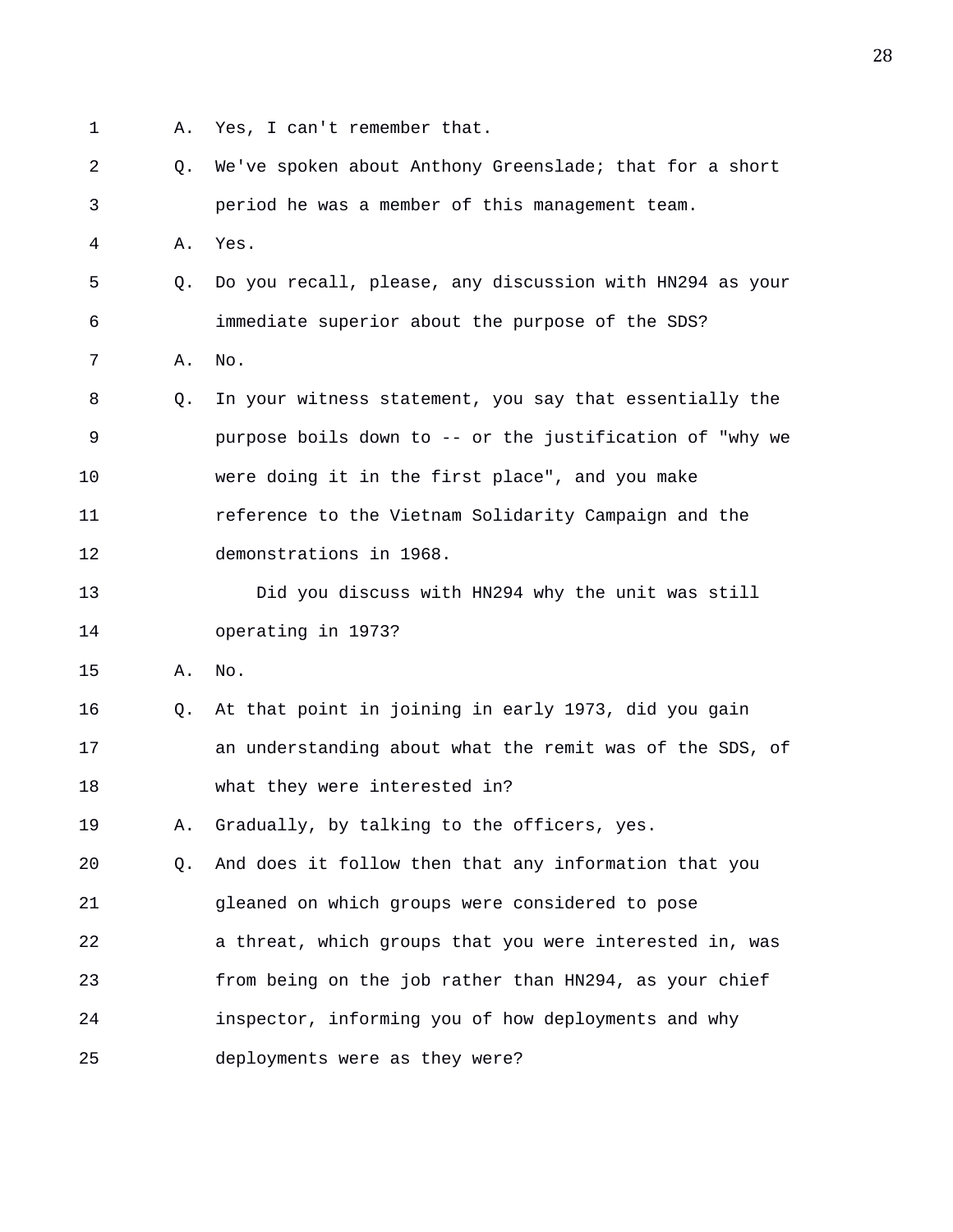1 A. Yes, I can't remember that.

2 Q. We've spoken about Anthony Greenslade; that for a short

3 period he was a member of this management team.

4 A. Yes.

5 Q. Do you recall, please, any discussion with HN294 as your

6 immediate superior about the purpose of the SDS?

7 A. No.

8 Q. In your witness statement, you say that essentially the

9 purpose boils down to -- or the justification of "why we

10 were doing it in the first place", and you make

11 reference to the Vietnam Solidarity Campaign and the

12 demonstrations in 1968.

13 Did you discuss with HN294 why the unit was still

14 operating in 1973?

15 A. No.

16 Q. At that point in joining in early 1973, did you gain

17 an understanding about what the remit was of the SDS, of

18 what they were interested in?

19 A. Gradually, by talking to the officers, yes.

20 Q. And does it follow then that any information that you

21 gleaned on which groups were considered to pose

22 a threat, which groups that you were interested in, was

23 from being on the job rather than HN294, as your chief

24 inspector, informing you of how deployments and why

25 deployments were as they were?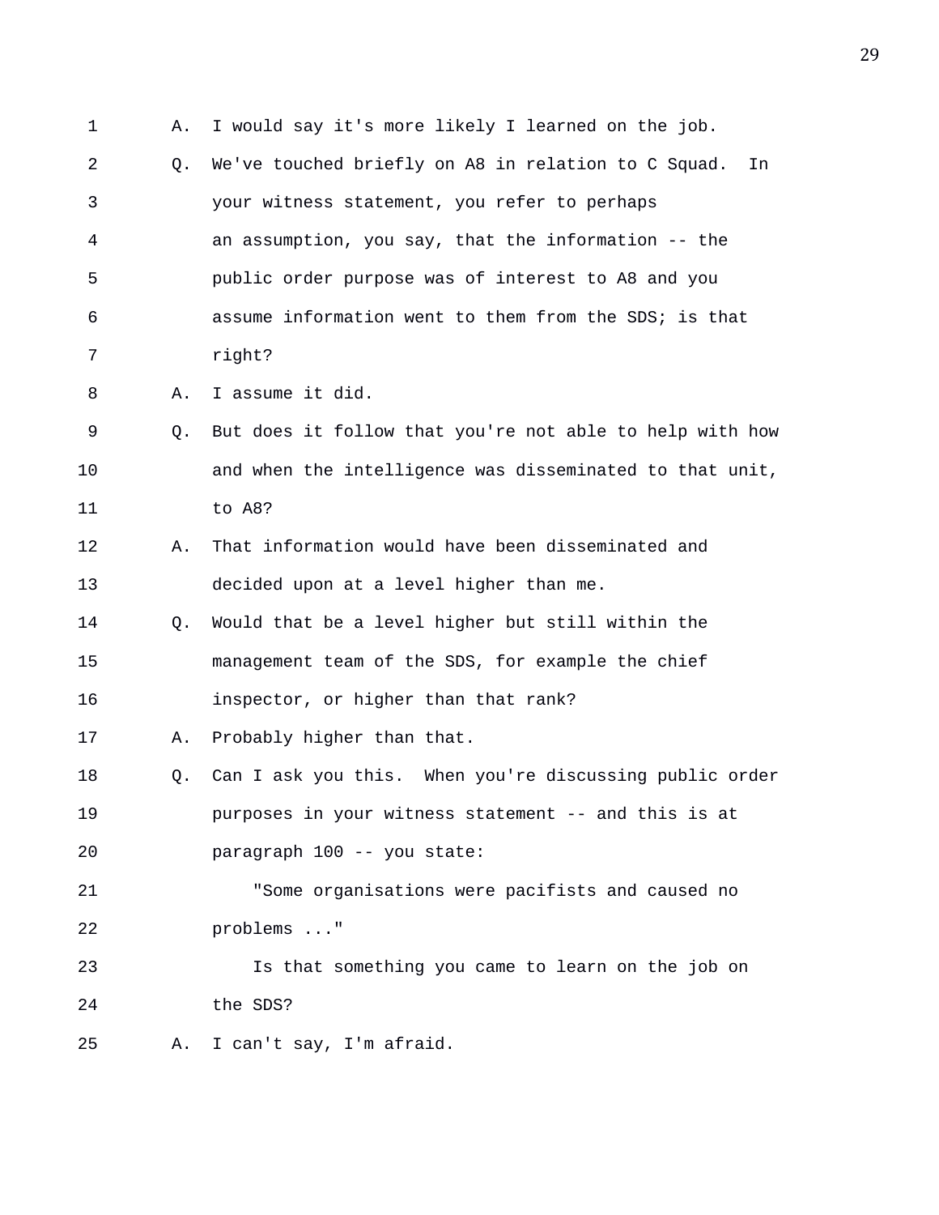1 A. I would say it's more likely I learned on the job.

2 Q. We've touched briefly on A8 in relation to C Squad. In

3 your witness statement, you refer to perhaps

4 an assumption, you say, that the information -- the

5 public order purpose was of interest to A8 and you

6 assume information went to them from the SDS; is that

7 right?

8 A. I assume it did.

9 Q. But does it follow that you're not able to help with how

10 and when the intelligence was disseminated to that unit,

11 to A8?

12 A. That information would have been disseminated and

13 decided upon at a level higher than me.

14 Q. Would that be a level higher but still within the

15 management team of the SDS, for example the chief

16 inspector, or higher than that rank?

17 A. Probably higher than that.

18 Q. Can I ask you this. When you're discussing public order

19 purposes in your witness statement -- and this is at

20 paragraph 100 -- you state:

21 "Some organisations were pacifists and caused no

22 problems ..."

23 Is that something you came to learn on the job on

24 the SDS?

25 A. I can't say, I'm afraid.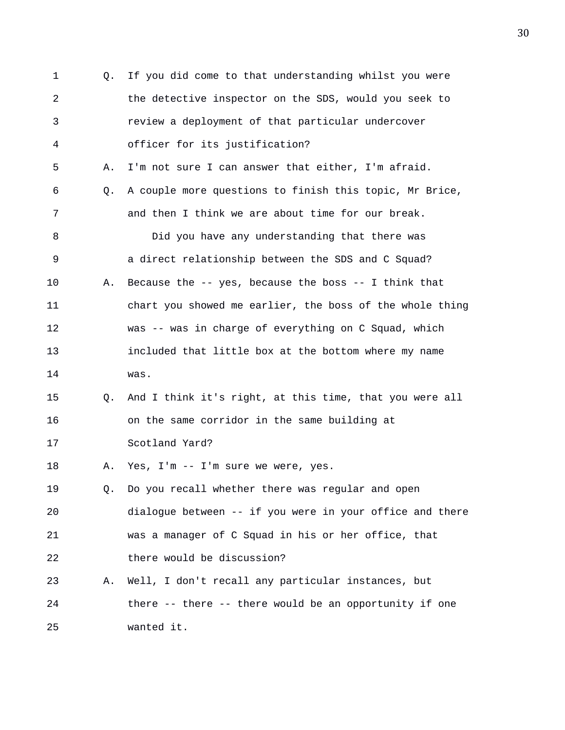Q. If you did come to that understanding whilst you were the detective inspector on the SDS, would you seek to review a deployment of that particular undercover officer for its justification?

A. I'm not sure I can answer that either, I'm afraid.

Q. A couple more questions to finish this topic, Mr Brice, and then I think we are about time for our break.

Did you have any understanding that there was a direct relationship between the SDS and C Squad?

A. Because the -- yes, because the boss -- I think that chart you showed me earlier, the boss of the whole thing was -- was in charge of everything on C Squad, which included that little box at the bottom where my name was.

Q. And I think it's right, at this time, that you were all on the same corridor in the same building at Scotland Yard?

A. Yes, I'm -- I'm sure we were, yes.

Q. Do you recall whether there was regular and open dialogue between -- if you were in your office and there was a manager of C Squad in his or her office, that there would be discussion?

A. Well, I don't recall any particular instances, but there -- there -- there would be an opportunity if one wanted it.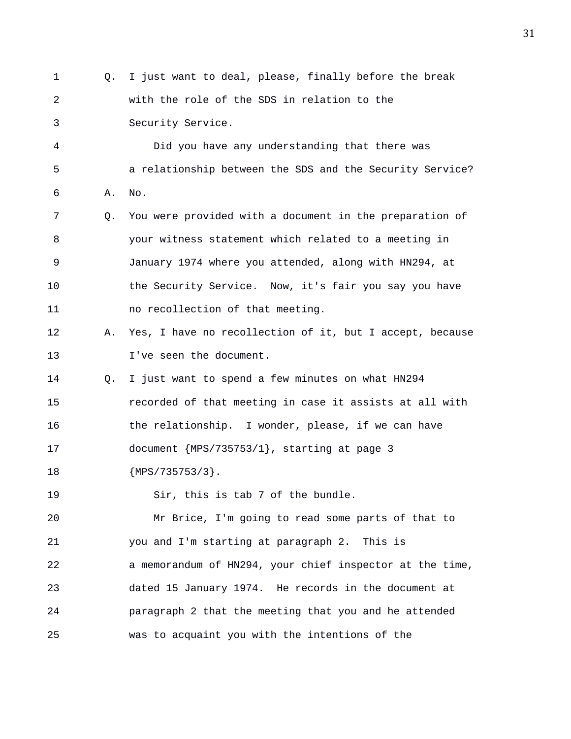Q. I just want to deal, please, finally before the break with the role of the SDS in relation to the Security Service.

Did you have any understanding that there was a relationship between the SDS and the Security Service?

A. No.

Q. You were provided with a document in the preparation of your witness statement which related to a meeting in January 1974 where you attended, along with HN294, at the Security Service. Now, it's fair you say you have no recollection of that meeting.

A. Yes, I have no recollection of it, but I accept, because I've seen the document.

Q. I just want to spend a few minutes on what HN294 recorded of that meeting in case it assists at all with the relationship. I wonder, please, if we can have document {MPS/735753/1}, starting at page 3 {MPS/735753/3}.

Sir, this is tab 7 of the bundle.

Mr Brice, I'm going to read some parts of that to you and I'm starting at paragraph 2. This is a memorandum of HN294, your chief inspector at the time, dated 15 January 1974. He records in the document at paragraph 2 that the meeting that you and he attended was to acquaint you with the intentions of the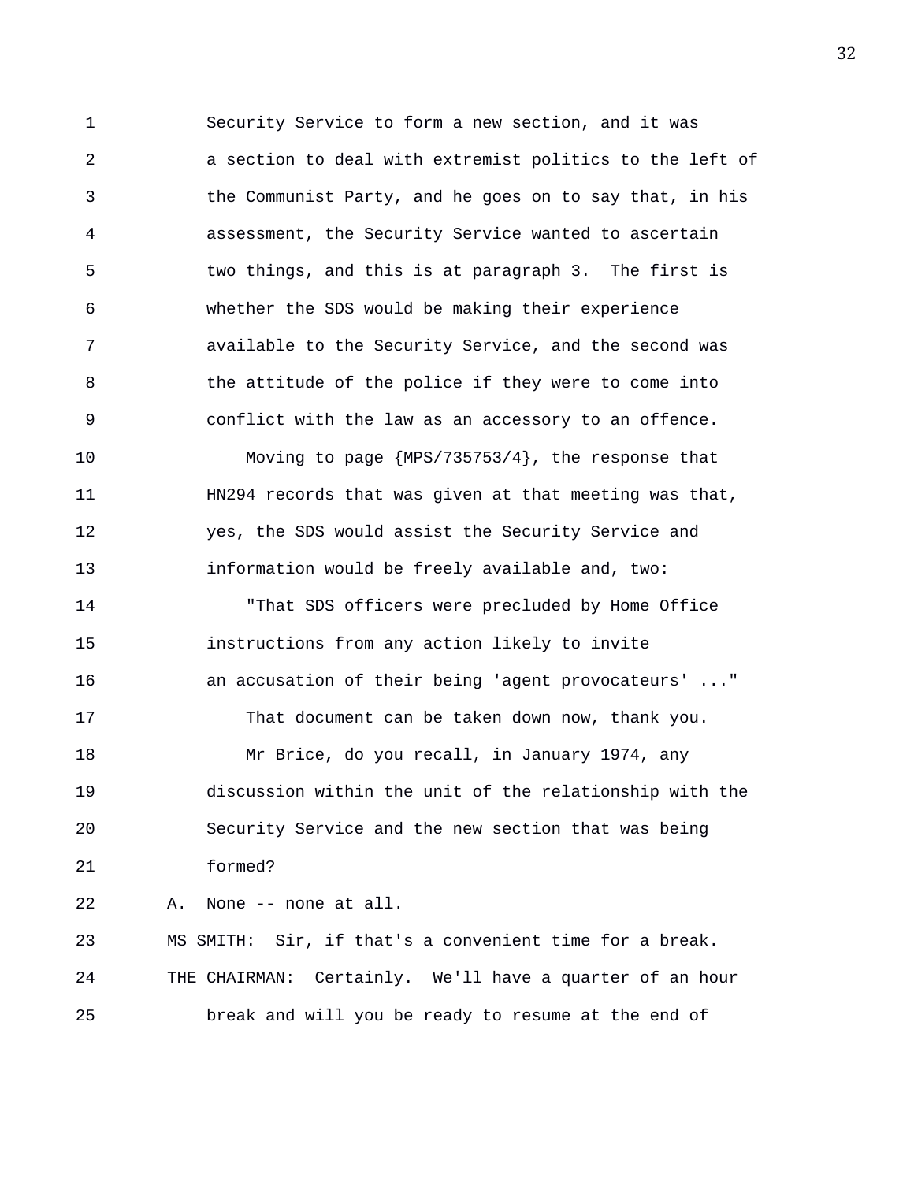Security Service to form a new section, and it was a section to deal with extremist politics to the left of the Communist Party, and he goes on to say that, in his assessment, the Security Service wanted to ascertain two things, and this is at paragraph 3. The first is whether the SDS would be making their experience available to the Security Service, and the second was the attitude of the police if they were to come into conflict with the law as an accessory to an offence.

Moving to page {MPS/735753/4}, the response that HN294 records that was given at that meeting was that, yes, the SDS would assist the Security Service and information would be freely available and, two:

"That SDS officers were precluded by Home Office instructions from any action likely to invite an accusation of their being 'agent provocateurs' ..."

That document can be taken down now, thank you.

Mr Brice, do you recall, in January 1974, any discussion within the unit of the relationship with the Security Service and the new section that was being formed?

A. None -- none at all.

MS SMITH: Sir, if that's a convenient time for a break.

THE CHAIRMAN: Certainly. We'll have a quarter of an hour break and will you be ready to resume at the end of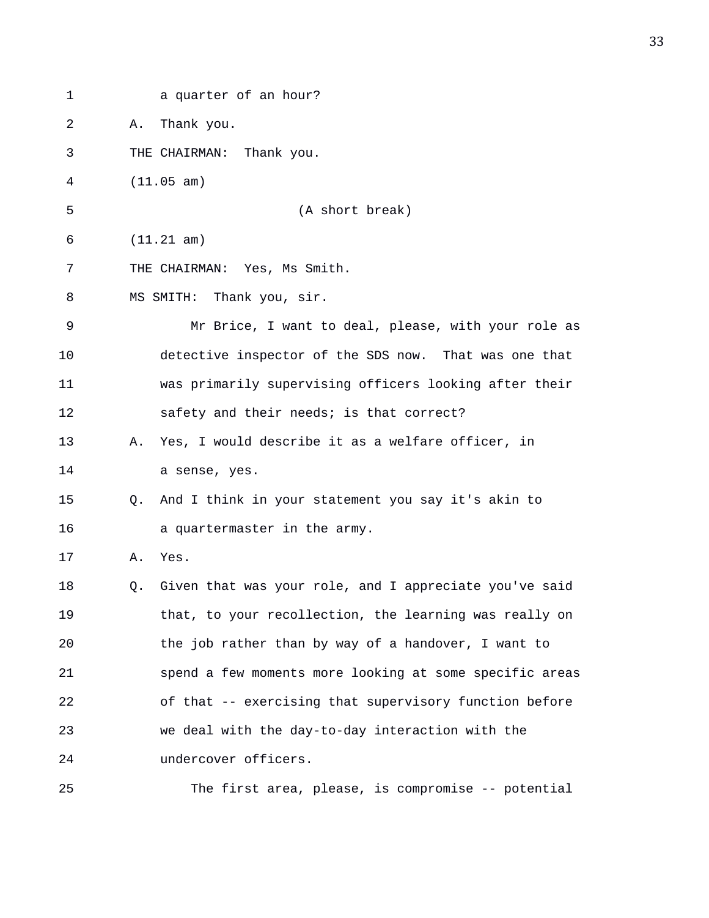a quarter of an hour?

A. Thank you.

THE CHAIRMAN: Thank you.

(11.05 am)

(A short break)

(11.21 am)

THE CHAIRMAN: Yes, Ms Smith.

MS SMITH: Thank you, sir.

Mr Brice, I want to deal, please, with your role as detective inspector of the SDS now. That was one that was primarily supervising officers looking after their safety and their needs; is that correct?

A. Yes, I would describe it as a welfare officer, in a sense, yes.

Q. And I think in your statement you say it's akin to a quartermaster in the army.

A. Yes.

Q. Given that was your role, and I appreciate you've said that, to your recollection, the learning was really on the job rather than by way of a handover, I want to spend a few moments more looking at some specific areas of that -- exercising that supervisory function before we deal with the day-to-day interaction with the undercover officers.

The first area, please, is compromise -- potential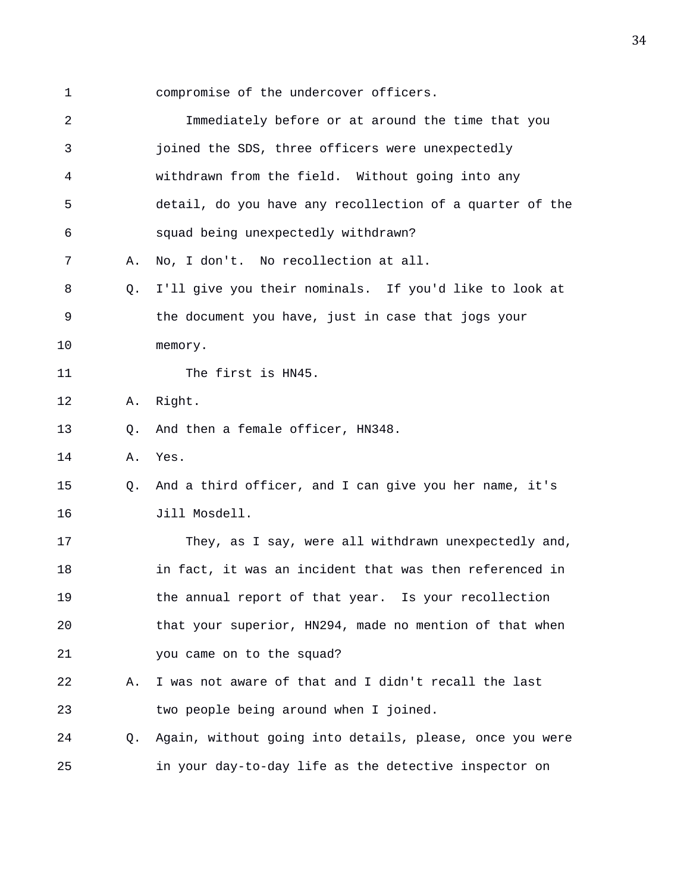compromise of the undercover officers.

Immediately before or at around the time that you joined the SDS, three officers were unexpectedly withdrawn from the field. Without going into any detail, do you have any recollection of a quarter of the squad being unexpectedly withdrawn?

A. No, I don't. No recollection at all.

Q. I'll give you their nominals. If you'd like to look at the document you have, just in case that jogs your memory.

The first is HN45.

A. Right.

Q. And then a female officer, HN348.

A. Yes.

Q. And a third officer, and I can give you her name, it's Jill Mosdell.

They, as I say, were all withdrawn unexpectedly and, in fact, it was an incident that was then referenced in the annual report of that year. Is your recollection that your superior, HN294, made no mention of that when you came on to the squad?

A. I was not aware of that and I didn't recall the last two people being around when I joined.

Q. Again, without going into details, please, once you were in your day-to-day life as the detective inspector on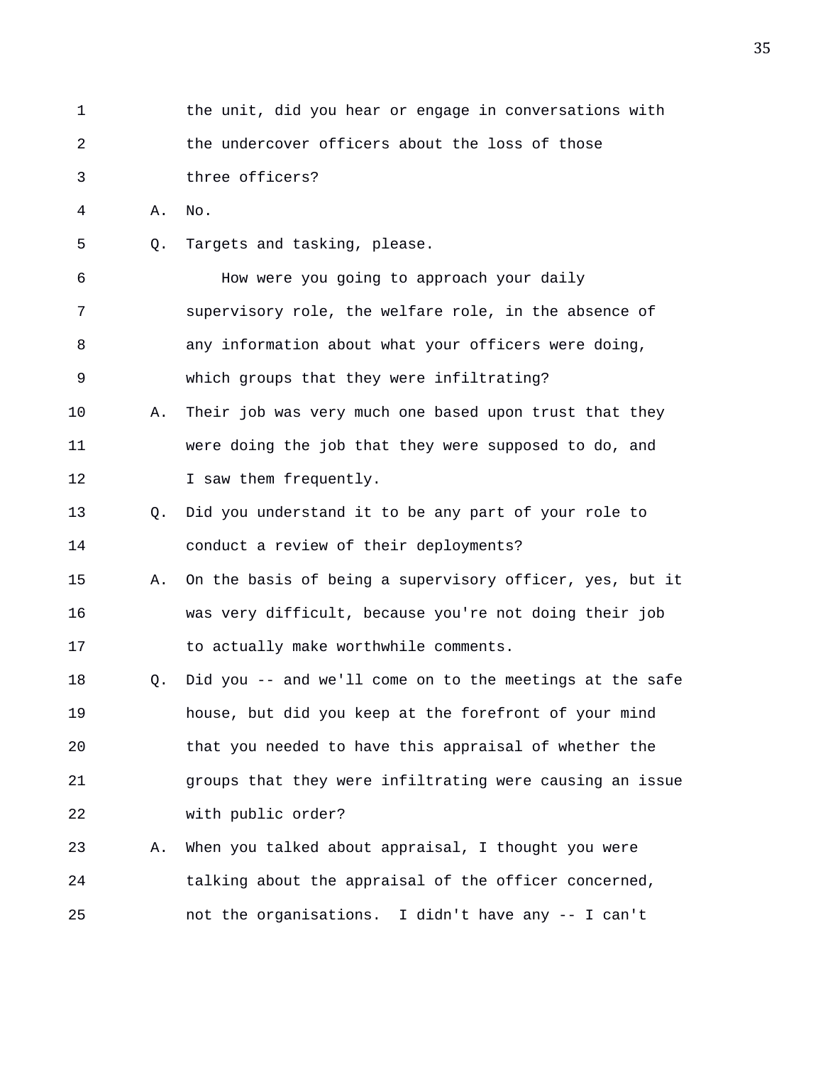the unit, did you hear or engage in conversations with the undercover officers about the loss of those three officers?

A. No.

Q. Targets and tasking, please.

How were you going to approach your daily supervisory role, the welfare role, in the absence of any information about what your officers were doing, which groups that they were infiltrating?

A. Their job was very much one based upon trust that they were doing the job that they were supposed to do, and I saw them frequently.

Q. Did you understand it to be any part of your role to conduct a review of their deployments?

A. On the basis of being a supervisory officer, yes, but it was very difficult, because you're not doing their job to actually make worthwhile comments.

Q. Did you -- and we'll come on to the meetings at the safe house, but did you keep at the forefront of your mind that you needed to have this appraisal of whether the groups that they were infiltrating were causing an issue with public order?

A. When you talked about appraisal, I thought you were talking about the appraisal of the officer concerned, not the organisations. I didn't have any -- I can't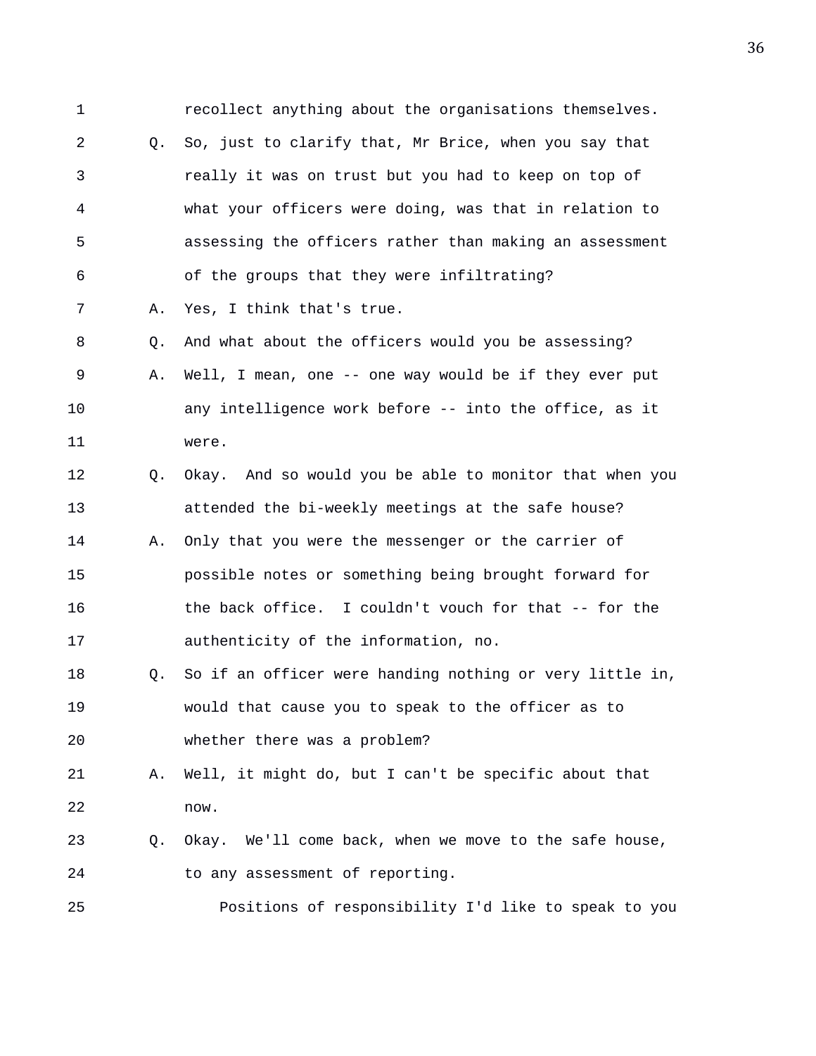1 recollect anything about the organisations themselves.

2 Q. So, just to clarify that, Mr Brice, when you say that

3 really it was on trust but you had to keep on top of

4 what your officers were doing, was that in relation to

5 assessing the officers rather than making an assessment

6 of the groups that they were infiltrating?

7 A. Yes, I think that's true.

8 Q. And what about the officers would you be assessing?

9 A. Well, I mean, one -- one way would be if they ever put

10 any intelligence work before -- into the office, as it

11 were.

12 Q. Okay. And so would you be able to monitor that when you

13 attended the bi-weekly meetings at the safe house?

14 A. Only that you were the messenger or the carrier of

15 possible notes or something being brought forward for

16 the back office. I couldn't vouch for that -- for the

17 authenticity of the information, no.

18 Q. So if an officer were handing nothing or very little in,

19 would that cause you to speak to the officer as to

20 whether there was a problem?

21 A. Well, it might do, but I can't be specific about that

22 now.

23 Q. Okay. We'll come back, when we move to the safe house,

24 to any assessment of reporting.

25 Positions of responsibility I'd like to speak to you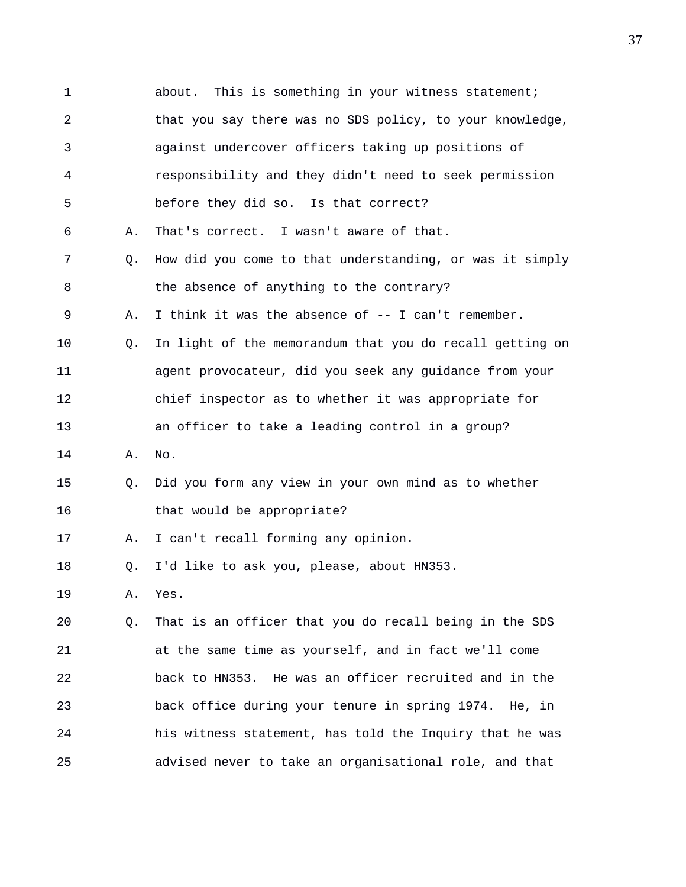1 about. This is something in your witness statement;
2 that you say there was no SDS policy, to your knowledge,
3 against undercover officers taking up positions of
4 responsibility and they didn't need to seek permission
5 before they did so. Is that correct?
6 A. That's correct. I wasn't aware of that.
7 Q. How did you come to that understanding, or was it simply
8 the absence of anything to the contrary?
9 A. I think it was the absence of -- I can't remember.
10 Q. In light of the memorandum that you do recall getting on
11 agent provocateur, did you seek any guidance from your
12 chief inspector as to whether it was appropriate for
13 an officer to take a leading control in a group?
14 A. No.
15 Q. Did you form any view in your own mind as to whether
16 that would be appropriate?
17 A. I can't recall forming any opinion.
18 Q. I'd like to ask you, please, about HN353.
19 A. Yes.
20 Q. That is an officer that you do recall being in the SDS
21 at the same time as yourself, and in fact we'll come
22 back to HN353. He was an officer recruited and in the
23 back office during your tenure in spring 1974. He, in
24 his witness statement, has told the Inquiry that he was
25 advised never to take an organisational role, and that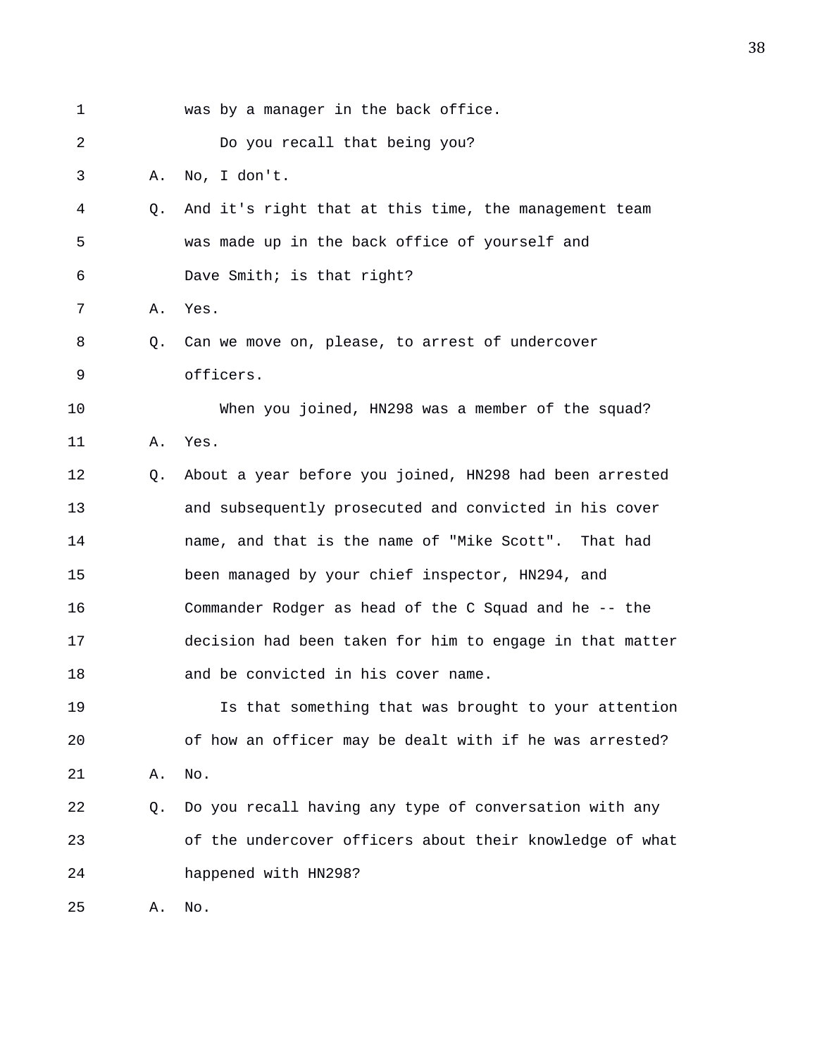1 was by a manager in the back office.

2 Do you recall that being you?

3 A. No, I don't.

4 Q. And it's right that at this time, the management team

5 was made up in the back office of yourself and

6 Dave Smith; is that right?

7 A. Yes.

8 Q. Can we move on, please, to arrest of undercover

9 officers.

10 When you joined, HN298 was a member of the squad?

11 A. Yes.

12 Q. About a year before you joined, HN298 had been arrested

13 and subsequently prosecuted and convicted in his cover

14 name, and that is the name of "Mike Scott". That had

15 been managed by your chief inspector, HN294, and

16 Commander Rodger as head of the C Squad and he -- the

17 decision had been taken for him to engage in that matter

18 and be convicted in his cover name.

19 Is that something that was brought to your attention

20 of how an officer may be dealt with if he was arrested?

21 A. No.

22 Q. Do you recall having any type of conversation with any

23 of the undercover officers about their knowledge of what

24 happened with HN298?

25 A. No.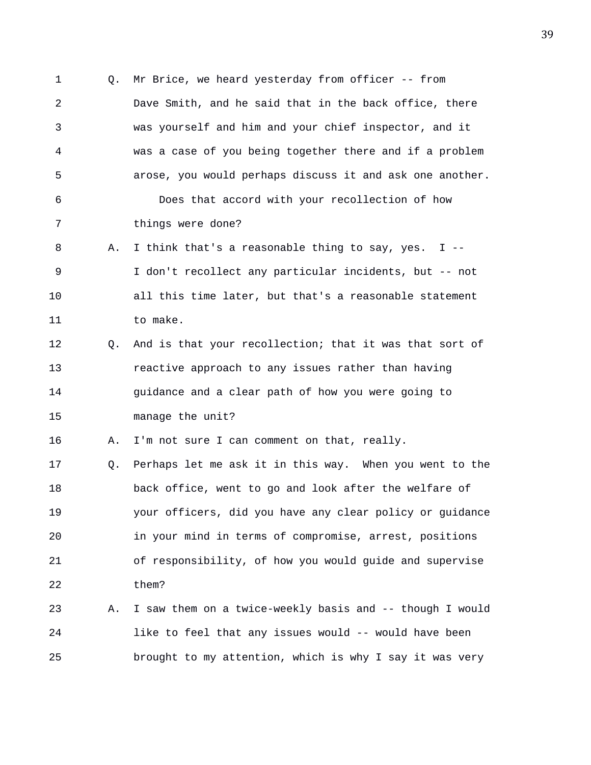Q. Mr Brice, we heard yesterday from officer -- from Dave Smith, and he said that in the back office, there was yourself and him and your chief inspector, and it was a case of you being together there and if a problem arose, you would perhaps discuss it and ask one another.

Does that accord with your recollection of how things were done?

A. I think that's a reasonable thing to say, yes. I -- I don't recollect any particular incidents, but -- not all this time later, but that's a reasonable statement to make.

Q. And is that your recollection; that it was that sort of reactive approach to any issues rather than having guidance and a clear path of how you were going to manage the unit?

A. I'm not sure I can comment on that, really.

Q. Perhaps let me ask it in this way. When you went to the back office, went to go and look after the welfare of your officers, did you have any clear policy or guidance in your mind in terms of compromise, arrest, positions of responsibility, of how you would guide and supervise them?

A. I saw them on a twice-weekly basis and -- though I would like to feel that any issues would -- would have been brought to my attention, which is why I say it was very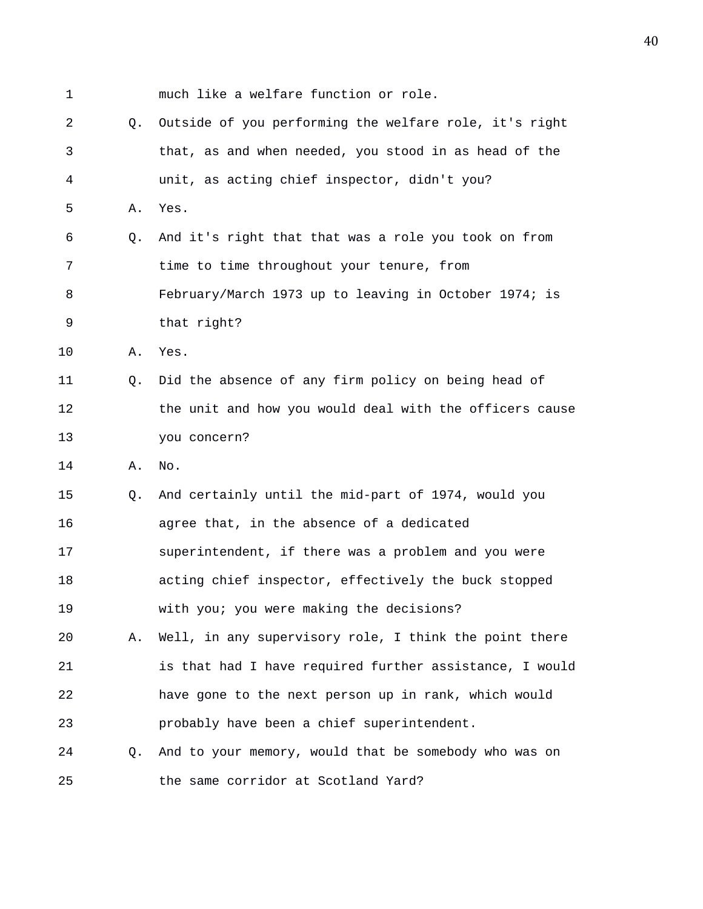1 much like a welfare function or role.

2 Q. Outside of you performing the welfare role, it's right

3 that, as and when needed, you stood in as head of the

4 unit, as acting chief inspector, didn't you?

5 A. Yes.

6 Q. And it's right that that was a role you took on from

7 time to time throughout your tenure, from

8 February/March 1973 up to leaving in October 1974; is

9 that right?

10 A. Yes.

11 Q. Did the absence of any firm policy on being head of

12 the unit and how you would deal with the officers cause

13 you concern?

14 A. No.

15 Q. And certainly until the mid-part of 1974, would you

16 agree that, in the absence of a dedicated

17 superintendent, if there was a problem and you were

18 acting chief inspector, effectively the buck stopped

19 with you; you were making the decisions?

20 A. Well, in any supervisory role, I think the point there

21 is that had I have required further assistance, I would

22 have gone to the next person up in rank, which would

23 probably have been a chief superintendent.

24 Q. And to your memory, would that be somebody who was on

25 the same corridor at Scotland Yard?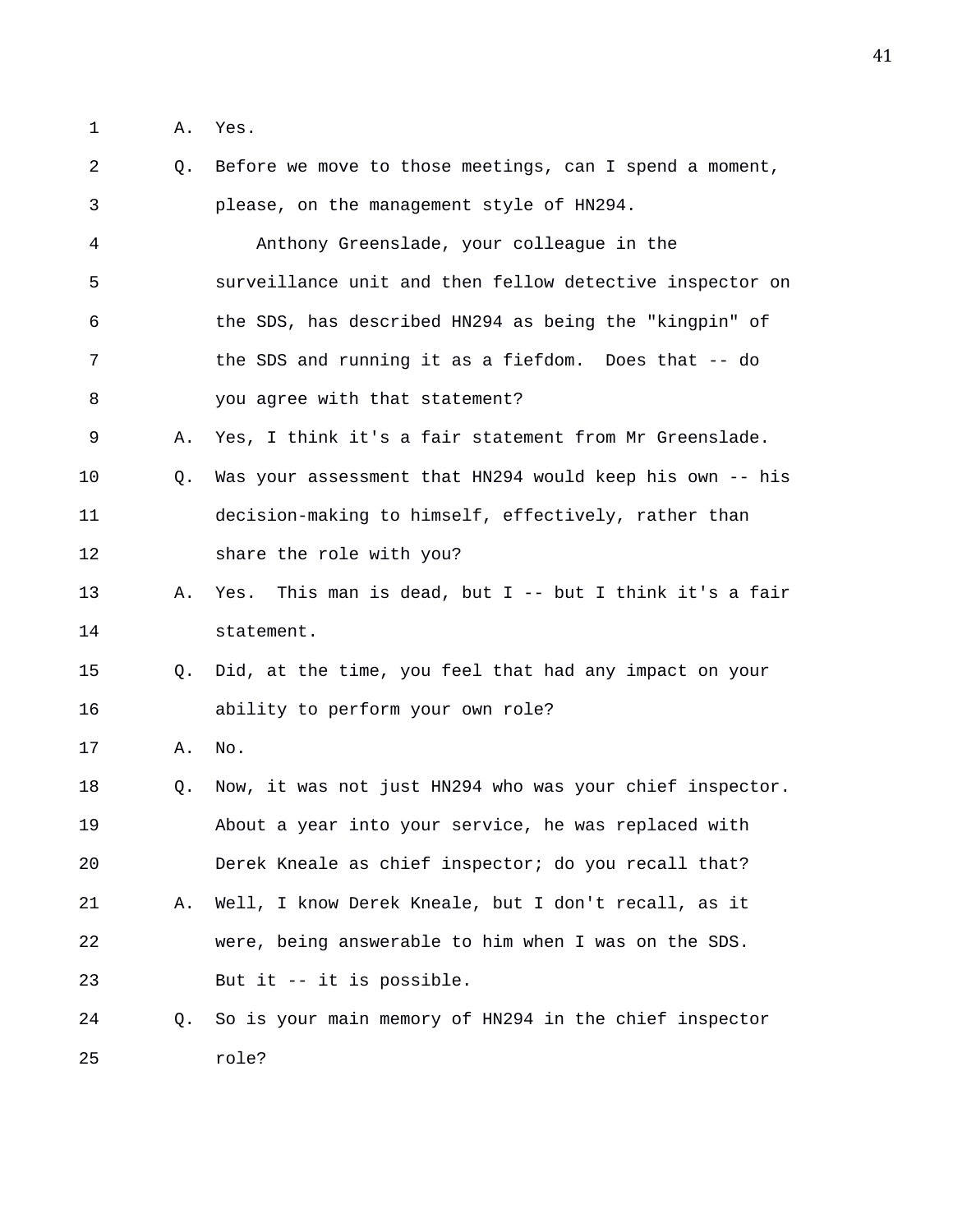1 A. Yes.

2 Q. Before we move to those meetings, can I spend a moment,

3 please, on the management style of HN294.

4 Anthony Greenslade, your colleague in the

5 surveillance unit and then fellow detective inspector on

6 the SDS, has described HN294 as being the "kingpin" of

7 the SDS and running it as a fiefdom. Does that -- do

8 you agree with that statement?

9 A. Yes, I think it's a fair statement from Mr Greenslade.

10 Q. Was your assessment that HN294 would keep his own -- his

11 decision-making to himself, effectively, rather than

12 share the role with you?

13 A. Yes. This man is dead, but I -- but I think it's a fair

14 statement.

15 Q. Did, at the time, you feel that had any impact on your

16 ability to perform your own role?

17 A. No.

18 Q. Now, it was not just HN294 who was your chief inspector.

19 About a year into your service, he was replaced with

20 Derek Kneale as chief inspector; do you recall that?

21 A. Well, I know Derek Kneale, but I don't recall, as it

22 were, being answerable to him when I was on the SDS.

23 But it -- it is possible.

24 Q. So is your main memory of HN294 in the chief inspector

25 role?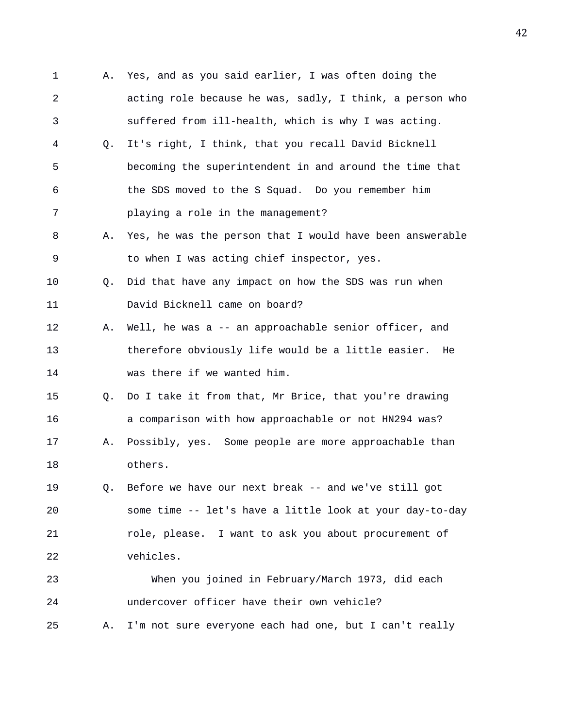A. Yes, and as you said earlier, I was often doing the acting role because he was, sadly, I think, a person who suffered from ill-health, which is why I was acting.

Q. It's right, I think, that you recall David Bicknell becoming the superintendent in and around the time that the SDS moved to the S Squad. Do you remember him playing a role in the management?

A. Yes, he was the person that I would have been answerable to when I was acting chief inspector, yes.

Q. Did that have any impact on how the SDS was run when David Bicknell came on board?

A. Well, he was a -- an approachable senior officer, and therefore obviously life would be a little easier. He was there if we wanted him.

Q. Do I take it from that, Mr Brice, that you're drawing a comparison with how approachable or not HN294 was?

A. Possibly, yes. Some people are more approachable than others.

Q. Before we have our next break -- and we've still got some time -- let's have a little look at your day-to-day role, please. I want to ask you about procurement of vehicles.

When you joined in February/March 1973, did each undercover officer have their own vehicle?

A. I'm not sure everyone each had one, but I can't really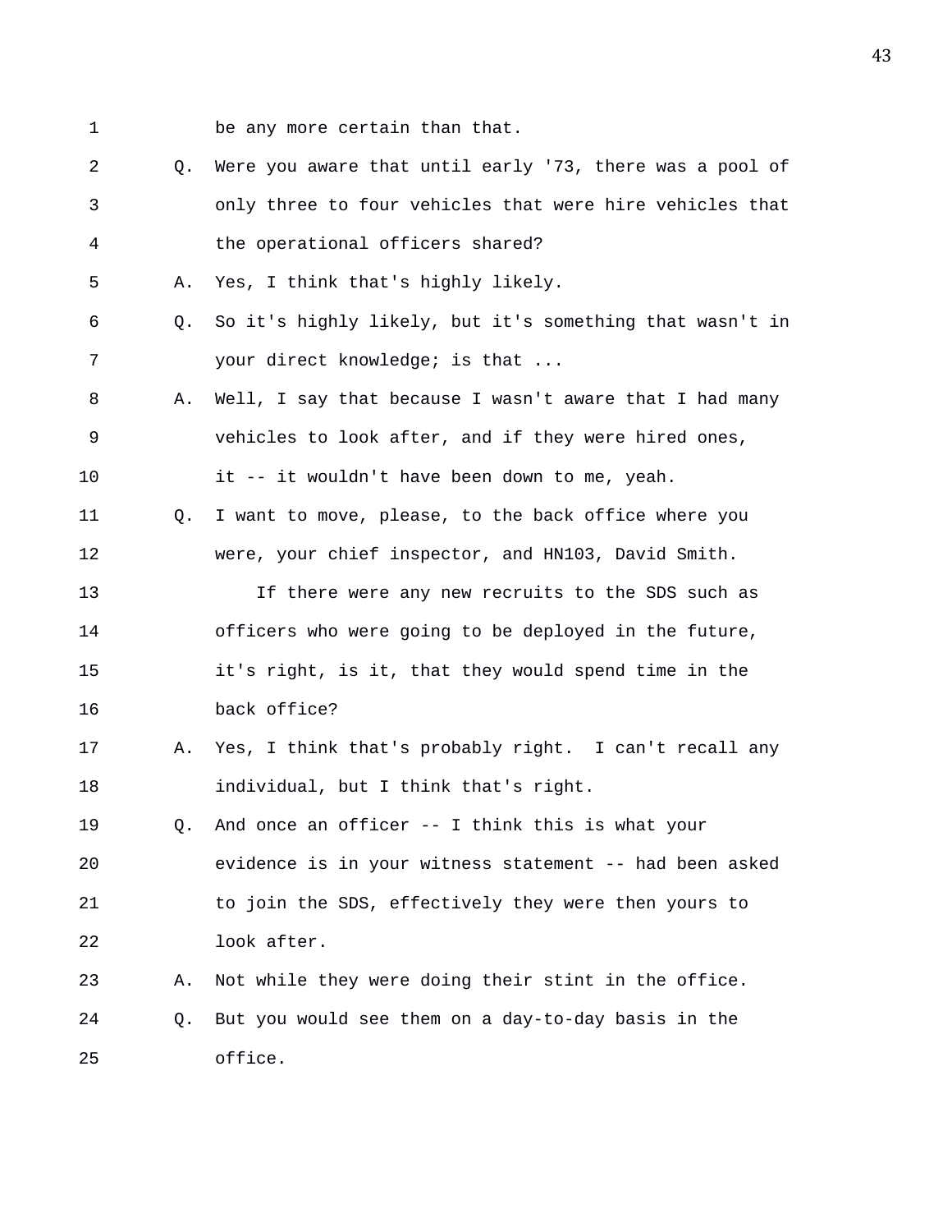be any more certain than that.

Q. Were you aware that until early '73, there was a pool of only three to four vehicles that were hire vehicles that the operational officers shared?

A. Yes, I think that's highly likely.

Q. So it's highly likely, but it's something that wasn't in your direct knowledge; is that ...

A. Well, I say that because I wasn't aware that I had many vehicles to look after, and if they were hired ones, it -- it wouldn't have been down to me, yeah.

Q. I want to move, please, to the back office where you were, your chief inspector, and HN103, David Smith.

If there were any new recruits to the SDS such as officers who were going to be deployed in the future, it's right, is it, that they would spend time in the back office?

A. Yes, I think that's probably right. I can't recall any individual, but I think that's right.

Q. And once an officer -- I think this is what your evidence is in your witness statement -- had been asked to join the SDS, effectively they were then yours to look after.

A. Not while they were doing their stint in the office.

Q. But you would see them on a day-to-day basis in the office.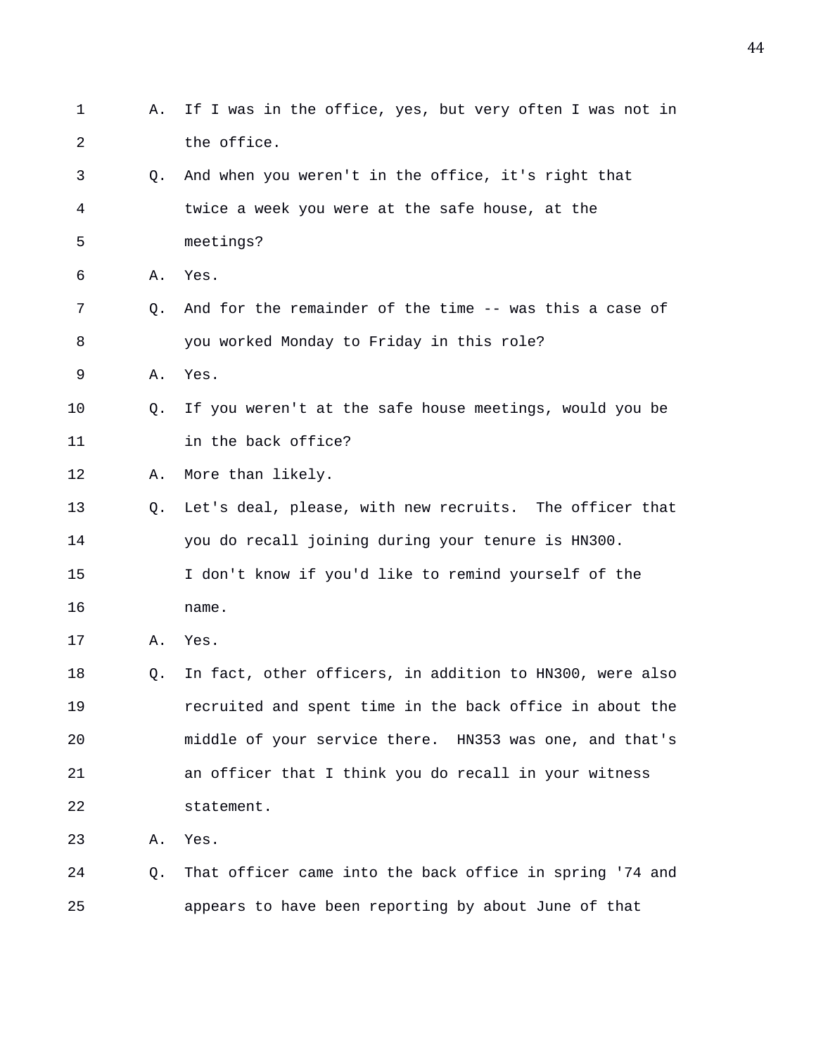1 A. If I was in the office, yes, but very often I was not in
2 the office.
3 Q. And when you weren't in the office, it's right that
4 twice a week you were at the safe house, at the
5 meetings?
6 A. Yes.
7 Q. And for the remainder of the time -- was this a case of
8 you worked Monday to Friday in this role?
9 A. Yes.
10 Q. If you weren't at the safe house meetings, would you be
11 in the back office?
12 A. More than likely.
13 Q. Let's deal, please, with new recruits. The officer that
14 you do recall joining during your tenure is HN300.
15 I don't know if you'd like to remind yourself of the
16 name.
17 A. Yes.
18 Q. In fact, other officers, in addition to HN300, were also
19 recruited and spent time in the back office in about the
20 middle of your service there. HN353 was one, and that's
21 an officer that I think you do recall in your witness
22 statement.
23 A. Yes.
24 Q. That officer came into the back office in spring '74 and
25 appears to have been reporting by about June of that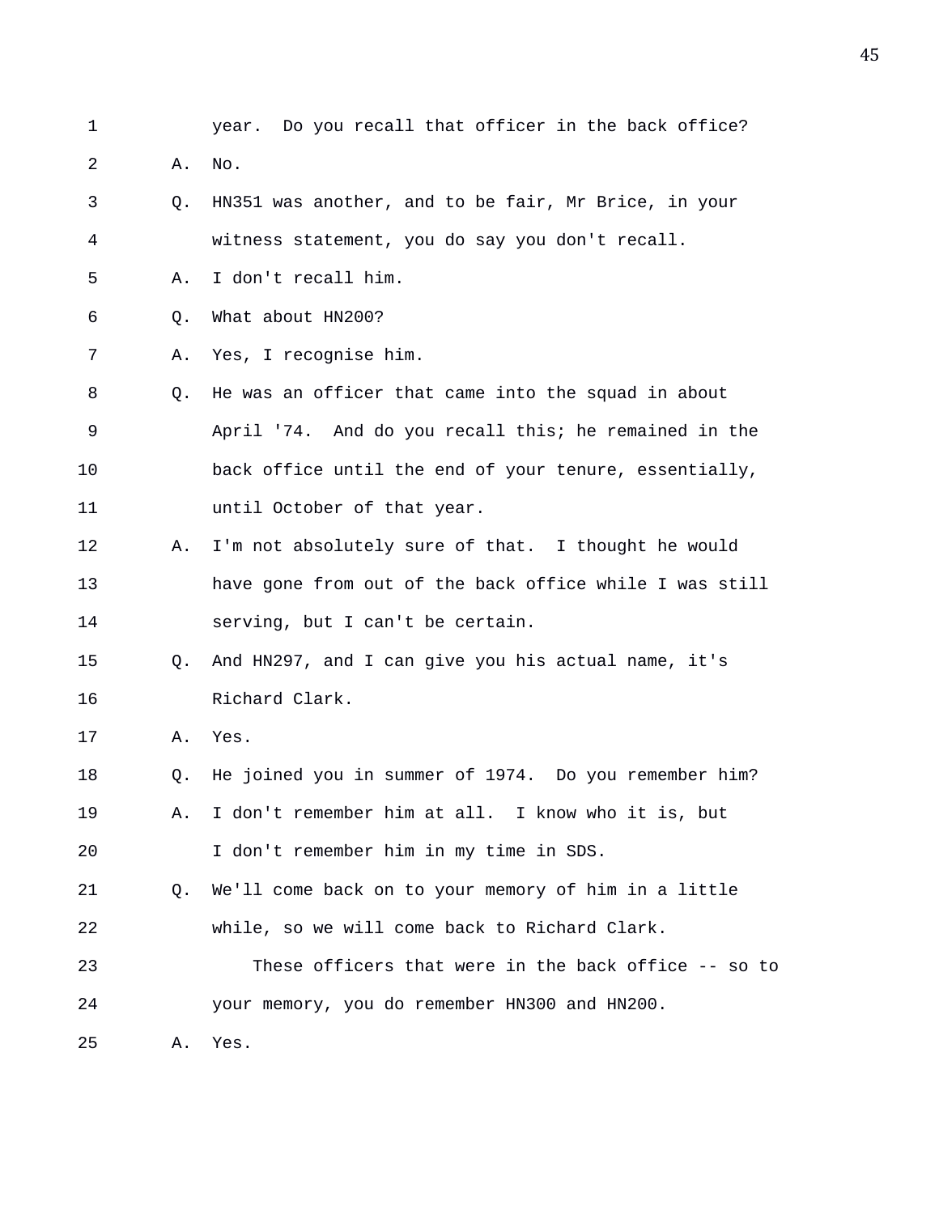1 year. Do you recall that officer in the back office?

2 A. No.

3 Q. HN351 was another, and to be fair, Mr Brice, in your

4 witness statement, you do say you don't recall.

5 A. I don't recall him.

6 Q. What about HN200?

7 A. Yes, I recognise him.

8 Q. He was an officer that came into the squad in about

9 April '74. And do you recall this; he remained in the

10 back office until the end of your tenure, essentially,

11 until October of that year.

12 A. I'm not absolutely sure of that. I thought he would

13 have gone from out of the back office while I was still

14 serving, but I can't be certain.

15 Q. And HN297, and I can give you his actual name, it's

16 Richard Clark.

17 A. Yes.

18 Q. He joined you in summer of 1974. Do you remember him?

19 A. I don't remember him at all. I know who it is, but

20 I don't remember him in my time in SDS.

21 Q. We'll come back on to your memory of him in a little

22 while, so we will come back to Richard Clark.

23 These officers that were in the back office -- so to

24 your memory, you do remember HN300 and HN200.

25 A. Yes.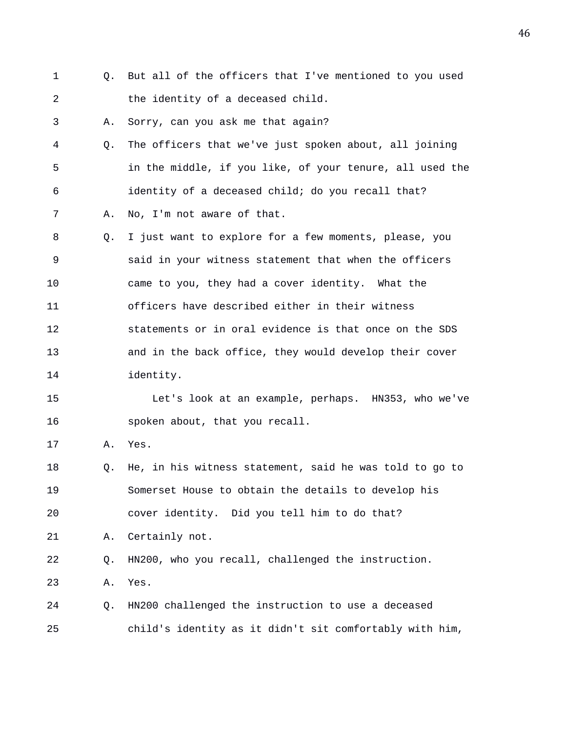1 Q. But all of the officers that I've mentioned to you used
2 the identity of a deceased child.
3 A. Sorry, can you ask me that again?
4 Q. The officers that we've just spoken about, all joining
5 in the middle, if you like, of your tenure, all used the
6 identity of a deceased child; do you recall that?
7 A. No, I'm not aware of that.
8 Q. I just want to explore for a few moments, please, you
9 said in your witness statement that when the officers
10 came to you, they had a cover identity. What the
11 officers have described either in their witness
12 statements or in oral evidence is that once on the SDS
13 and in the back office, they would develop their cover
14 identity.
15 Let's look at an example, perhaps. HN353, who we've
16 spoken about, that you recall.
17 A. Yes.
18 Q. He, in his witness statement, said he was told to go to
19 Somerset House to obtain the details to develop his
20 cover identity. Did you tell him to do that?
21 A. Certainly not.
22 Q. HN200, who you recall, challenged the instruction.
23 A. Yes.
24 Q. HN200 challenged the instruction to use a deceased
25 child's identity as it didn't sit comfortably with him,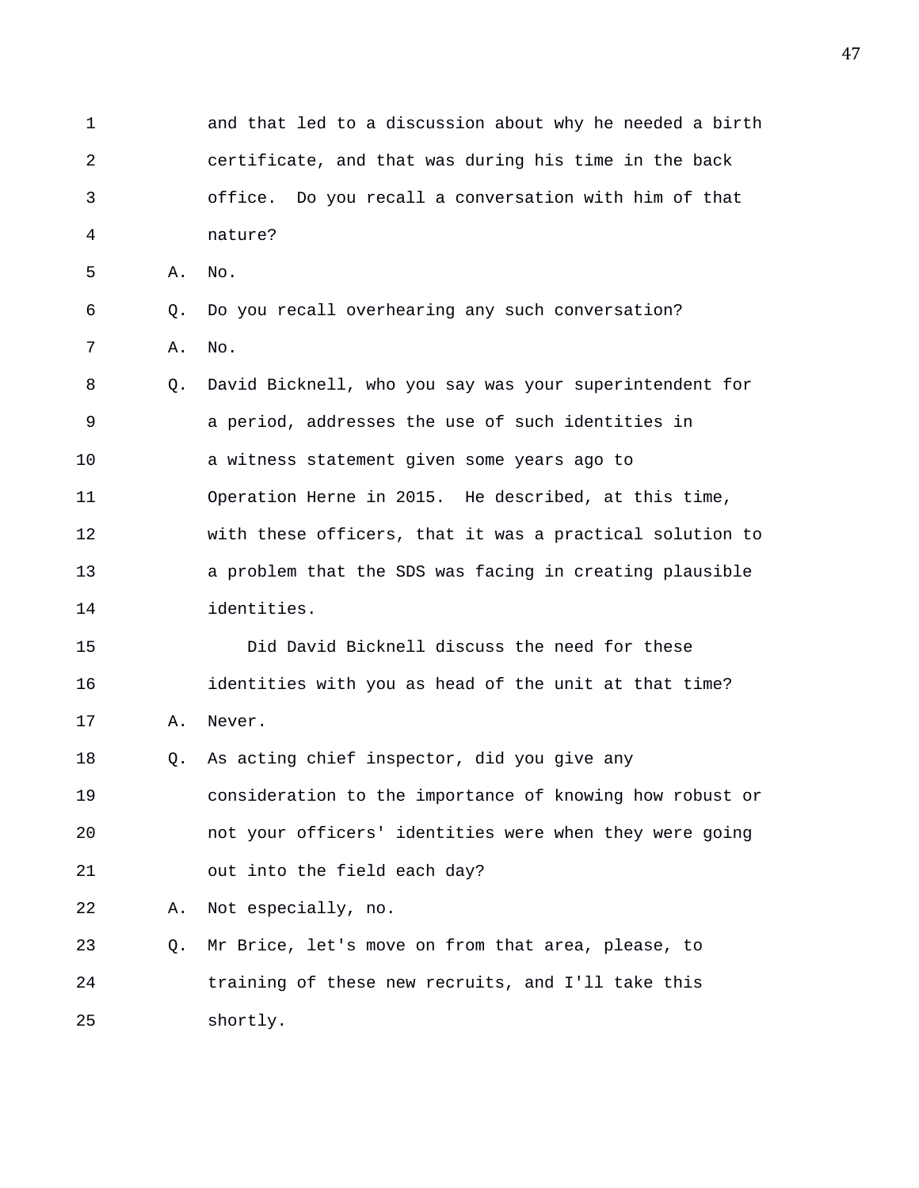and that led to a discussion about why he needed a birth certificate, and that was during his time in the back office. Do you recall a conversation with him of that nature?

A. No.

Q. Do you recall overhearing any such conversation?

A. No.

Q. David Bicknell, who you say was your superintendent for a period, addresses the use of such identities in a witness statement given some years ago to Operation Herne in 2015. He described, at this time, with these officers, that it was a practical solution to a problem that the SDS was facing in creating plausible identities.

Did David Bicknell discuss the need for these identities with you as head of the unit at that time?

A. Never.

Q. As acting chief inspector, did you give any consideration to the importance of knowing how robust or not your officers' identities were when they were going out into the field each day?

A. Not especially, no.

Q. Mr Brice, let's move on from that area, please, to training of these new recruits, and I'll take this shortly.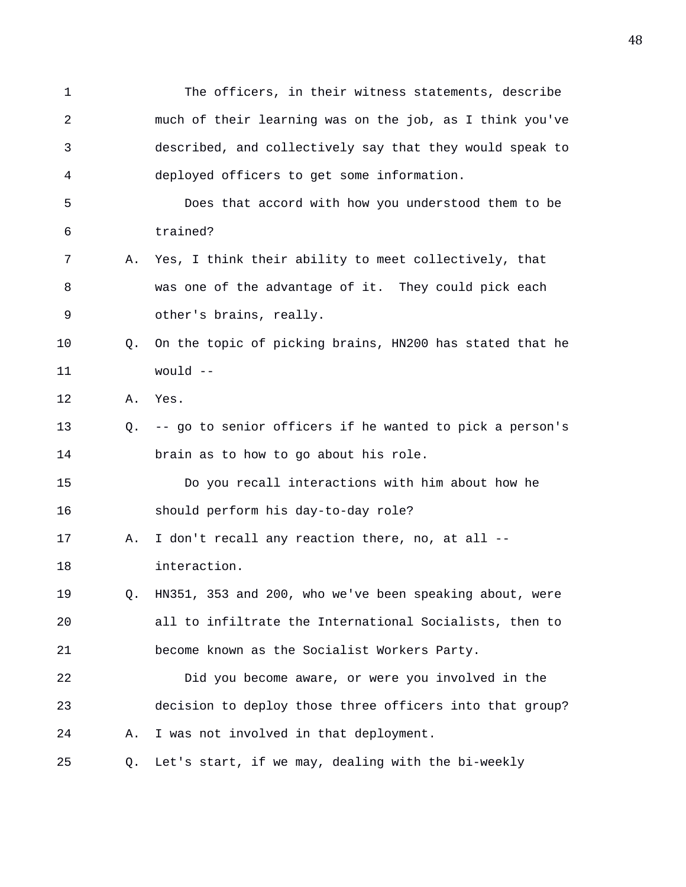The officers, in their witness statements, describe much of their learning was on the job, as I think you've described, and collectively say that they would speak to deployed officers to get some information.

Does that accord with how you understood them to be trained?

A. Yes, I think their ability to meet collectively, that was one of the advantage of it. They could pick each other's brains, really.

Q. On the topic of picking brains, HN200 has stated that he would --

A. Yes.

Q. -- go to senior officers if he wanted to pick a person's brain as to how to go about his role.

Do you recall interactions with him about how he should perform his day-to-day role?

A. I don't recall any reaction there, no, at all -- interaction.

Q. HN351, 353 and 200, who we've been speaking about, were all to infiltrate the International Socialists, then to become known as the Socialist Workers Party.

Did you become aware, or were you involved in the decision to deploy those three officers into that group?

A. I was not involved in that deployment.

Q. Let's start, if we may, dealing with the bi-weekly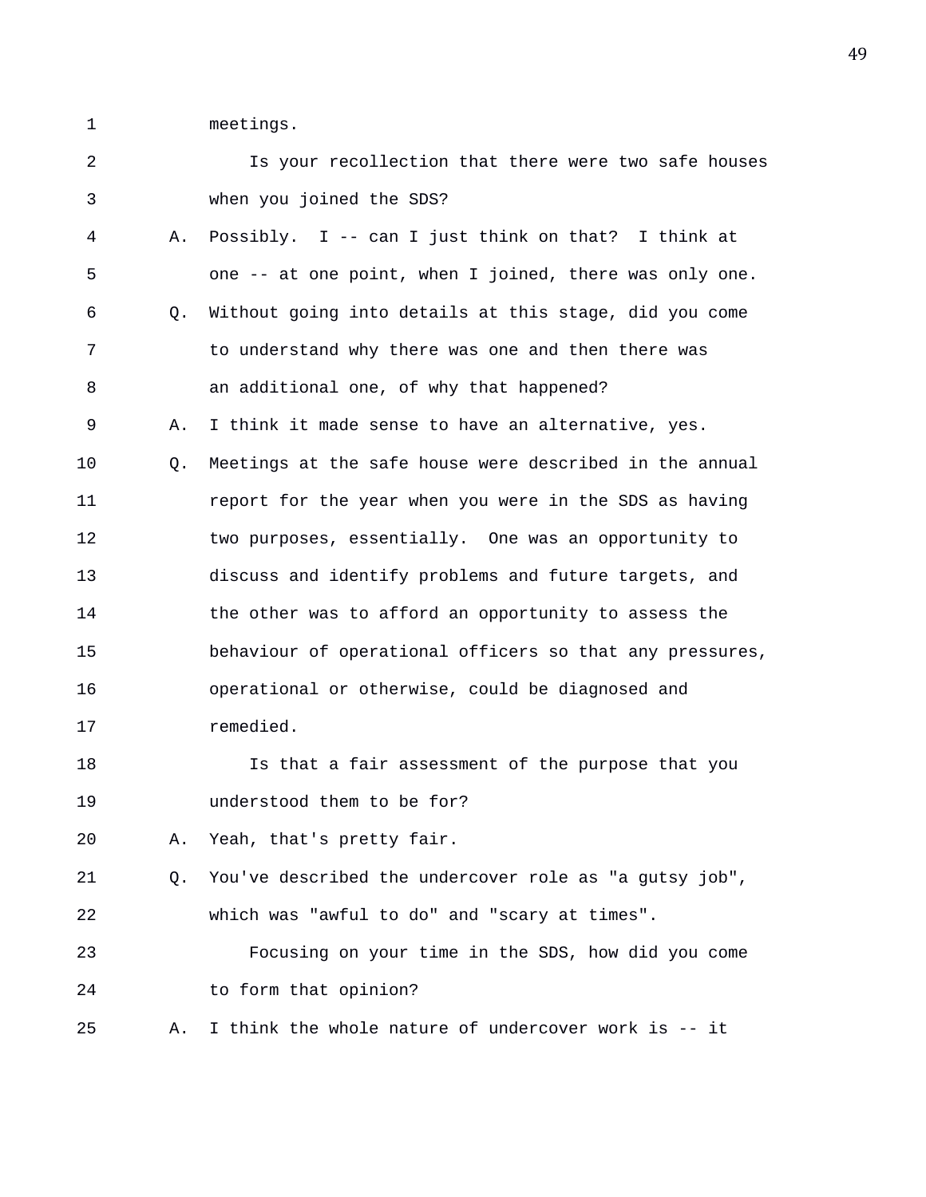meetings.

Is your recollection that there were two safe houses when you joined the SDS?

A. Possibly. I -- can I just think on that? I think at one -- at one point, when I joined, there was only one.

Q. Without going into details at this stage, did you come to understand why there was one and then there was an additional one, of why that happened?

A. I think it made sense to have an alternative, yes.

Q. Meetings at the safe house were described in the annual report for the year when you were in the SDS as having two purposes, essentially. One was an opportunity to discuss and identify problems and future targets, and the other was to afford an opportunity to assess the behaviour of operational officers so that any pressures, operational or otherwise, could be diagnosed and remedied.

Is that a fair assessment of the purpose that you understood them to be for?

A. Yeah, that's pretty fair.

Q. You've described the undercover role as "a gutsy job", which was "awful to do" and "scary at times".

Focusing on your time in the SDS, how did you come to form that opinion?

A. I think the whole nature of undercover work is -- it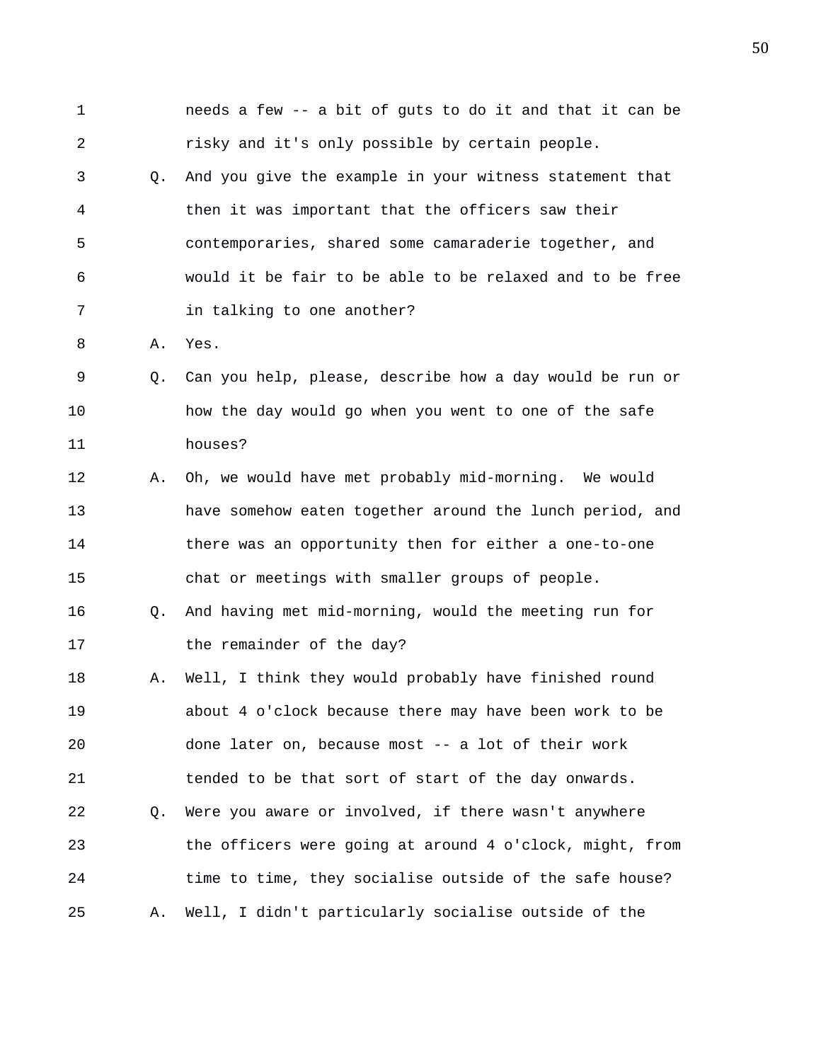1 needs a few -- a bit of guts to do it and that it can be
2 risky and it's only possible by certain people.

3 Q. And you give the example in your witness statement that
4 then it was important that the officers saw their
5 contemporaries, shared some camaraderie together, and
6 would it be fair to be able to be relaxed and to be free
7 in talking to one another?

8 A. Yes.

9 Q. Can you help, please, describe how a day would be run or
10 how the day would go when you went to one of the safe
11 houses?

12 A. Oh, we would have met probably mid-morning. We would
13 have somehow eaten together around the lunch period, and
14 there was an opportunity then for either a one-to-one
15 chat or meetings with smaller groups of people.

16 Q. And having met mid-morning, would the meeting run for
17 the remainder of the day?

18 A. Well, I think they would probably have finished round
19 about 4 o'clock because there may have been work to be
20 done later on, because most -- a lot of their work
21 tended to be that sort of start of the day onwards.

22 Q. Were you aware or involved, if there wasn't anywhere
23 the officers were going at around 4 o'clock, might, from
24 time to time, they socialise outside of the safe house?

25 A. Well, I didn't particularly socialise outside of the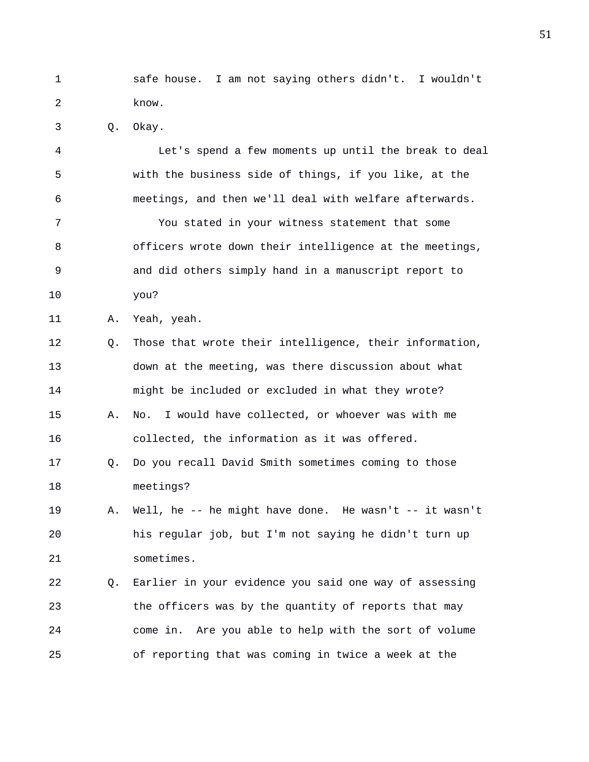safe house. I am not saying others didn't. I wouldn't know.

Q. Okay.

Let's spend a few moments up until the break to deal with the business side of things, if you like, at the meetings, and then we'll deal with welfare afterwards.

You stated in your witness statement that some officers wrote down their intelligence at the meetings, and did others simply hand in a manuscript report to you?

A. Yeah, yeah.

Q. Those that wrote their intelligence, their information, down at the meeting, was there discussion about what might be included or excluded in what they wrote?

A. No. I would have collected, or whoever was with me collected, the information as it was offered.

Q. Do you recall David Smith sometimes coming to those meetings?

A. Well, he -- he might have done. He wasn't -- it wasn't his regular job, but I'm not saying he didn't turn up sometimes.

Q. Earlier in your evidence you said one way of assessing the officers was by the quantity of reports that may come in. Are you able to help with the sort of volume of reporting that was coming in twice a week at the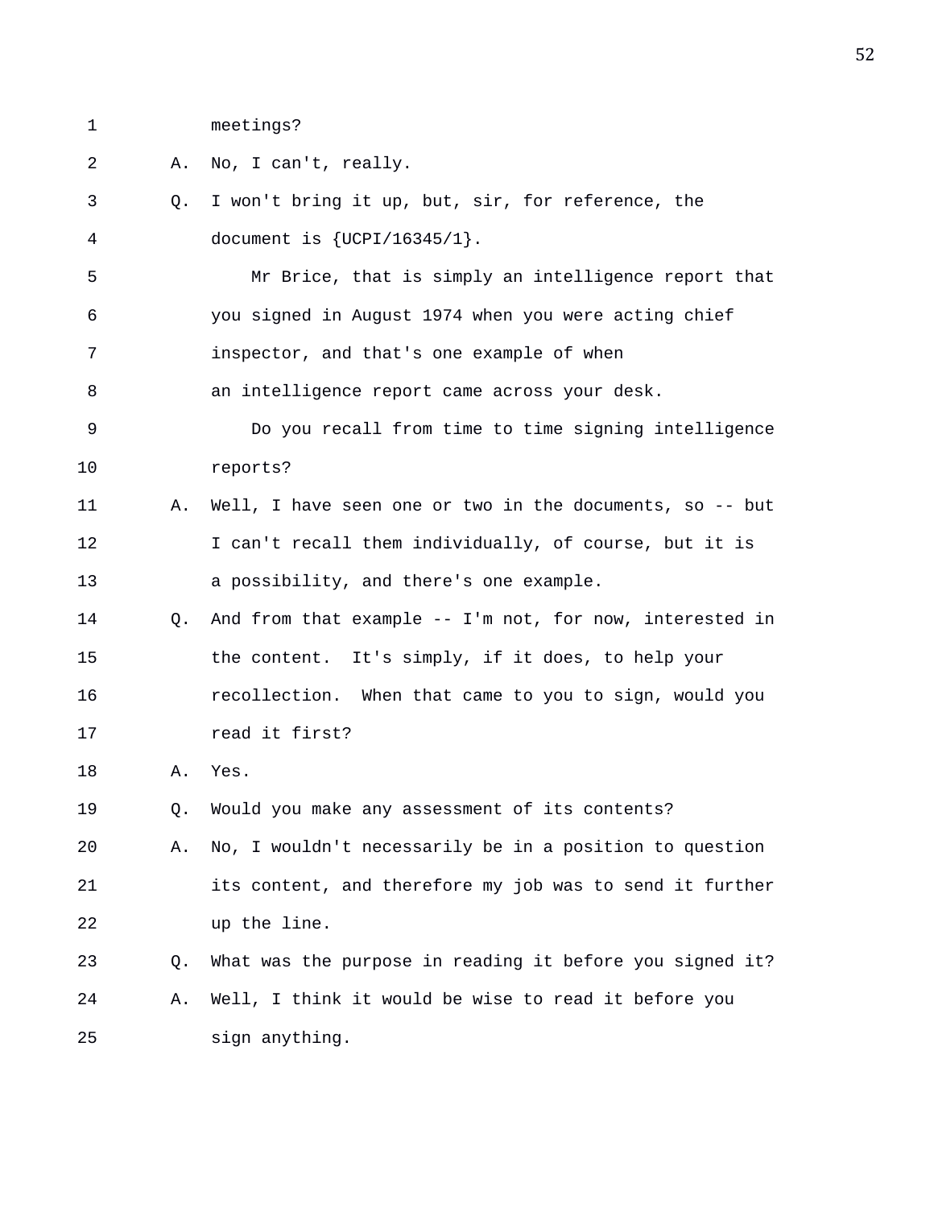meetings?

A. No, I can't, really.

Q. I won't bring it up, but, sir, for reference, the document is {UCPI/16345/1}.

Mr Brice, that is simply an intelligence report that you signed in August 1974 when you were acting chief inspector, and that's one example of when an intelligence report came across your desk.

Do you recall from time to time signing intelligence reports?

A. Well, I have seen one or two in the documents, so -- but I can't recall them individually, of course, but it is a possibility, and there's one example.

Q. And from that example -- I'm not, for now, interested in the content. It's simply, if it does, to help your recollection. When that came to you to sign, would you read it first?

A. Yes.

Q. Would you make any assessment of its contents?

A. No, I wouldn't necessarily be in a position to question its content, and therefore my job was to send it further up the line.

Q. What was the purpose in reading it before you signed it?

A. Well, I think it would be wise to read it before you sign anything.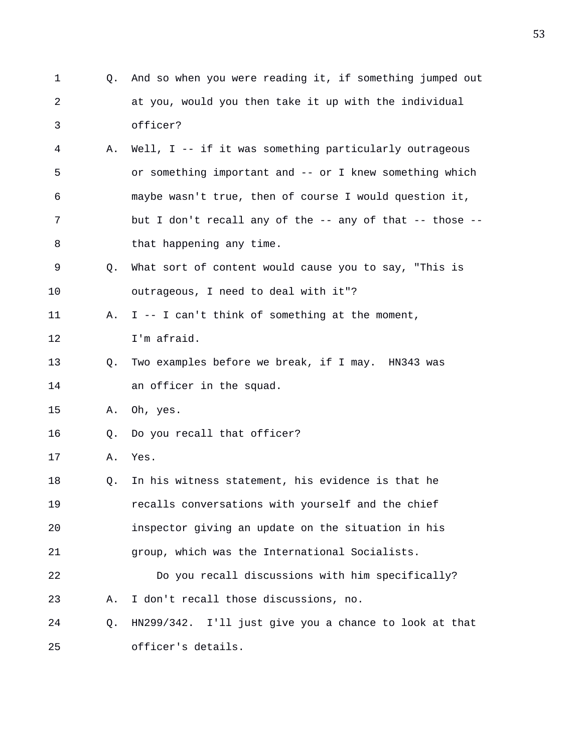Q. And so when you were reading it, if something jumped out at you, would you then take it up with the individual officer?

A. Well, I -- if it was something particularly outrageous or something important and -- or I knew something which maybe wasn't true, then of course I would question it, but I don't recall any of the -- any of that -- those -- that happening any time.

Q. What sort of content would cause you to say, "This is outrageous, I need to deal with it"?

A. I -- I can't think of something at the moment, I'm afraid.

Q. Two examples before we break, if I may. HN343 was an officer in the squad.

A. Oh, yes.

Q. Do you recall that officer?

A. Yes.

Q. In his witness statement, his evidence is that he recalls conversations with yourself and the chief inspector giving an update on the situation in his group, which was the International Socialists.

Do you recall discussions with him specifically?

A. I don't recall those discussions, no.

Q. HN299/342. I'll just give you a chance to look at that officer's details.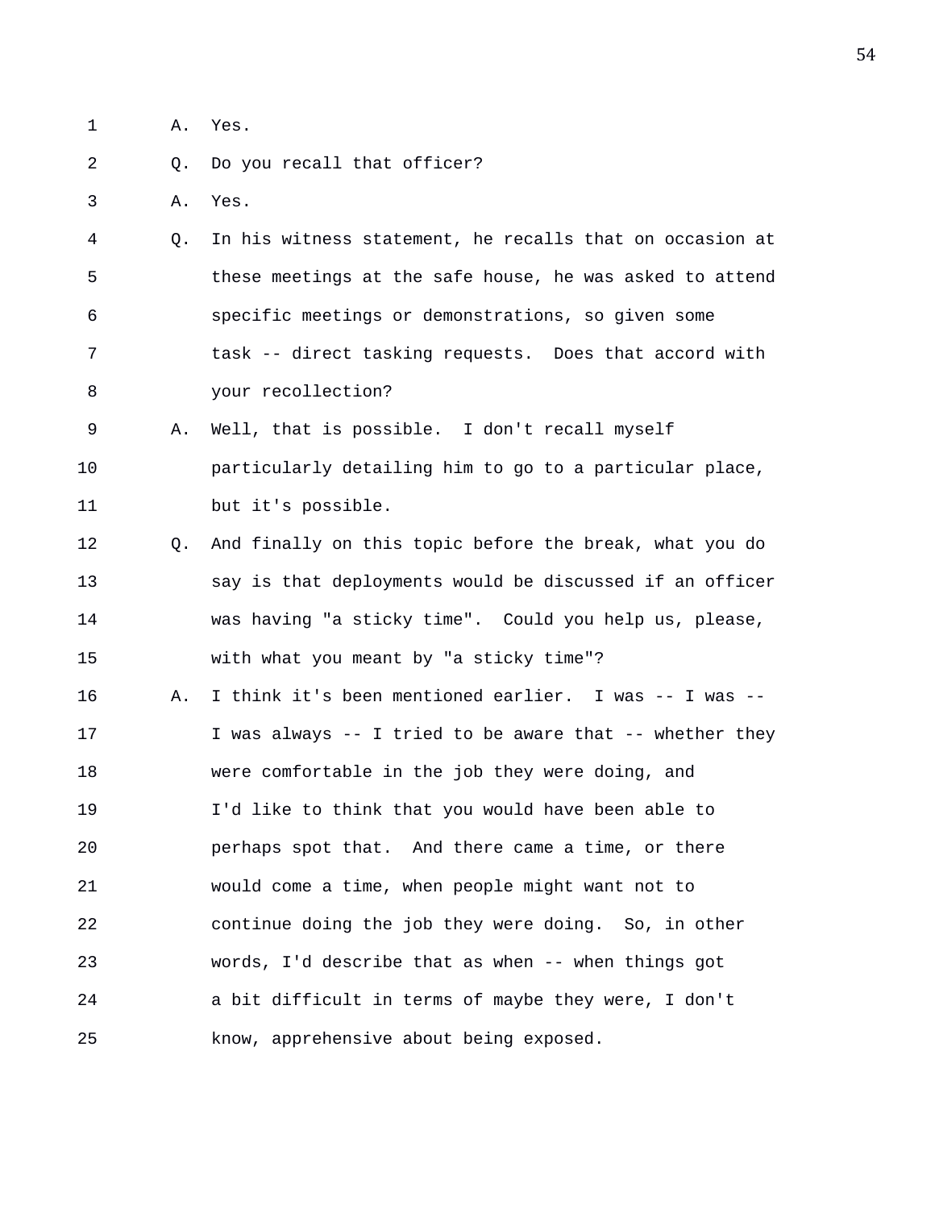A. Yes.

Q. Do you recall that officer?

A. Yes.

Q. In his witness statement, he recalls that on occasion at these meetings at the safe house, he was asked to attend specific meetings or demonstrations, so given some task -- direct tasking requests. Does that accord with your recollection?

A. Well, that is possible. I don't recall myself particularly detailing him to go to a particular place, but it's possible.

Q. And finally on this topic before the break, what you do say is that deployments would be discussed if an officer was having "a sticky time". Could you help us, please, with what you meant by "a sticky time"?

A. I think it's been mentioned earlier. I was -- I was -- I was always -- I tried to be aware that -- whether they were comfortable in the job they were doing, and I'd like to think that you would have been able to perhaps spot that. And there came a time, or there would come a time, when people might want not to continue doing the job they were doing. So, in other words, I'd describe that as when -- when things got a bit difficult in terms of maybe they were, I don't know, apprehensive about being exposed.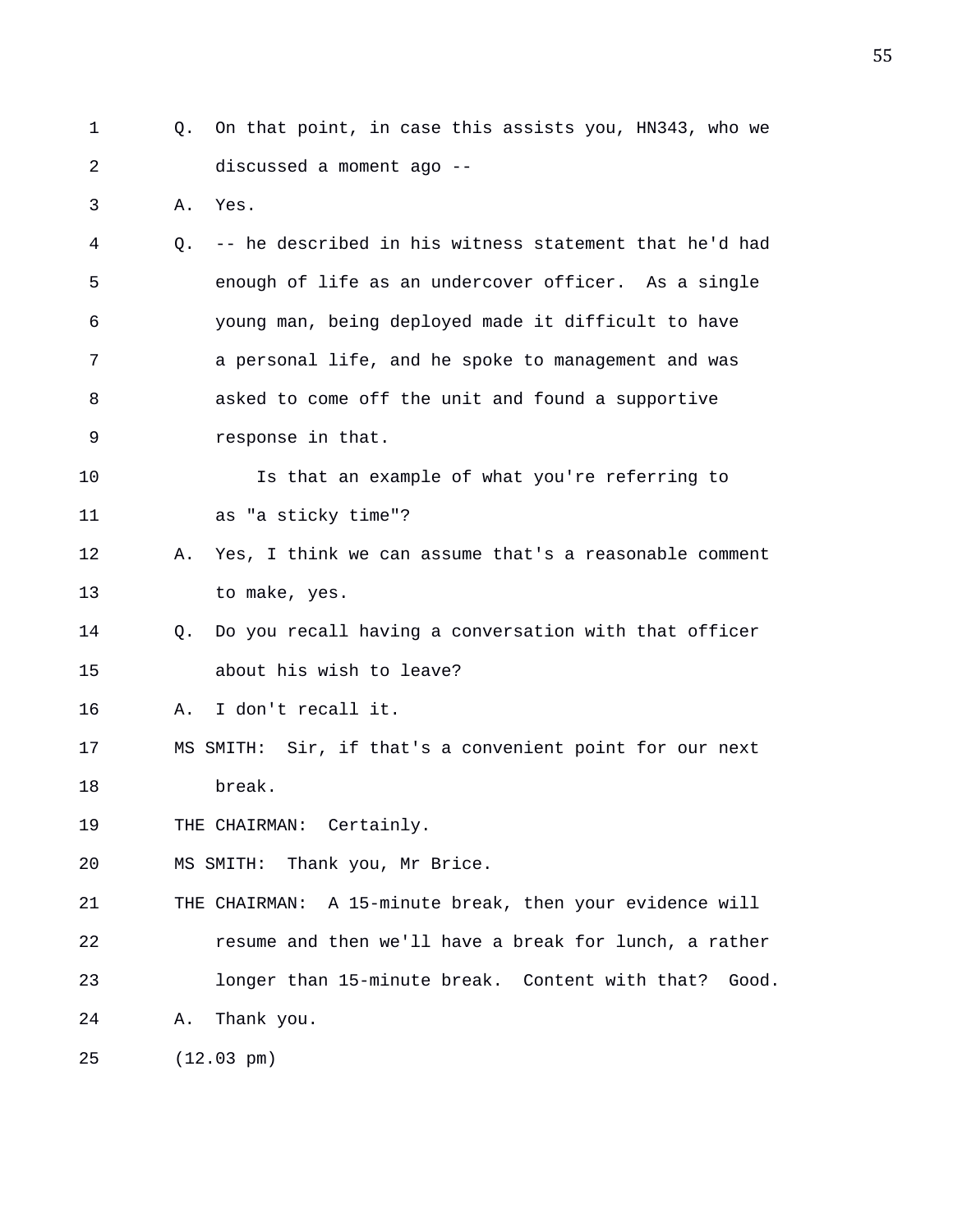Q. On that point, in case this assists you, HN343, who we discussed a moment ago --

A. Yes.

Q. -- he described in his witness statement that he'd had enough of life as an undercover officer. As a single young man, being deployed made it difficult to have a personal life, and he spoke to management and was asked to come off the unit and found a supportive response in that.

Is that an example of what you're referring to as "a sticky time"?

A. Yes, I think we can assume that's a reasonable comment to make, yes.

Q. Do you recall having a conversation with that officer about his wish to leave?

A. I don't recall it.

MS SMITH: Sir, if that's a convenient point for our next break.

THE CHAIRMAN: Certainly.

MS SMITH: Thank you, Mr Brice.

THE CHAIRMAN: A 15-minute break, then your evidence will resume and then we'll have a break for lunch, a rather longer than 15-minute break. Content with that? Good.

A. Thank you.

(12.03 pm)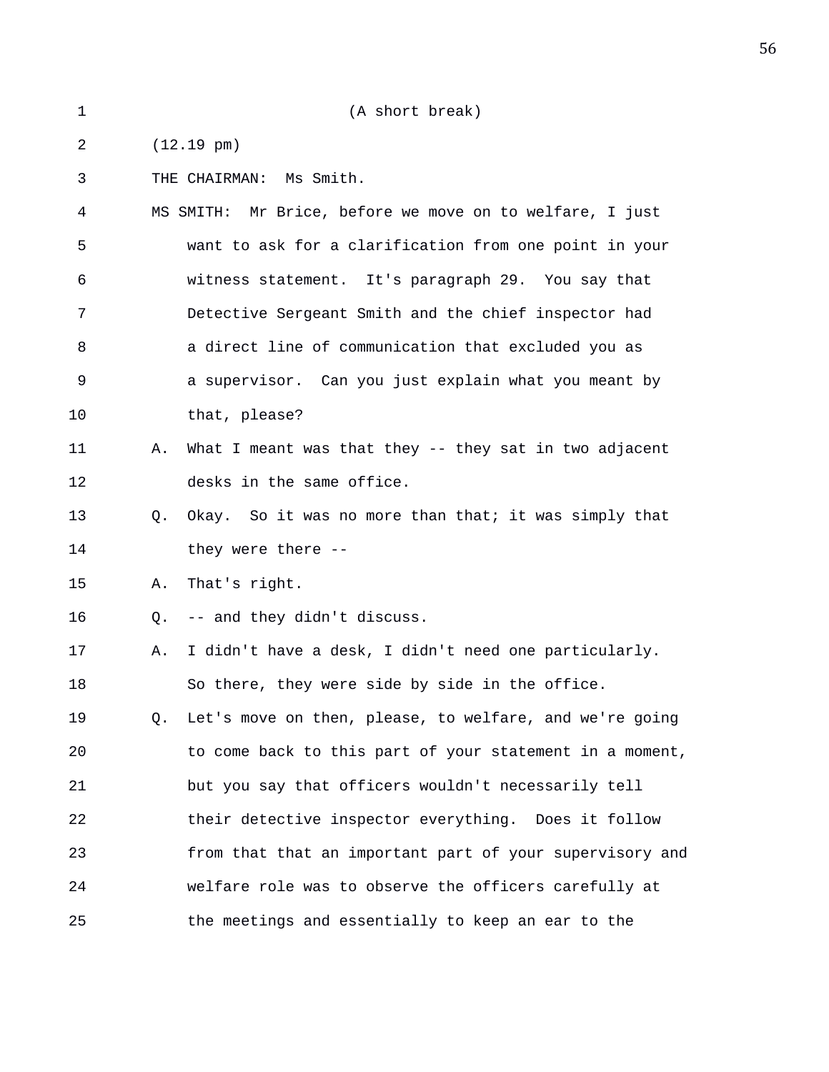(A short break)

(12.19 pm)

THE CHAIRMAN: Ms Smith.

MS SMITH: Mr Brice, before we move on to welfare, I just want to ask for a clarification from one point in your witness statement. It's paragraph 29. You say that Detective Sergeant Smith and the chief inspector had a direct line of communication that excluded you as a supervisor. Can you just explain what you meant by that, please?

A. What I meant was that they -- they sat in two adjacent desks in the same office.

Q. Okay. So it was no more than that; it was simply that they were there --

A. That's right.

Q. -- and they didn't discuss.

A. I didn't have a desk, I didn't need one particularly. So there, they were side by side in the office.

Q. Let's move on then, please, to welfare, and we're going to come back to this part of your statement in a moment, but you say that officers wouldn't necessarily tell their detective inspector everything. Does it follow from that that an important part of your supervisory and welfare role was to observe the officers carefully at the meetings and essentially to keep an ear to the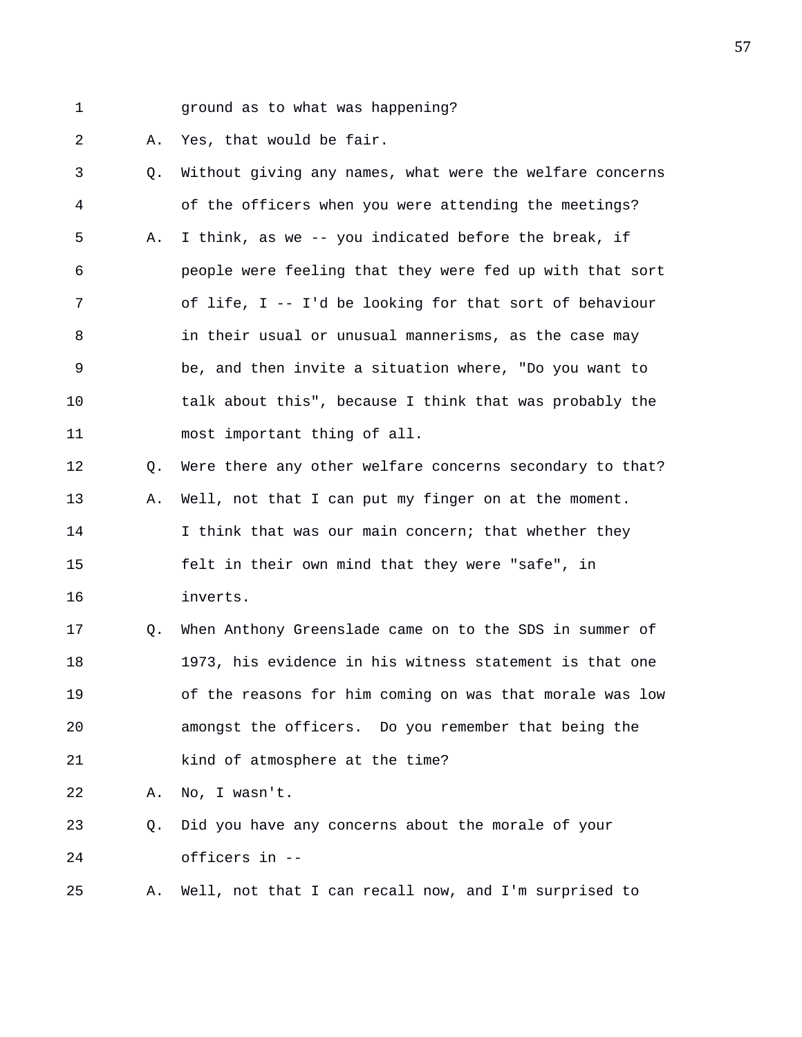1 ground as to what was happening?

2 A. Yes, that would be fair.

3 Q. Without giving any names, what were the welfare concerns

4 of the officers when you were attending the meetings?

5 A. I think, as we -- you indicated before the break, if

6 people were feeling that they were fed up with that sort

7 of life, I -- I'd be looking for that sort of behaviour

8 in their usual or unusual mannerisms, as the case may

9 be, and then invite a situation where, "Do you want to

10 talk about this", because I think that was probably the

11 most important thing of all.

12 Q. Were there any other welfare concerns secondary to that?

13 A. Well, not that I can put my finger on at the moment.

14 I think that was our main concern; that whether they

15 felt in their own mind that they were "safe", in

16 inverts.

17 Q. When Anthony Greenslade came on to the SDS in summer of

18 1973, his evidence in his witness statement is that one

19 of the reasons for him coming on was that morale was low

20 amongst the officers. Do you remember that being the

21 kind of atmosphere at the time?

22 A. No, I wasn't.

23 Q. Did you have any concerns about the morale of your

24 officers in --

25 A. Well, not that I can recall now, and I'm surprised to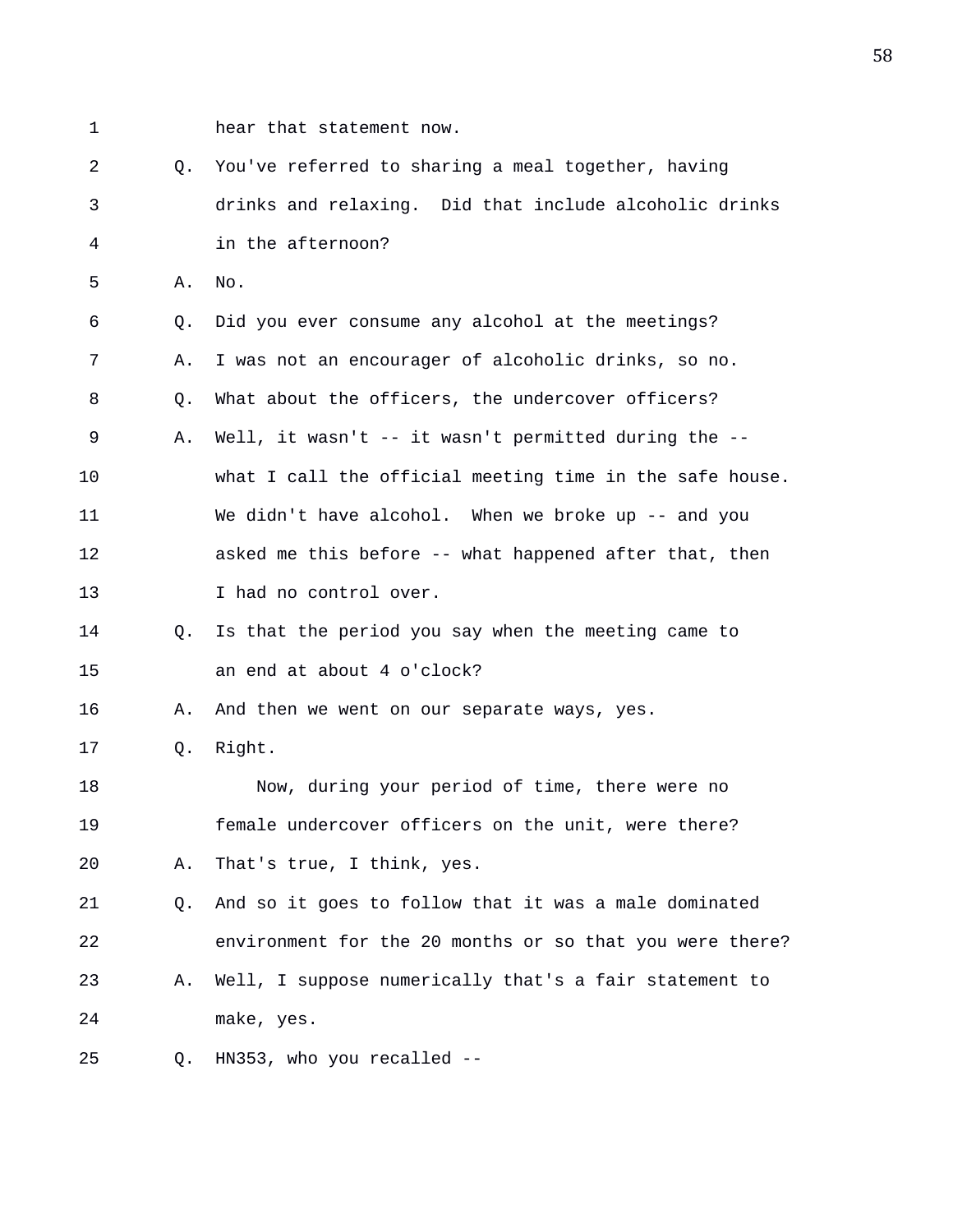hear that statement now.

Q. You've referred to sharing a meal together, having drinks and relaxing. Did that include alcoholic drinks in the afternoon?

A. No.

Q. Did you ever consume any alcohol at the meetings?

A. I was not an encourager of alcoholic drinks, so no.

Q. What about the officers, the undercover officers?

A. Well, it wasn't -- it wasn't permitted during the -- what I call the official meeting time in the safe house. We didn't have alcohol. When we broke up -- and you asked me this before -- what happened after that, then I had no control over.

Q. Is that the period you say when the meeting came to an end at about 4 o'clock?

A. And then we went on our separate ways, yes.

Q. Right.

Now, during your period of time, there were no female undercover officers on the unit, were there?

A. That's true, I think, yes.

Q. And so it goes to follow that it was a male dominated environment for the 20 months or so that you were there?

A. Well, I suppose numerically that's a fair statement to make, yes.

Q. HN353, who you recalled --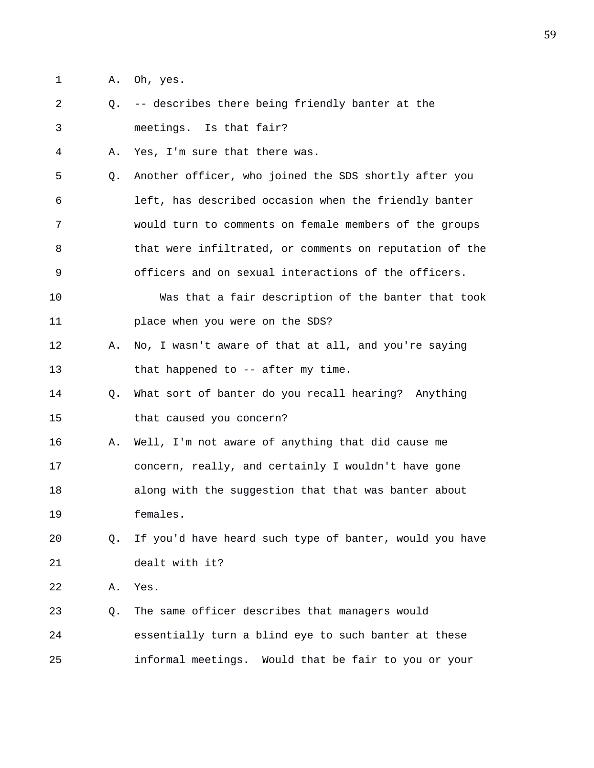1 A. Oh, yes.

2 Q. -- describes there being friendly banter at the

3 meetings. Is that fair?

4 A. Yes, I'm sure that there was.

5 Q. Another officer, who joined the SDS shortly after you

6 left, has described occasion when the friendly banter

7 would turn to comments on female members of the groups

8 that were infiltrated, or comments on reputation of the

9 officers and on sexual interactions of the officers.

10 Was that a fair description of the banter that took

11 place when you were on the SDS?

12 A. No, I wasn't aware of that at all, and you're saying

13 that happened to -- after my time.

14 Q. What sort of banter do you recall hearing? Anything

15 that caused you concern?

16 A. Well, I'm not aware of anything that did cause me

17 concern, really, and certainly I wouldn't have gone

18 along with the suggestion that that was banter about

19 females.

20 Q. If you'd have heard such type of banter, would you have

21 dealt with it?

22 A. Yes.

23 Q. The same officer describes that managers would

24 essentially turn a blind eye to such banter at these

25 informal meetings. Would that be fair to you or your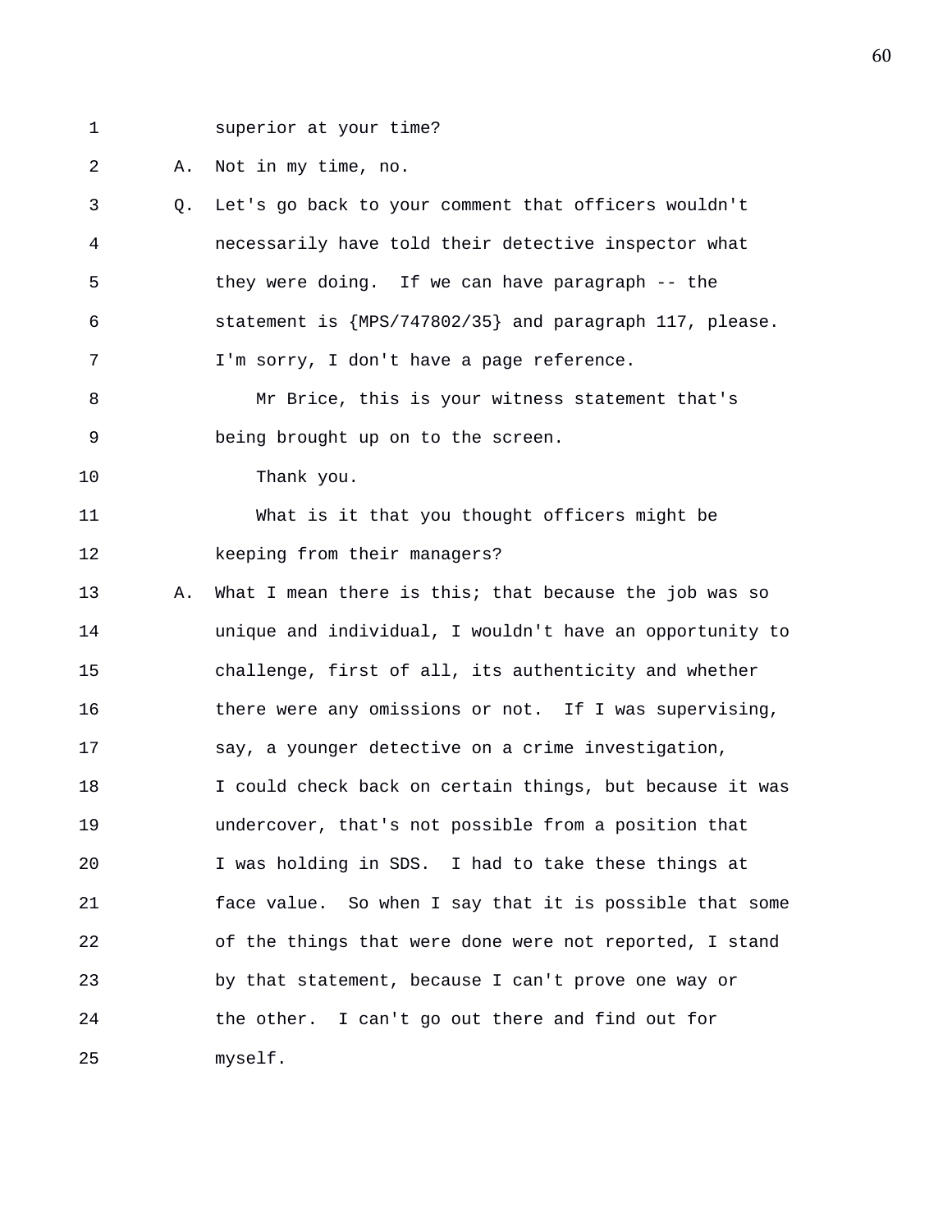superior at your time?

A. Not in my time, no.

Q. Let's go back to your comment that officers wouldn't necessarily have told their detective inspector what they were doing. If we can have paragraph -- the statement is {MPS/747802/35} and paragraph 117, please. I'm sorry, I don't have a page reference.

Mr Brice, this is your witness statement that's being brought up on to the screen.

Thank you.

What is it that you thought officers might be keeping from their managers?

A. What I mean there is this; that because the job was so unique and individual, I wouldn't have an opportunity to challenge, first of all, its authenticity and whether there were any omissions or not. If I was supervising, say, a younger detective on a crime investigation, I could check back on certain things, but because it was undercover, that's not possible from a position that I was holding in SDS. I had to take these things at face value. So when I say that it is possible that some of the things that were done were not reported, I stand by that statement, because I can't prove one way or the other. I can't go out there and find out for myself.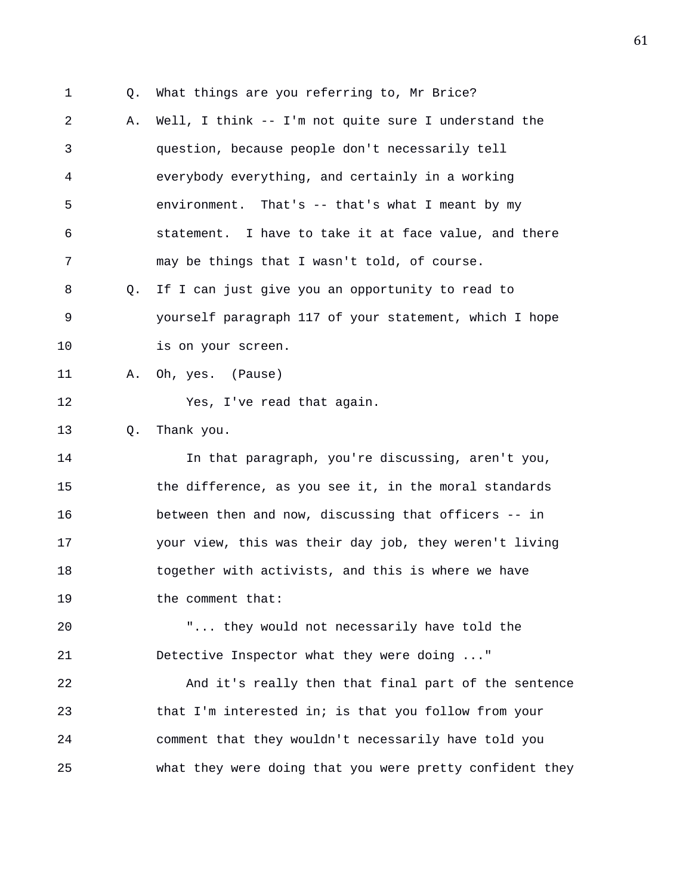Q. What things are you referring to, Mr Brice?

A. Well, I think -- I'm not quite sure I understand the question, because people don't necessarily tell everybody everything, and certainly in a working environment. That's -- that's what I meant by my statement. I have to take it at face value, and there may be things that I wasn't told, of course.

Q. If I can just give you an opportunity to read to yourself paragraph 117 of your statement, which I hope is on your screen.

A. Oh, yes. (Pause)

Yes, I've read that again.

Q. Thank you.

In that paragraph, you're discussing, aren't you, the difference, as you see it, in the moral standards between then and now, discussing that officers -- in your view, this was their day job, they weren't living together with activists, and this is where we have the comment that:

"... they would not necessarily have told the Detective Inspector what they were doing ..."

And it's really then that final part of the sentence that I'm interested in; is that you follow from your comment that they wouldn't necessarily have told you what they were doing that you were pretty confident they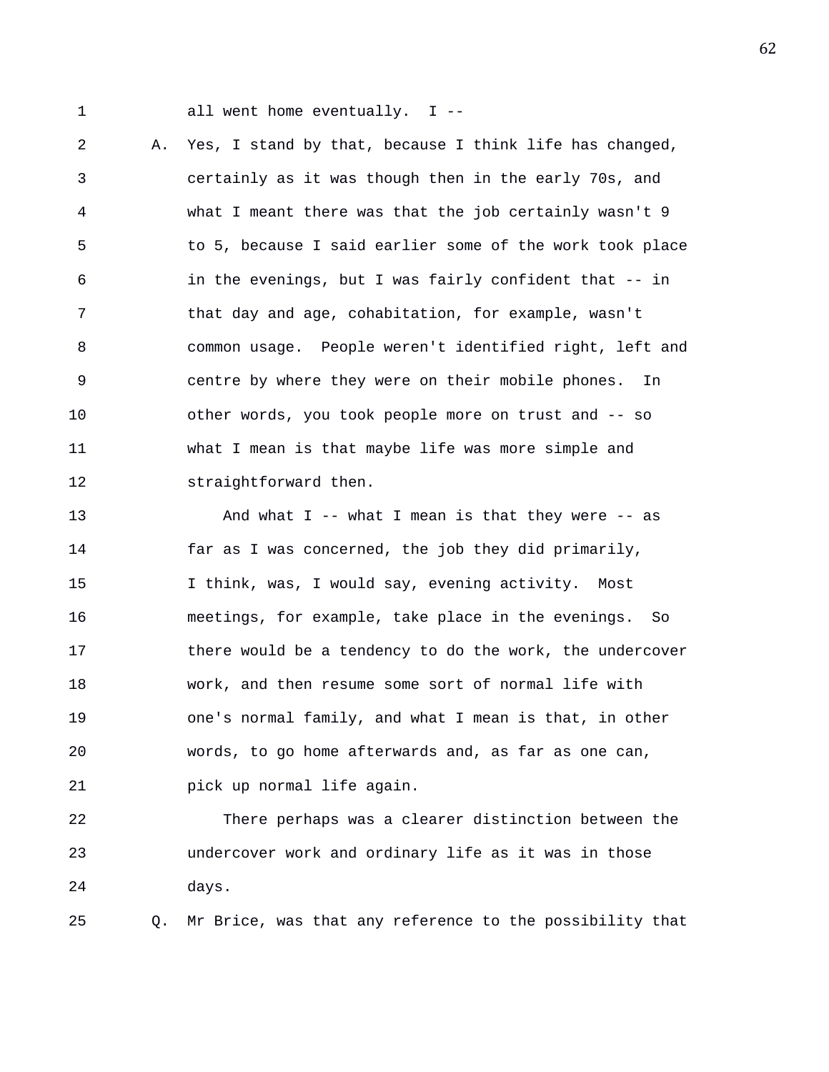all went home eventually. I --

A. Yes, I stand by that, because I think life has changed, certainly as it was though then in the early 70s, and what I meant there was that the job certainly wasn't 9 to 5, because I said earlier some of the work took place in the evenings, but I was fairly confident that -- in that day and age, cohabitation, for example, wasn't common usage. People weren't identified right, left and centre by where they were on their mobile phones. In other words, you took people more on trust and -- so what I mean is that maybe life was more simple and straightforward then.

And what I -- what I mean is that they were -- as far as I was concerned, the job they did primarily, I think, was, I would say, evening activity. Most meetings, for example, take place in the evenings. So there would be a tendency to do the work, the undercover work, and then resume some sort of normal life with one's normal family, and what I mean is that, in other words, to go home afterwards and, as far as one can, pick up normal life again.

There perhaps was a clearer distinction between the undercover work and ordinary life as it was in those days.

Q. Mr Brice, was that any reference to the possibility that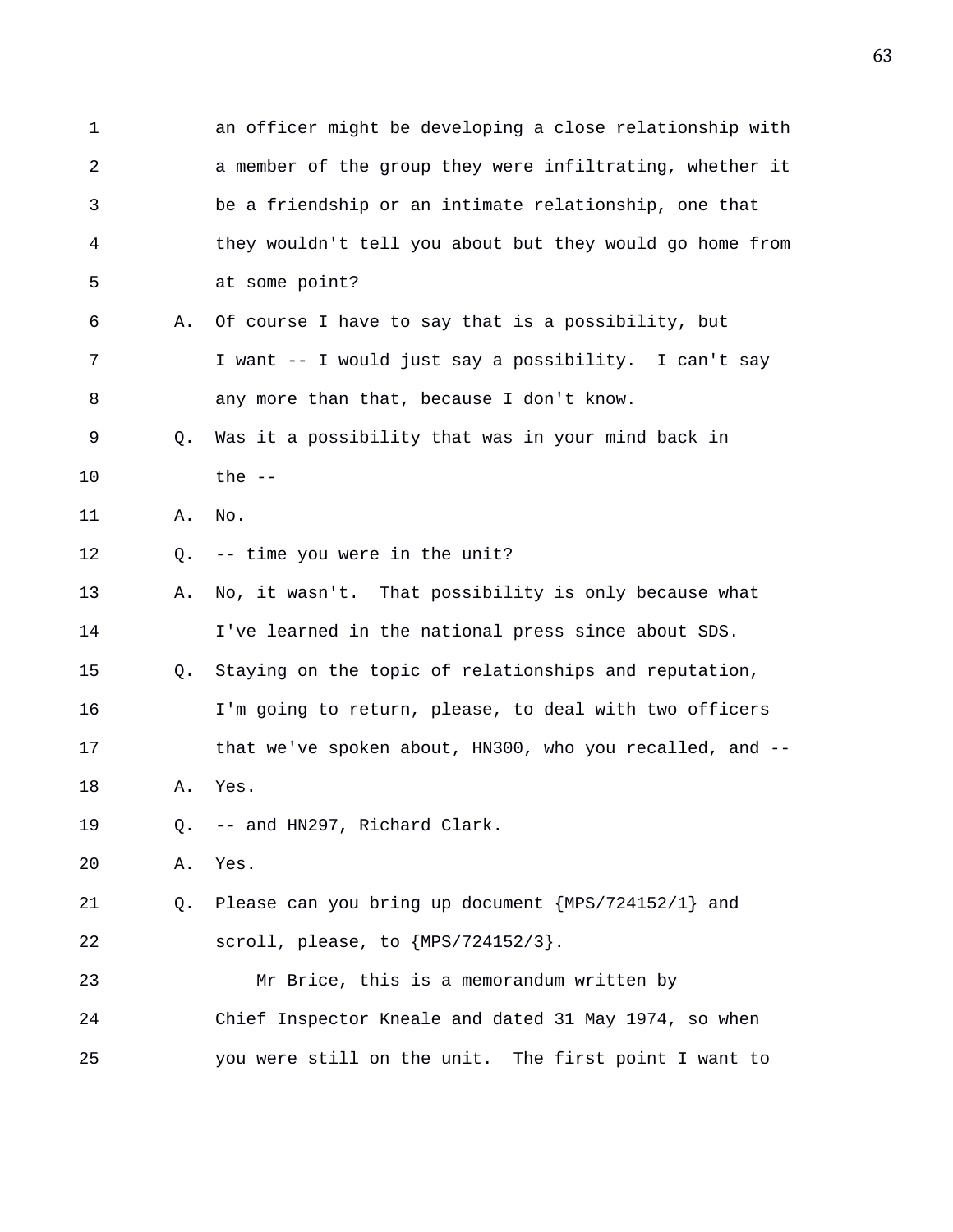1 an officer might be developing a close relationship with
2 a member of the group they were infiltrating, whether it
3 be a friendship or an intimate relationship, one that
4 they wouldn't tell you about but they would go home from
5 at some point?

6 A. Of course I have to say that is a possibility, but
7 I want -- I would just say a possibility. I can't say
8 any more than that, because I don't know.

9 Q. Was it a possibility that was in your mind back in
10 the --

11 A. No.

12 Q. -- time you were in the unit?

13 A. No, it wasn't. That possibility is only because what
14 I've learned in the national press since about SDS.

15 Q. Staying on the topic of relationships and reputation,
16 I'm going to return, please, to deal with two officers
17 that we've spoken about, HN300, who you recalled, and --

18 A. Yes.

19 Q. -- and HN297, Richard Clark.

20 A. Yes.

21 Q. Please can you bring up document {MPS/724152/1} and
22 scroll, please, to {MPS/724152/3}.

23 Mr Brice, this is a memorandum written by
24 Chief Inspector Kneale and dated 31 May 1974, so when
25 you were still on the unit. The first point I want to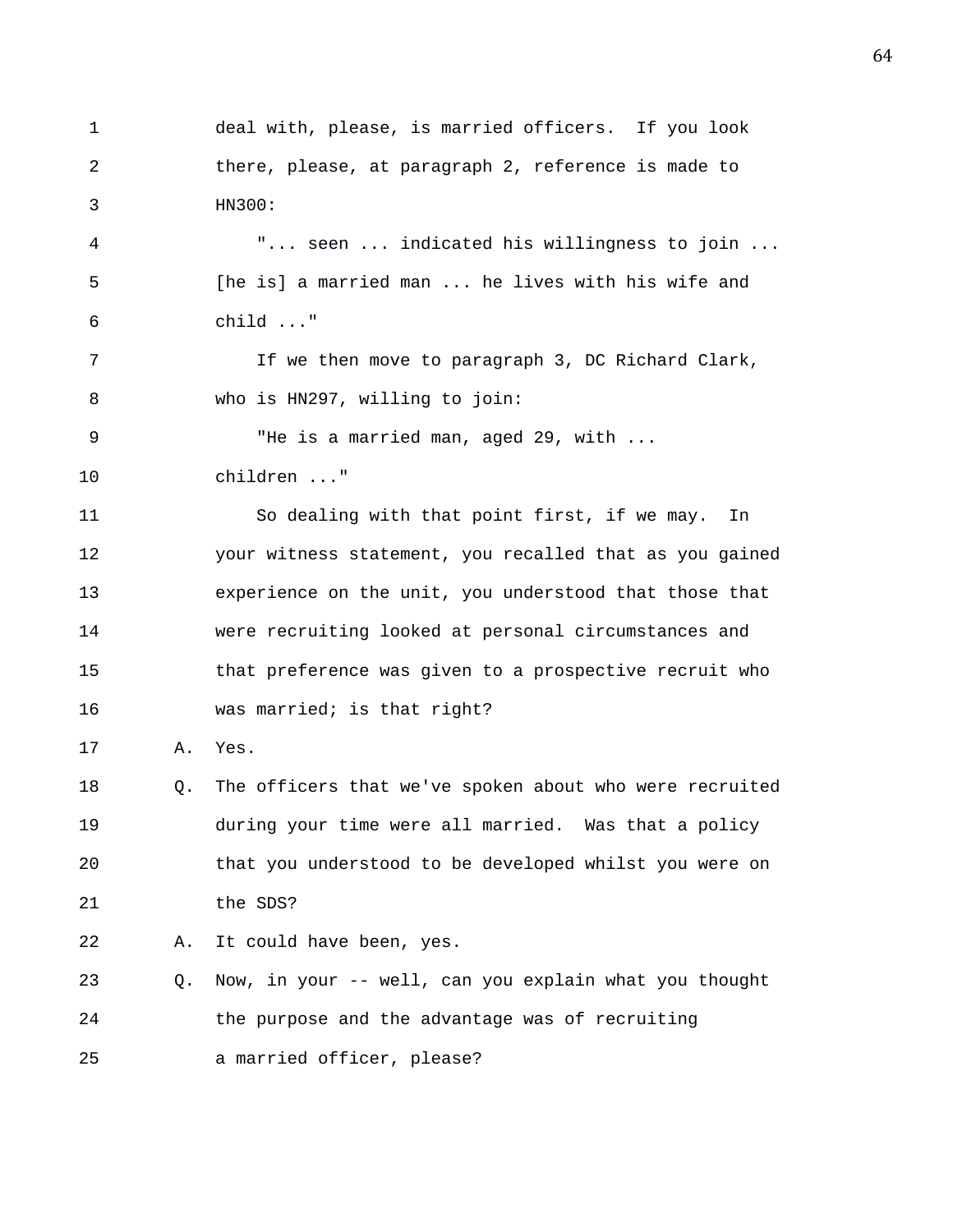deal with, please, is married officers. If you look there, please, at paragraph 2, reference is made to HN300:

"... seen ... indicated his willingness to join ... [he is] a married man ... he lives with his wife and child ..."

If we then move to paragraph 3, DC Richard Clark, who is HN297, willing to join:

"He is a married man, aged 29, with ... children ..."

So dealing with that point first, if we may. In your witness statement, you recalled that as you gained experience on the unit, you understood that those that were recruiting looked at personal circumstances and that preference was given to a prospective recruit who was married; is that right?

A. Yes.

Q. The officers that we've spoken about who were recruited during your time were all married. Was that a policy that you understood to be developed whilst you were on the SDS?

A. It could have been, yes.

Q. Now, in your -- well, can you explain what you thought the purpose and the advantage was of recruiting a married officer, please?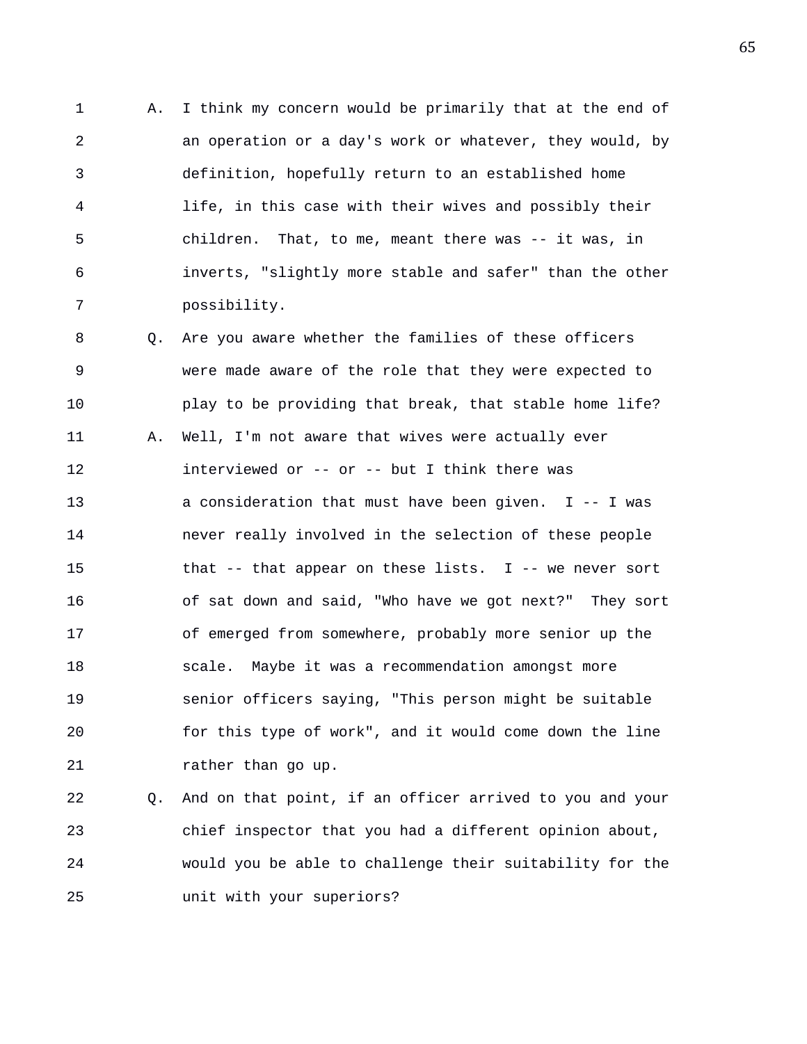A. I think my concern would be primarily that at the end of an operation or a day's work or whatever, they would, by definition, hopefully return to an established home life, in this case with their wives and possibly their children. That, to me, meant there was -- it was, in inverts, "slightly more stable and safer" than the other possibility.

Q. Are you aware whether the families of these officers were made aware of the role that they were expected to play to be providing that break, that stable home life?

A. Well, I'm not aware that wives were actually ever interviewed or -- or -- but I think there was a consideration that must have been given. I -- I was never really involved in the selection of these people that -- that appear on these lists. I -- we never sort of sat down and said, "Who have we got next?" They sort of emerged from somewhere, probably more senior up the scale. Maybe it was a recommendation amongst more senior officers saying, "This person might be suitable for this type of work", and it would come down the line rather than go up.

Q. And on that point, if an officer arrived to you and your chief inspector that you had a different opinion about, would you be able to challenge their suitability for the unit with your superiors?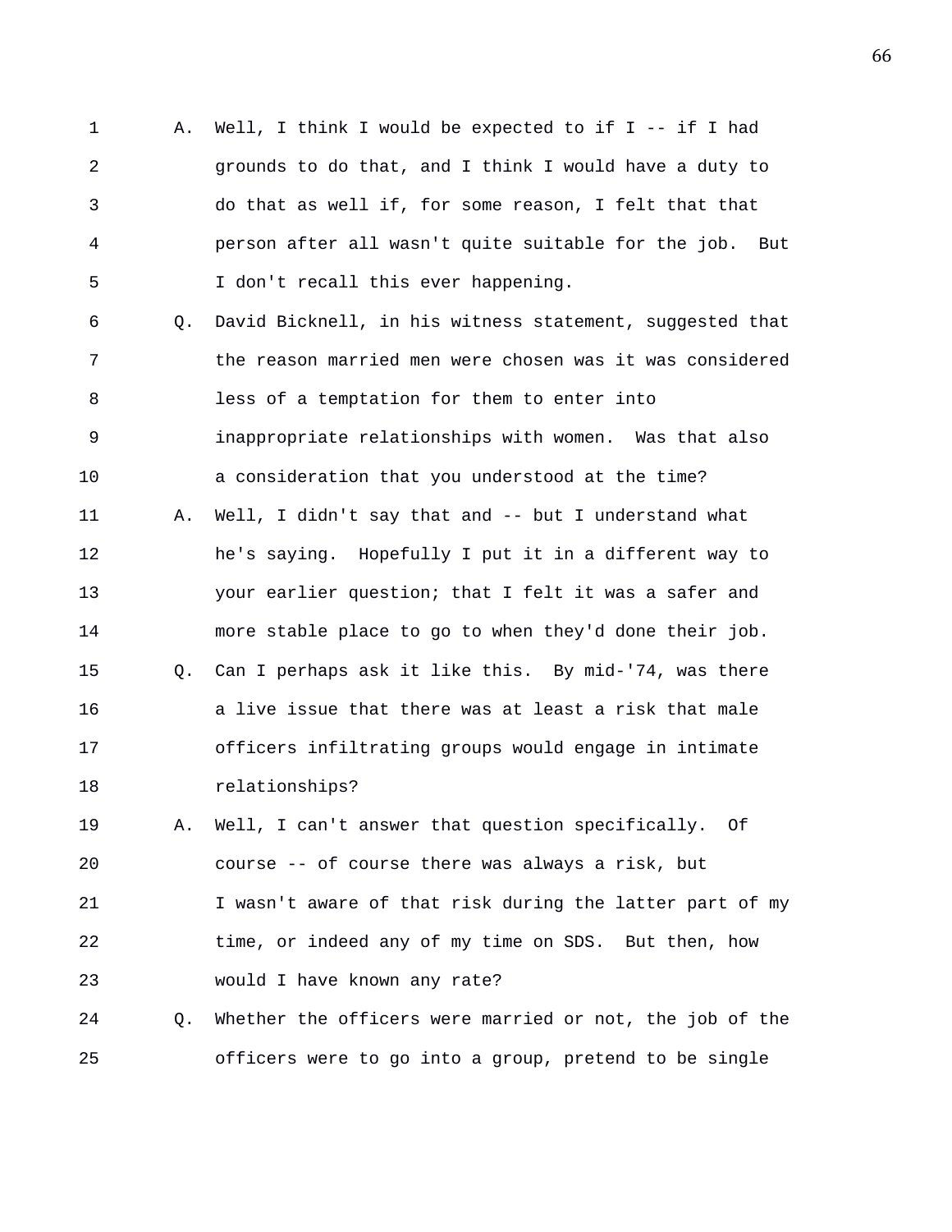1 A. Well, I think I would be expected to if I -- if I had
2 grounds to do that, and I think I would have a duty to
3 do that as well if, for some reason, I felt that that
4 person after all wasn't quite suitable for the job. But
5 I don't recall this ever happening.
6 Q. David Bicknell, in his witness statement, suggested that
7 the reason married men were chosen was it was considered
8 less of a temptation for them to enter into
9 inappropriate relationships with women. Was that also
10 a consideration that you understood at the time?
11 A. Well, I didn't say that and -- but I understand what
12 he's saying. Hopefully I put it in a different way to
13 your earlier question; that I felt it was a safer and
14 more stable place to go to when they'd done their job.
15 Q. Can I perhaps ask it like this. By mid-'74, was there
16 a live issue that there was at least a risk that male
17 officers infiltrating groups would engage in intimate
18 relationships?
19 A. Well, I can't answer that question specifically. Of
20 course -- of course there was always a risk, but
21 I wasn't aware of that risk during the latter part of my
22 time, or indeed any of my time on SDS. But then, how
23 would I have known any rate?
24 Q. Whether the officers were married or not, the job of the
25 officers were to go into a group, pretend to be single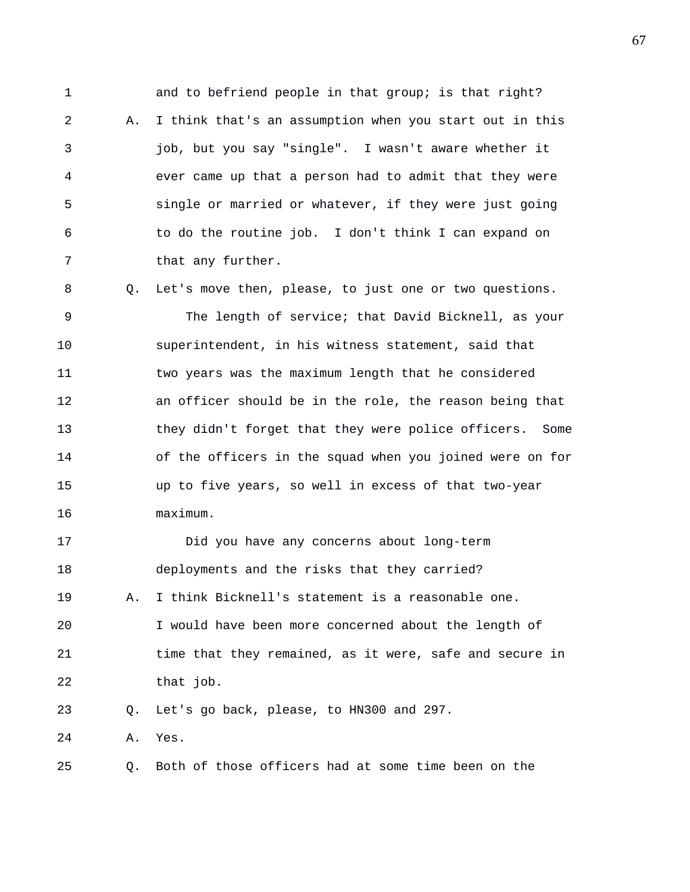1 and to befriend people in that group; is that right?

2 A. I think that's an assumption when you start out in this

3 job, but you say "single". I wasn't aware whether it

4 ever came up that a person had to admit that they were

5 single or married or whatever, if they were just going

6 to do the routine job. I don't think I can expand on

7 that any further.

8 Q. Let's move then, please, to just one or two questions.

9 The length of service; that David Bicknell, as your

10 superintendent, in his witness statement, said that

11 two years was the maximum length that he considered

12 an officer should be in the role, the reason being that

13 they didn't forget that they were police officers. Some

14 of the officers in the squad when you joined were on for

15 up to five years, so well in excess of that two-year

16 maximum.

17 Did you have any concerns about long-term

18 deployments and the risks that they carried?

19 A. I think Bicknell's statement is a reasonable one.

20 I would have been more concerned about the length of

21 time that they remained, as it were, safe and secure in

22 that job.

23 Q. Let's go back, please, to HN300 and 297.

24 A. Yes.

25 Q. Both of those officers had at some time been on the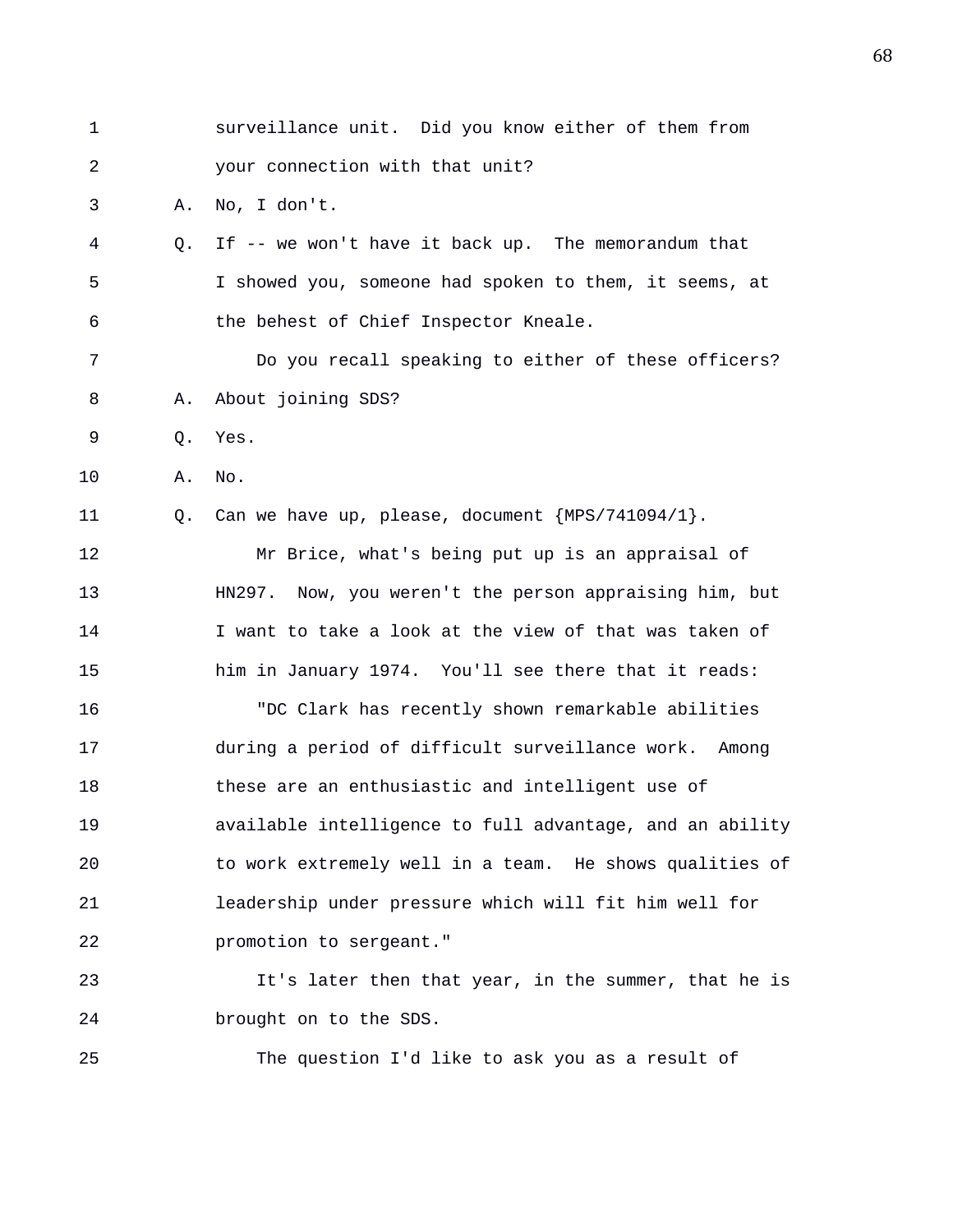1 surveillance unit. Did you know either of them from
2 your connection with that unit?
3 A. No, I don't.
4 Q. If -- we won't have it back up. The memorandum that
5 I showed you, someone had spoken to them, it seems, at
6 the behest of Chief Inspector Kneale.
7 Do you recall speaking to either of these officers?
8 A. About joining SDS?
9 Q. Yes.
10 A. No.
11 Q. Can we have up, please, document {MPS/741094/1}.
12 Mr Brice, what's being put up is an appraisal of
13 HN297. Now, you weren't the person appraising him, but
14 I want to take a look at the view of that was taken of
15 him in January 1974. You'll see there that it reads:
16 "DC Clark has recently shown remarkable abilities
17 during a period of difficult surveillance work. Among
18 these are an enthusiastic and intelligent use of
19 available intelligence to full advantage, and an ability
20 to work extremely well in a team. He shows qualities of
21 leadership under pressure which will fit him well for
22 promotion to sergeant."
23 It's later then that year, in the summer, that he is
24 brought on to the SDS.
25 The question I'd like to ask you as a result of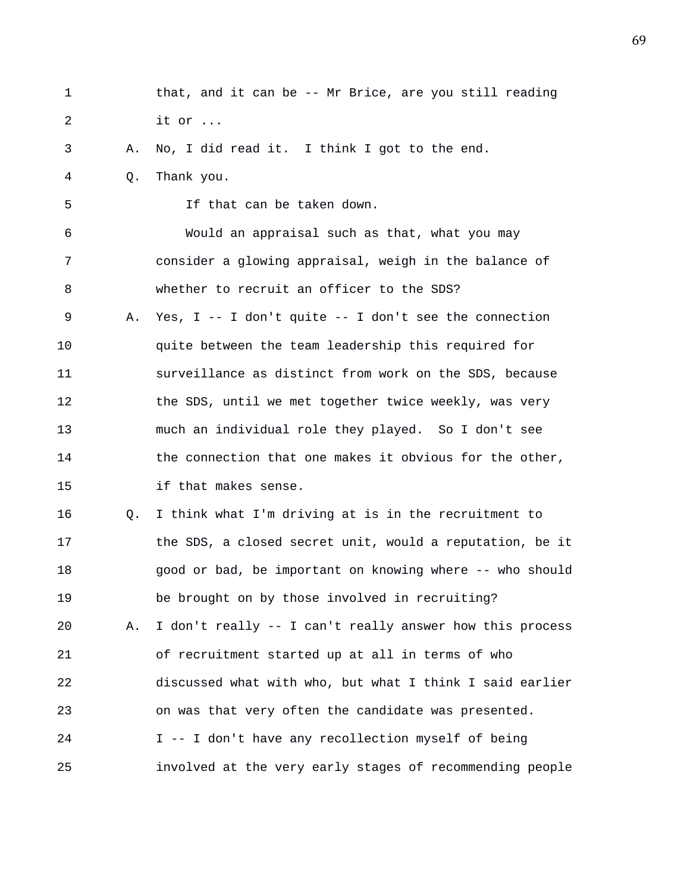that, and it can be -- Mr Brice, are you still reading it or ...

A. No, I did read it. I think I got to the end.

Q. Thank you.

If that can be taken down.

Would an appraisal such as that, what you may consider a glowing appraisal, weigh in the balance of whether to recruit an officer to the SDS?

A. Yes, I -- I don't quite -- I don't see the connection quite between the team leadership this required for surveillance as distinct from work on the SDS, because the SDS, until we met together twice weekly, was very much an individual role they played. So I don't see the connection that one makes it obvious for the other, if that makes sense.

Q. I think what I'm driving at is in the recruitment to the SDS, a closed secret unit, would a reputation, be it good or bad, be important on knowing where -- who should be brought on by those involved in recruiting?

A. I don't really -- I can't really answer how this process of recruitment started up at all in terms of who discussed what with who, but what I think I said earlier on was that very often the candidate was presented. I -- I don't have any recollection myself of being involved at the very early stages of recommending people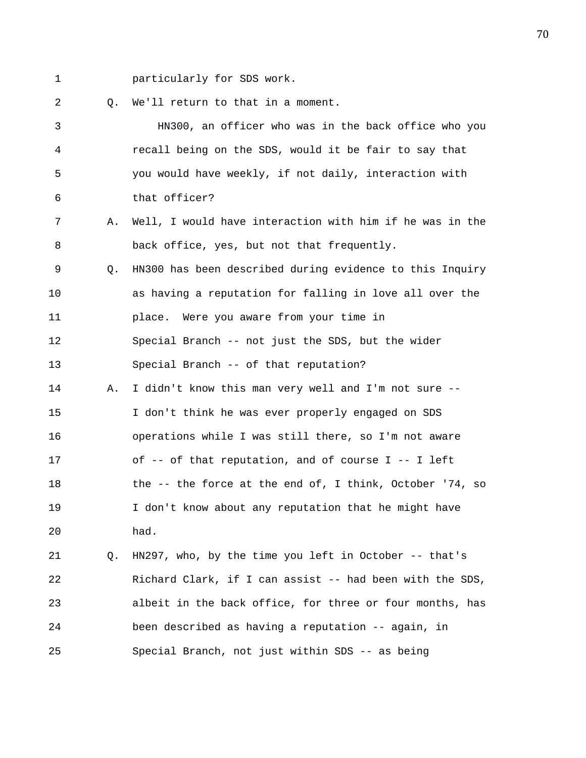particularly for SDS work.

Q. We'll return to that in a moment.

HN300, an officer who was in the back office who you recall being on the SDS, would it be fair to say that you would have weekly, if not daily, interaction with that officer?

A. Well, I would have interaction with him if he was in the back office, yes, but not that frequently.

Q. HN300 has been described during evidence to this Inquiry as having a reputation for falling in love all over the place. Were you aware from your time in Special Branch -- not just the SDS, but the wider Special Branch -- of that reputation?

A. I didn't know this man very well and I'm not sure -- I don't think he was ever properly engaged on SDS operations while I was still there, so I'm not aware of -- of that reputation, and of course I -- I left the -- the force at the end of, I think, October '74, so I don't know about any reputation that he might have had.

Q. HN297, who, by the time you left in October -- that's Richard Clark, if I can assist -- had been with the SDS, albeit in the back office, for three or four months, has been described as having a reputation -- again, in Special Branch, not just within SDS -- as being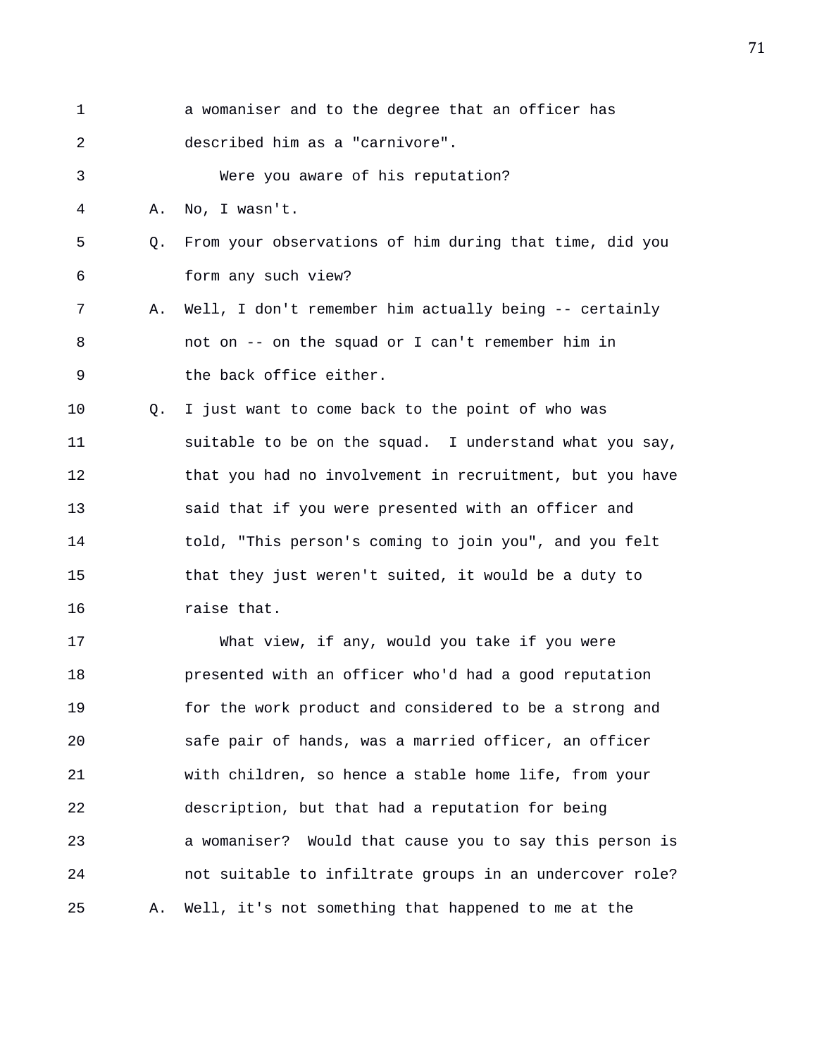a womaniser and to the degree that an officer has described him as a "carnivore".

Were you aware of his reputation?

A. No, I wasn't.

Q. From your observations of him during that time, did you form any such view?

A. Well, I don't remember him actually being -- certainly not on -- on the squad or I can't remember him in the back office either.

Q. I just want to come back to the point of who was suitable to be on the squad. I understand what you say, that you had no involvement in recruitment, but you have said that if you were presented with an officer and told, "This person's coming to join you", and you felt that they just weren't suited, it would be a duty to raise that.

What view, if any, would you take if you were presented with an officer who'd had a good reputation for the work product and considered to be a strong and safe pair of hands, was a married officer, an officer with children, so hence a stable home life, from your description, but that had a reputation for being a womaniser? Would that cause you to say this person is not suitable to infiltrate groups in an undercover role?

A. Well, it's not something that happened to me at the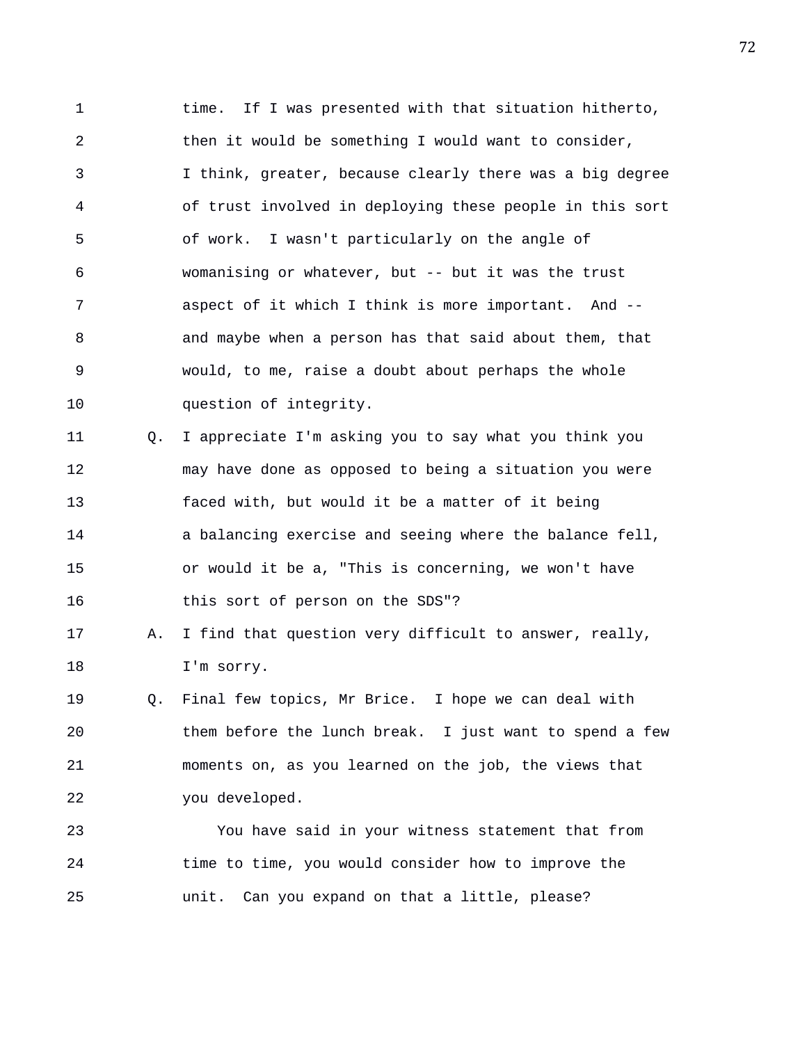1 time. If I was presented with that situation hitherto,
2 then it would be something I would want to consider,
3 I think, greater, because clearly there was a big degree
4 of trust involved in deploying these people in this sort
5 of work. I wasn't particularly on the angle of
6 womanising or whatever, but -- but it was the trust
7 aspect of it which I think is more important. And --
8 and maybe when a person has that said about them, that
9 would, to me, raise a doubt about perhaps the whole
10 question of integrity.

11 Q. I appreciate I'm asking you to say what you think you
12 may have done as opposed to being a situation you were
13 faced with, but would it be a matter of it being
14 a balancing exercise and seeing where the balance fell,
15 or would it be a, "This is concerning, we won't have
16 this sort of person on the SDS"?

17 A. I find that question very difficult to answer, really,
18 I'm sorry.

19 Q. Final few topics, Mr Brice. I hope we can deal with
20 them before the lunch break. I just want to spend a few
21 moments on, as you learned on the job, the views that
22 you developed.

23 You have said in your witness statement that from
24 time to time, you would consider how to improve the
25 unit. Can you expand on that a little, please?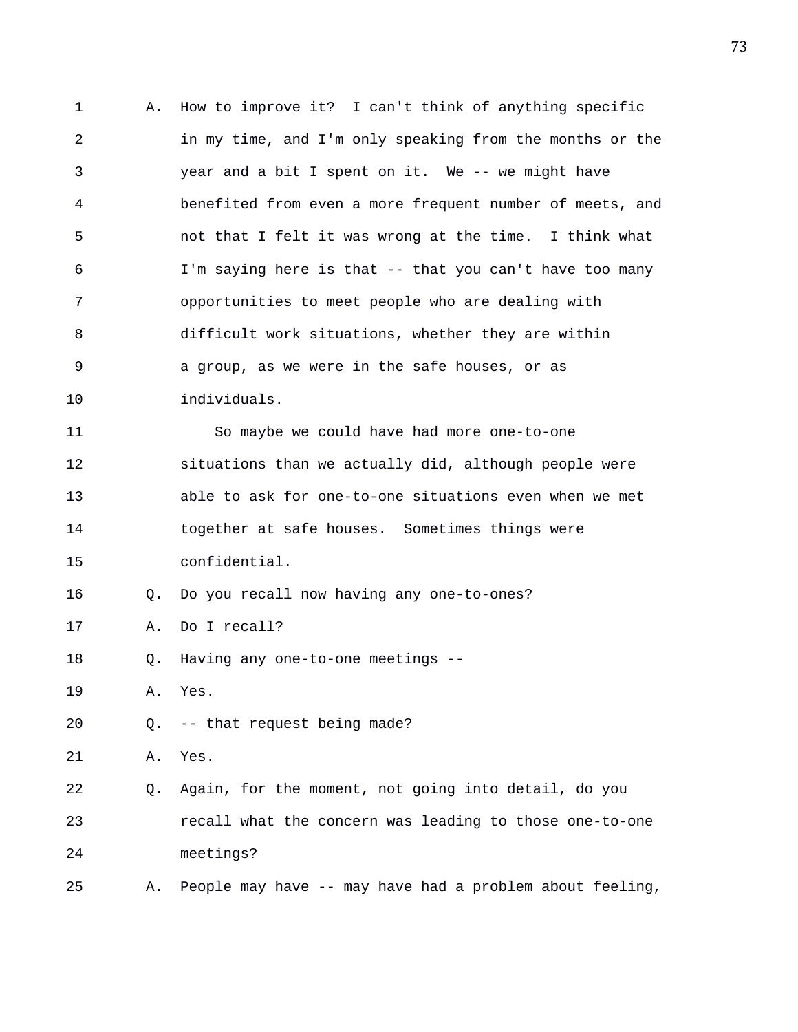A. How to improve it? I can't think of anything specific in my time, and I'm only speaking from the months or the year and a bit I spent on it. We -- we might have benefited from even a more frequent number of meets, and not that I felt it was wrong at the time. I think what I'm saying here is that -- that you can't have too many opportunities to meet people who are dealing with difficult work situations, whether they are within a group, as we were in the safe houses, or as individuals.

So maybe we could have had more one-to-one situations than we actually did, although people were able to ask for one-to-one situations even when we met together at safe houses. Sometimes things were confidential.

Q. Do you recall now having any one-to-ones?

A. Do I recall?

Q. Having any one-to-one meetings --

A. Yes.

Q. -- that request being made?

A. Yes.

Q. Again, for the moment, not going into detail, do you recall what the concern was leading to those one-to-one meetings?

A. People may have -- may have had a problem about feeling,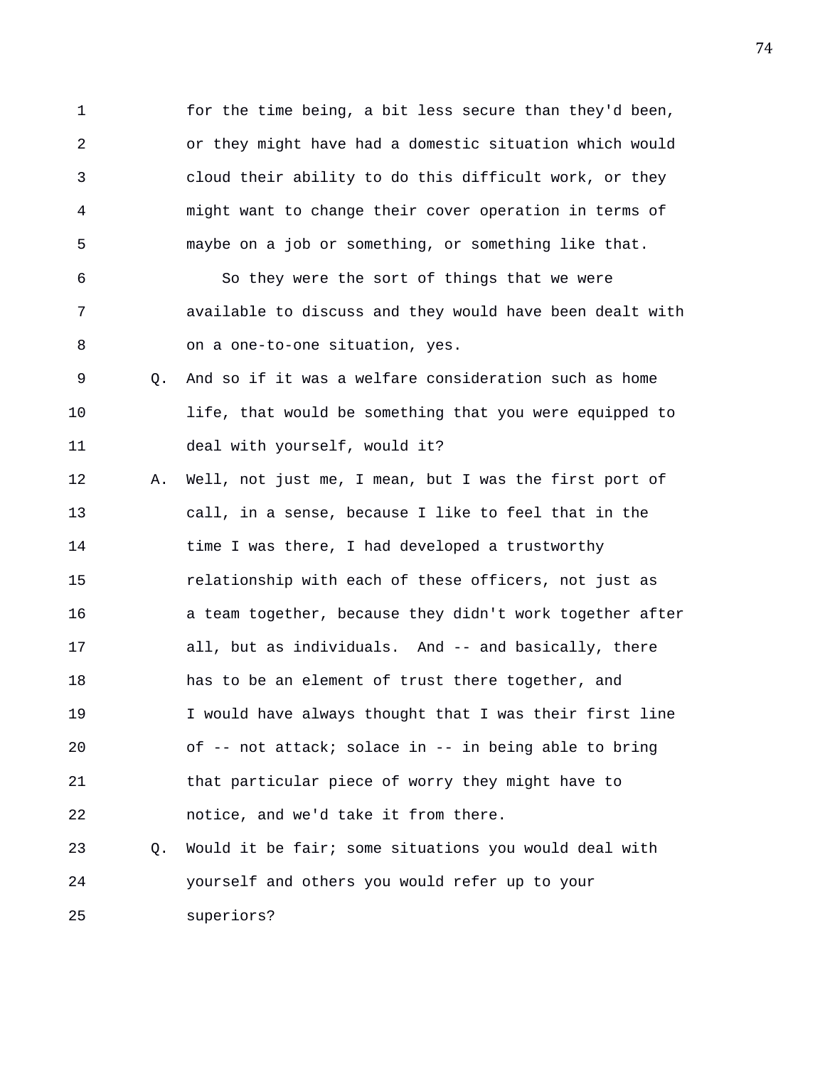for the time being, a bit less secure than they'd been, or they might have had a domestic situation which would cloud their ability to do this difficult work, or they might want to change their cover operation in terms of maybe on a job or something, or something like that.

So they were the sort of things that we were available to discuss and they would have been dealt with on a one-to-one situation, yes.

Q. And so if it was a welfare consideration such as home life, that would be something that you were equipped to deal with yourself, would it?

A. Well, not just me, I mean, but I was the first port of call, in a sense, because I like to feel that in the time I was there, I had developed a trustworthy relationship with each of these officers, not just as a team together, because they didn't work together after all, but as individuals. And -- and basically, there has to be an element of trust there together, and I would have always thought that I was their first line of -- not attack; solace in -- in being able to bring that particular piece of worry they might have to notice, and we'd take it from there.

Q. Would it be fair; some situations you would deal with yourself and others you would refer up to your superiors?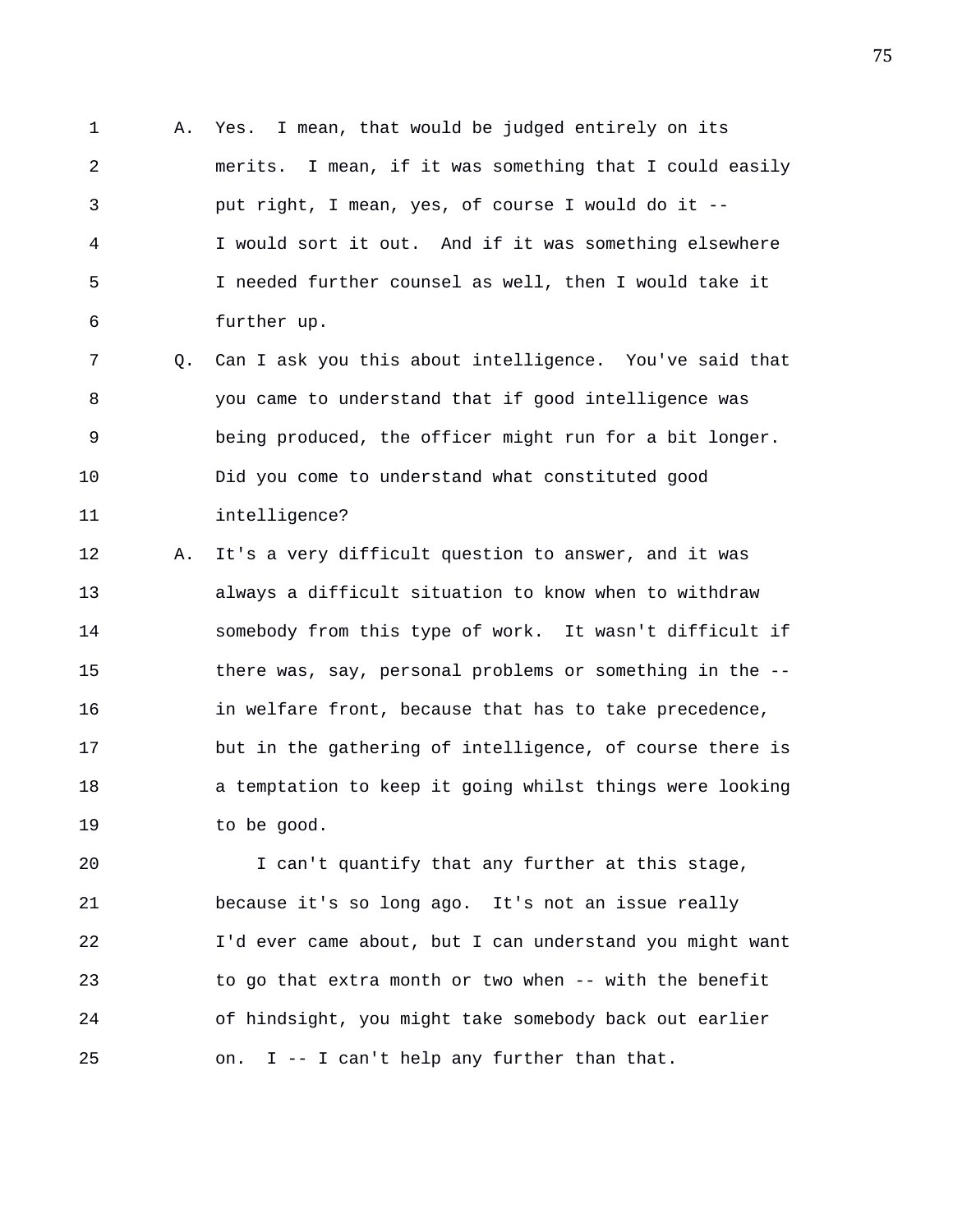A. Yes. I mean, that would be judged entirely on its merits. I mean, if it was something that I could easily put right, I mean, yes, of course I would do it -- I would sort it out. And if it was something elsewhere I needed further counsel as well, then I would take it further up.

Q. Can I ask you this about intelligence. You've said that you came to understand that if good intelligence was being produced, the officer might run for a bit longer. Did you come to understand what constituted good intelligence?

A. It's a very difficult question to answer, and it was always a difficult situation to know when to withdraw somebody from this type of work. It wasn't difficult if there was, say, personal problems or something in the -- in welfare front, because that has to take precedence, but in the gathering of intelligence, of course there is a temptation to keep it going whilst things were looking to be good.

I can't quantify that any further at this stage, because it's so long ago. It's not an issue really I'd ever came about, but I can understand you might want to go that extra month or two when -- with the benefit of hindsight, you might take somebody back out earlier on. I -- I can't help any further than that.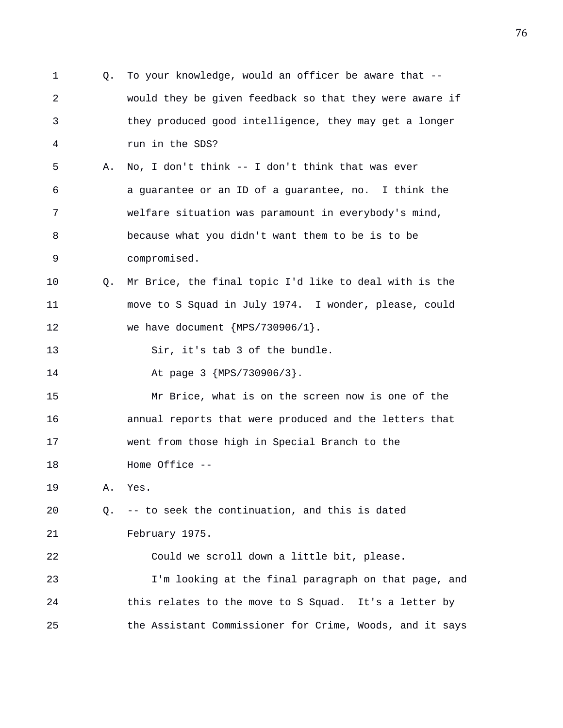Q. To your knowledge, would an officer be aware that -- would they be given feedback so that they were aware if they produced good intelligence, they may get a longer run in the SDS?

A. No, I don't think -- I don't think that was ever a guarantee or an ID of a guarantee, no. I think the welfare situation was paramount in everybody's mind, because what you didn't want them to be is to be compromised.

Q. Mr Brice, the final topic I'd like to deal with is the move to S Squad in July 1974. I wonder, please, could we have document {MPS/730906/1}.

Sir, it's tab 3 of the bundle.

At page 3 {MPS/730906/3}.

Mr Brice, what is on the screen now is one of the annual reports that were produced and the letters that went from those high in Special Branch to the Home Office --

A. Yes.

Q. -- to seek the continuation, and this is dated February 1975.

Could we scroll down a little bit, please.

I'm looking at the final paragraph on that page, and this relates to the move to S Squad. It's a letter by the Assistant Commissioner for Crime, Woods, and it says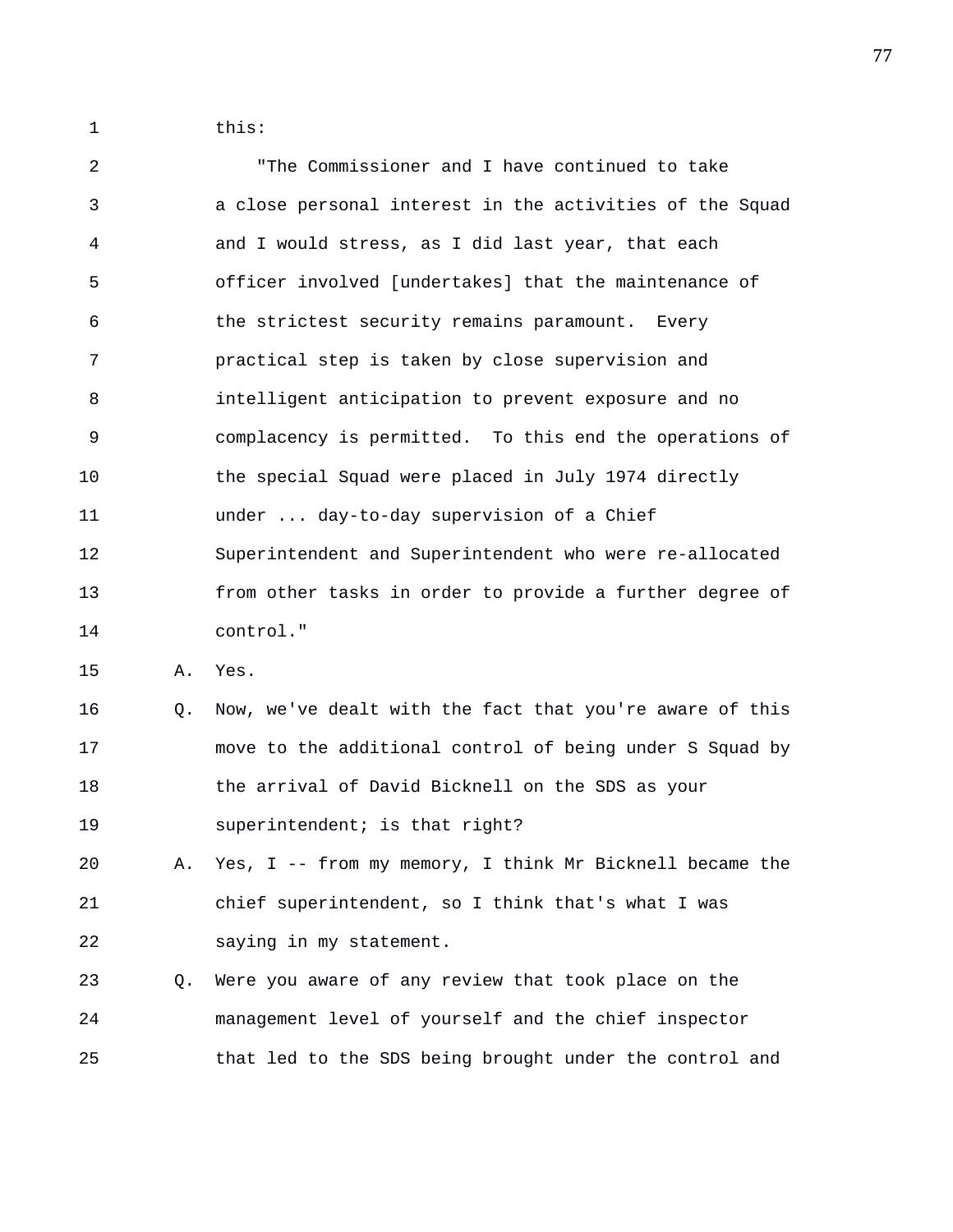this:

"The Commissioner and I have continued to take a close personal interest in the activities of the Squad and I would stress, as I did last year, that each officer involved [undertakes] that the maintenance of the strictest security remains paramount. Every practical step is taken by close supervision and intelligent anticipation to prevent exposure and no complacency is permitted. To this end the operations of the special Squad were placed in July 1974 directly under ... day-to-day supervision of a Chief Superintendent and Superintendent who were re-allocated from other tasks in order to provide a further degree of control."

A. Yes.

Q. Now, we've dealt with the fact that you're aware of this move to the additional control of being under S Squad by the arrival of David Bicknell on the SDS as your superintendent; is that right?

A. Yes, I -- from my memory, I think Mr Bicknell became the chief superintendent, so I think that's what I was saying in my statement.

Q. Were you aware of any review that took place on the management level of yourself and the chief inspector that led to the SDS being brought under the control and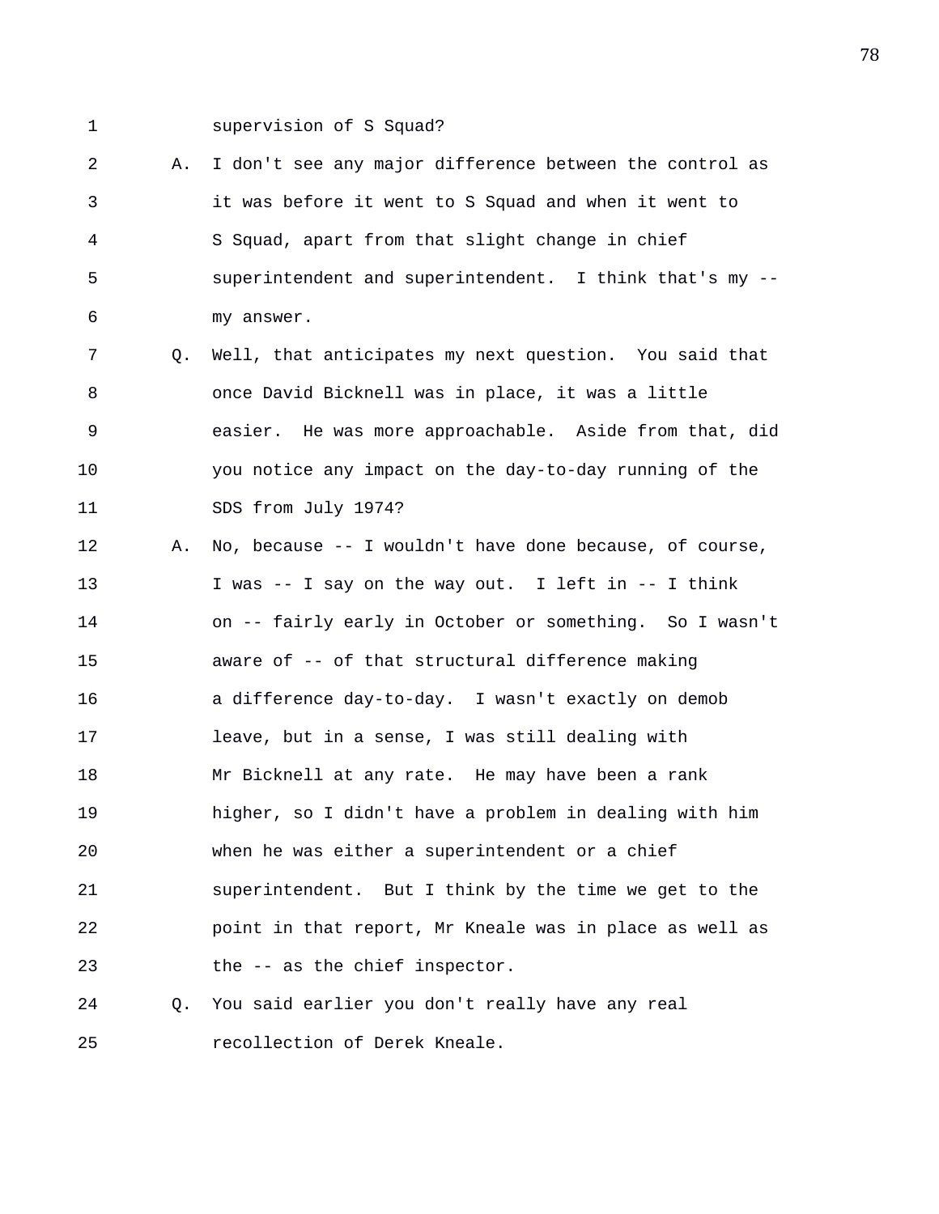1 supervision of S Squad?

2 A. I don't see any major difference between the control as

3 it was before it went to S Squad and when it went to

4 S Squad, apart from that slight change in chief

5 superintendent and superintendent. I think that's my --

6 my answer.

7 Q. Well, that anticipates my next question. You said that

8 once David Bicknell was in place, it was a little

9 easier. He was more approachable. Aside from that, did

10 you notice any impact on the day-to-day running of the

11 SDS from July 1974?

12 A. No, because -- I wouldn't have done because, of course,

13 I was -- I say on the way out. I left in -- I think

14 on -- fairly early in October or something. So I wasn't

15 aware of -- of that structural difference making

16 a difference day-to-day. I wasn't exactly on demob

17 leave, but in a sense, I was still dealing with

18 Mr Bicknell at any rate. He may have been a rank

19 higher, so I didn't have a problem in dealing with him

20 when he was either a superintendent or a chief

21 superintendent. But I think by the time we get to the

22 point in that report, Mr Kneale was in place as well as

23 the -- as the chief inspector.

24 Q. You said earlier you don't really have any real

25 recollection of Derek Kneale.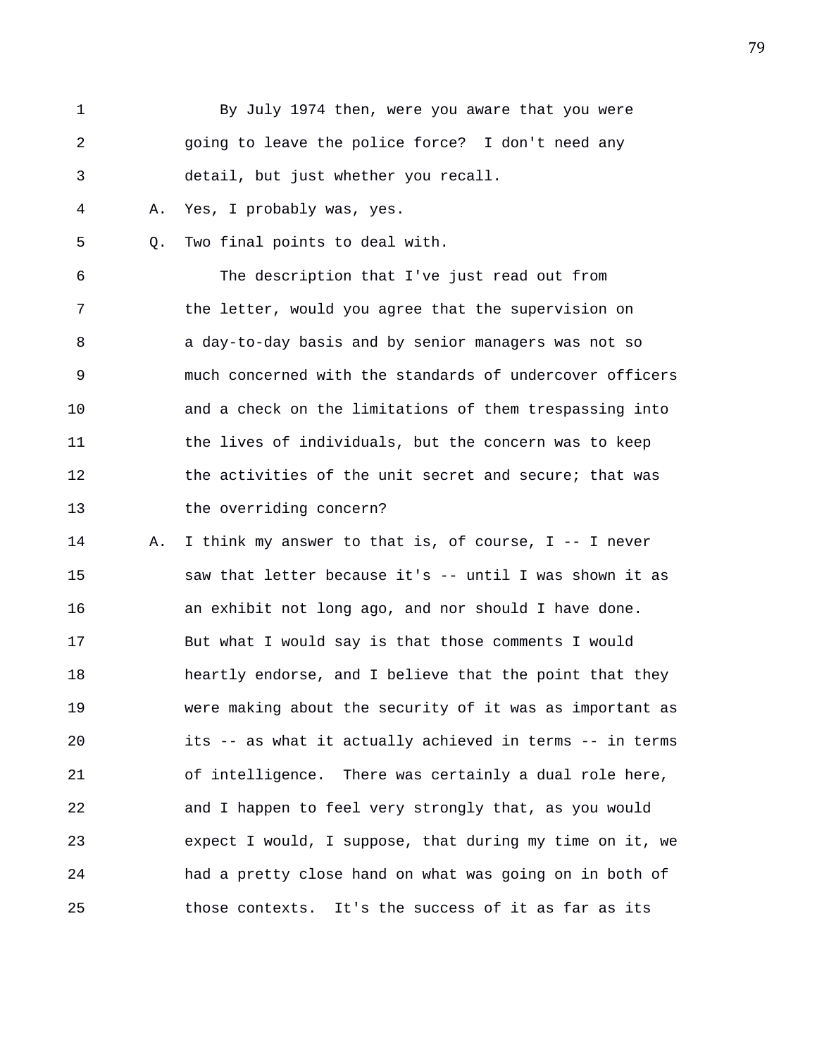By July 1974 then, were you aware that you were going to leave the police force? I don't need any detail, but just whether you recall.

A. Yes, I probably was, yes.

Q. Two final points to deal with.

The description that I've just read out from the letter, would you agree that the supervision on a day-to-day basis and by senior managers was not so much concerned with the standards of undercover officers and a check on the limitations of them trespassing into the lives of individuals, but the concern was to keep the activities of the unit secret and secure; that was the overriding concern?

A. I think my answer to that is, of course, I -- I never saw that letter because it's -- until I was shown it as an exhibit not long ago, and nor should I have done. But what I would say is that those comments I would heartily endorse, and I believe that the point that they were making about the security of it was as important as its -- as what it actually achieved in terms -- in terms of intelligence. There was certainly a dual role here, and I happen to feel very strongly that, as you would expect I would, I suppose, that during my time on it, we had a pretty close hand on what was going on in both of those contexts. It's the success of it as far as its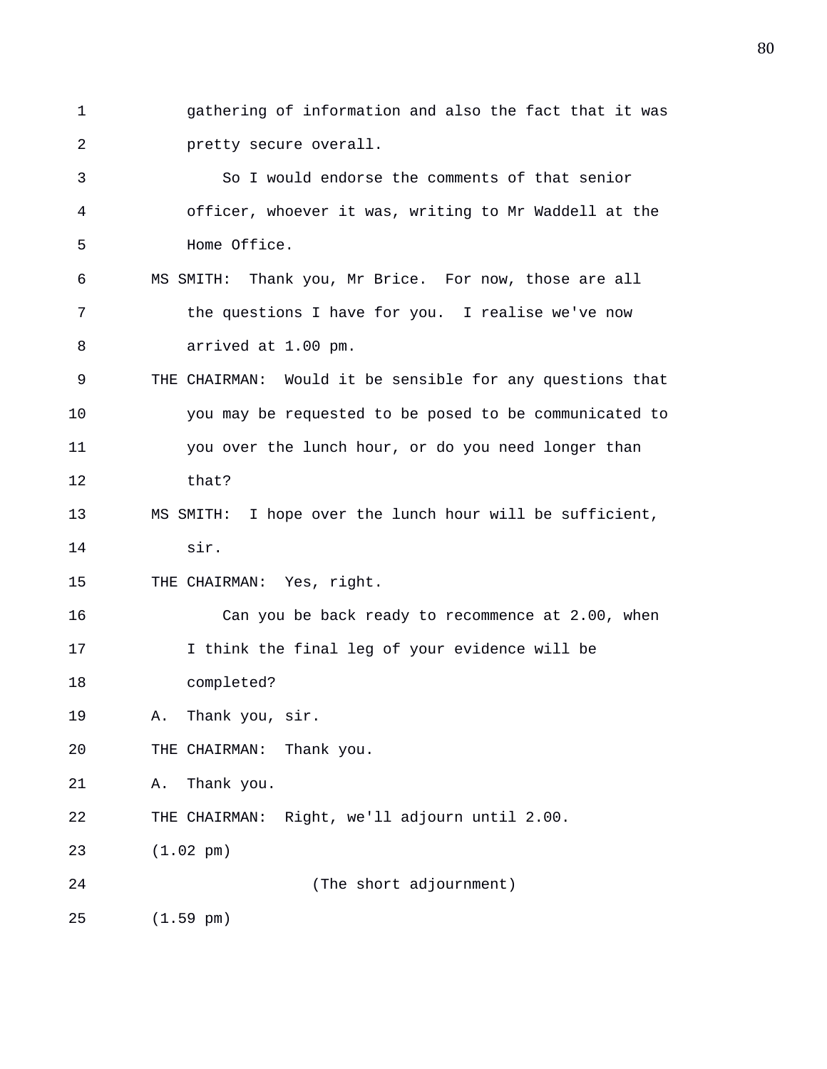gathering of information and also the fact that it was pretty secure overall.

So I would endorse the comments of that senior officer, whoever it was, writing to Mr Waddell at the Home Office.

MS SMITH: Thank you, Mr Brice. For now, those are all the questions I have for you. I realise we've now arrived at 1.00 pm.

THE CHAIRMAN: Would it be sensible for any questions that you may be requested to be posed to be communicated to you over the lunch hour, or do you need longer than that?

MS SMITH: I hope over the lunch hour will be sufficient, sir.

THE CHAIRMAN: Yes, right.

Can you be back ready to recommence at 2.00, when I think the final leg of your evidence will be completed?

A. Thank you, sir.

THE CHAIRMAN: Thank you.

A. Thank you.

THE CHAIRMAN: Right, we'll adjourn until 2.00.

(1.02 pm)

(The short adjournment)

(1.59 pm)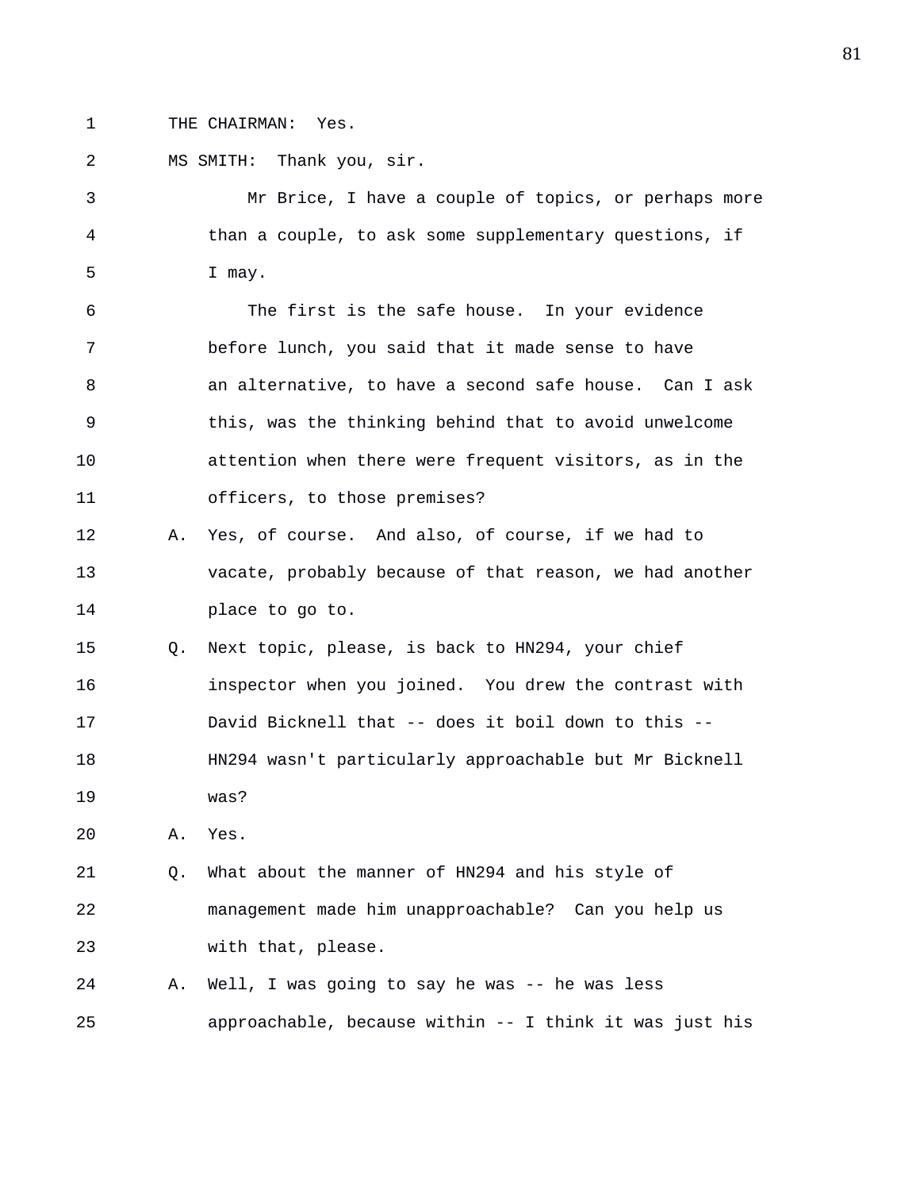1 THE CHAIRMAN: Yes.

2 MS SMITH: Thank you, sir.

3 Mr Brice, I have a couple of topics, or perhaps more
4 than a couple, to ask some supplementary questions, if
5 I may.

6 The first is the safe house. In your evidence
7 before lunch, you said that it made sense to have
8 an alternative, to have a second safe house. Can I ask
9 this, was the thinking behind that to avoid unwelcome
10 attention when there were frequent visitors, as in the
11 officers, to those premises?

12 A. Yes, of course. And also, of course, if we had to
13 vacate, probably because of that reason, we had another
14 place to go to.

15 Q. Next topic, please, is back to HN294, your chief
16 inspector when you joined. You drew the contrast with
17 David Bicknell that -- does it boil down to this --
18 HN294 wasn't particularly approachable but Mr Bicknell
19 was?

20 A. Yes.

21 Q. What about the manner of HN294 and his style of
22 management made him unapproachable? Can you help us
23 with that, please.

24 A. Well, I was going to say he was -- he was less
25 approachable, because within -- I think it was just his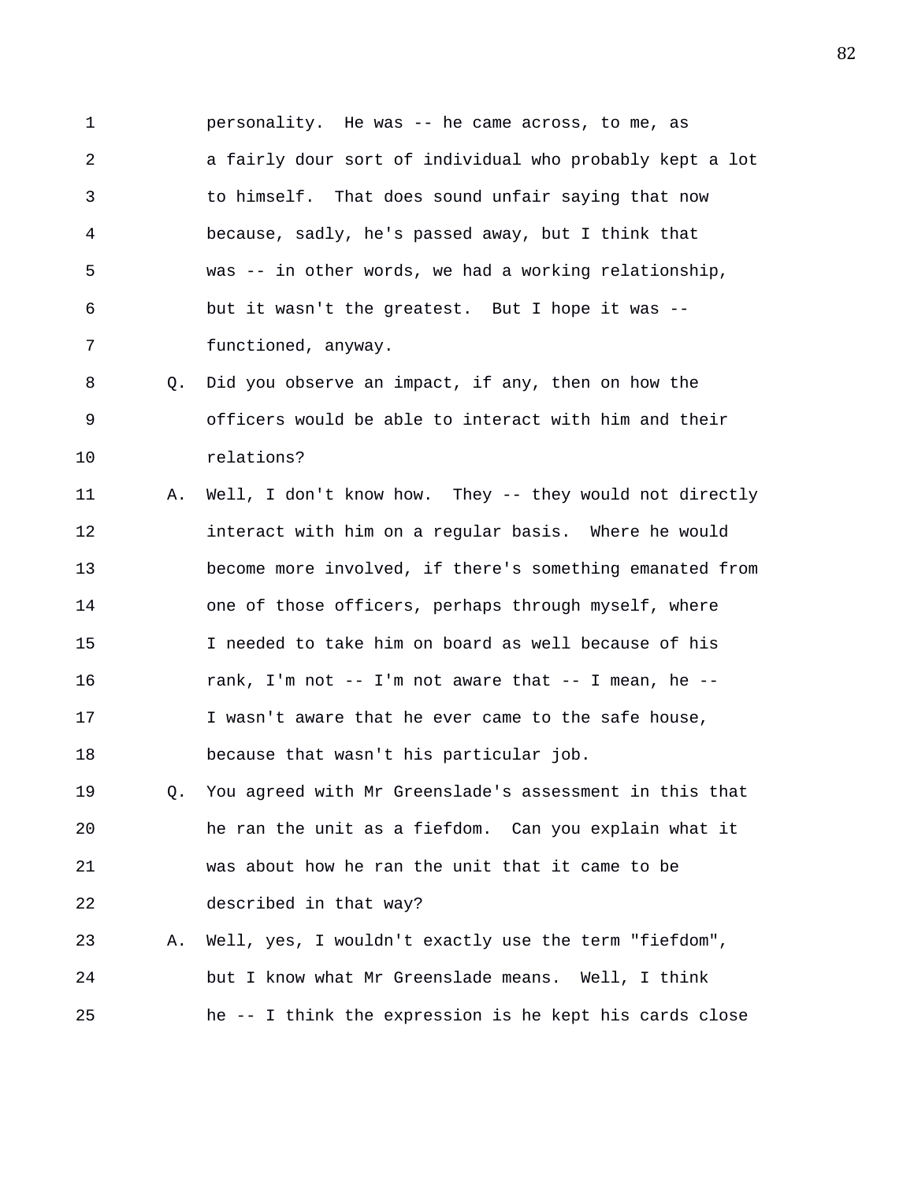1 personality. He was -- he came across, to me, as
2 a fairly dour sort of individual who probably kept a lot
3 to himself. That does sound unfair saying that now
4 because, sadly, he's passed away, but I think that
5 was -- in other words, we had a working relationship,
6 but it wasn't the greatest. But I hope it was --
7 functioned, anyway.

8 Q. Did you observe an impact, if any, then on how the
9 officers would be able to interact with him and their
10 relations?

11 A. Well, I don't know how. They -- they would not directly
12 interact with him on a regular basis. Where he would
13 become more involved, if there's something emanated from
14 one of those officers, perhaps through myself, where
15 I needed to take him on board as well because of his
16 rank, I'm not -- I'm not aware that -- I mean, he --
17 I wasn't aware that he ever came to the safe house,
18 because that wasn't his particular job.

19 Q. You agreed with Mr Greenslade's assessment in this that
20 he ran the unit as a fiefdom. Can you explain what it
21 was about how he ran the unit that it came to be
22 described in that way?

23 A. Well, yes, I wouldn't exactly use the term "fiefdom",
24 but I know what Mr Greenslade means. Well, I think
25 he -- I think the expression is he kept his cards close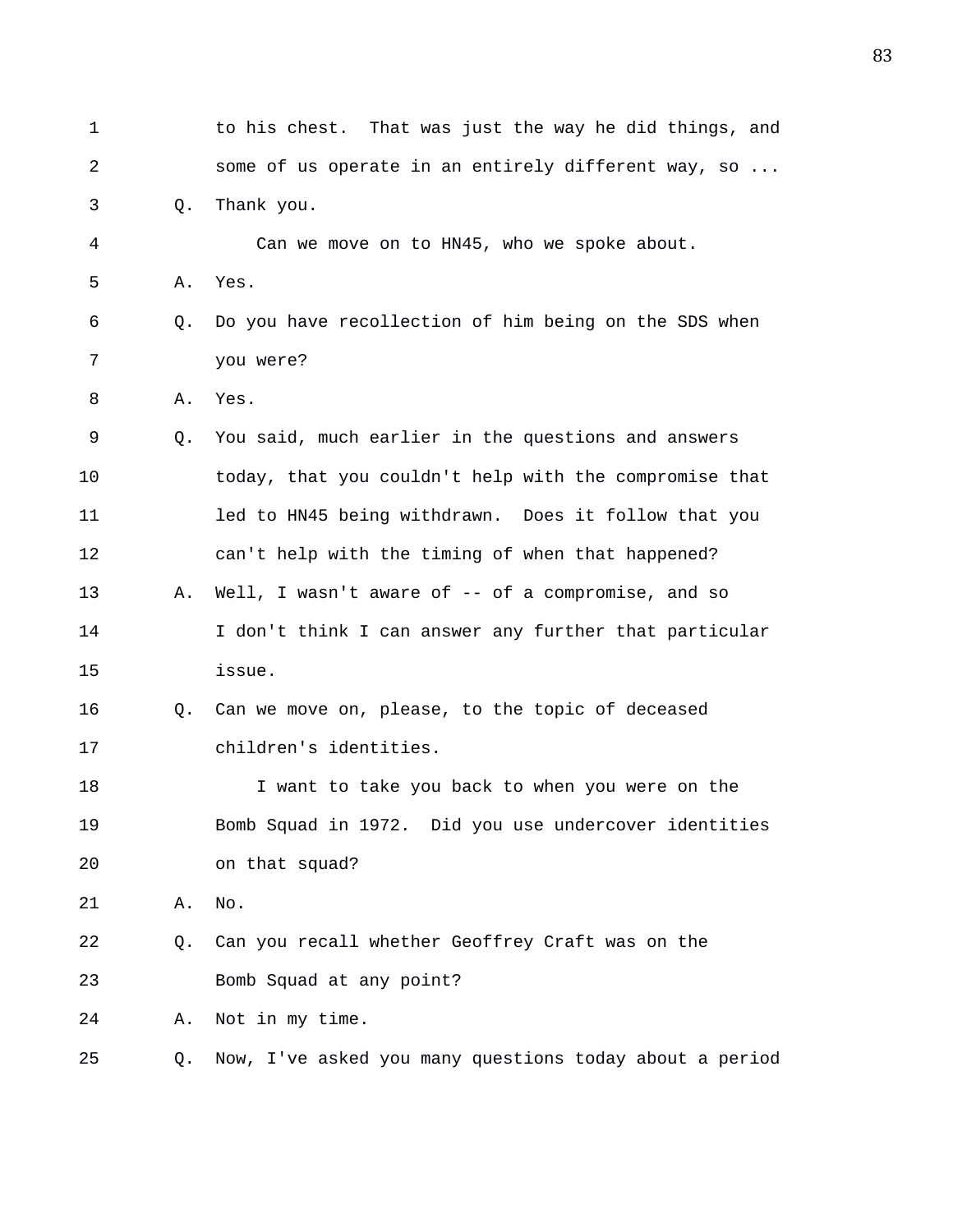1 to his chest. That was just the way he did things, and
2 some of us operate in an entirely different way, so ...
3 Q. Thank you.
4 Can we move on to HN45, who we spoke about.
5 A. Yes.
6 Q. Do you have recollection of him being on the SDS when
7 you were?
8 A. Yes.
9 Q. You said, much earlier in the questions and answers
10 today, that you couldn't help with the compromise that
11 led to HN45 being withdrawn. Does it follow that you
12 can't help with the timing of when that happened?
13 A. Well, I wasn't aware of -- of a compromise, and so
14 I don't think I can answer any further that particular
15 issue.
16 Q. Can we move on, please, to the topic of deceased
17 children's identities.
18 I want to take you back to when you were on the
19 Bomb Squad in 1972. Did you use undercover identities
20 on that squad?
21 A. No.
22 Q. Can you recall whether Geoffrey Craft was on the
23 Bomb Squad at any point?
24 A. Not in my time.
25 Q. Now, I've asked you many questions today about a period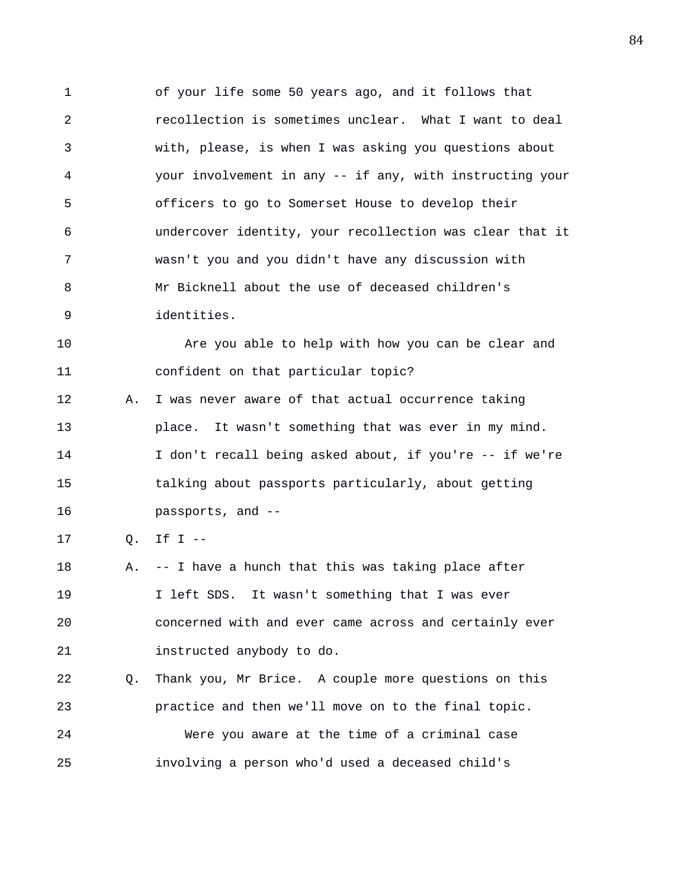of your life some 50 years ago, and it follows that recollection is sometimes unclear. What I want to deal with, please, is when I was asking you questions about your involvement in any -- if any, with instructing your officers to go to Somerset House to develop their undercover identity, your recollection was clear that it wasn't you and you didn't have any discussion with Mr Bicknell about the use of deceased children's identities.

Are you able to help with how you can be clear and confident on that particular topic?

A. I was never aware of that actual occurrence taking place. It wasn't something that was ever in my mind. I don't recall being asked about, if you're -- if we're talking about passports particularly, about getting passports, and --

Q. If I --

A. -- I have a hunch that this was taking place after I left SDS. It wasn't something that I was ever concerned with and ever came across and certainly ever instructed anybody to do.

Q. Thank you, Mr Brice. A couple more questions on this practice and then we'll move on to the final topic.

Were you aware at the time of a criminal case involving a person who'd used a deceased child's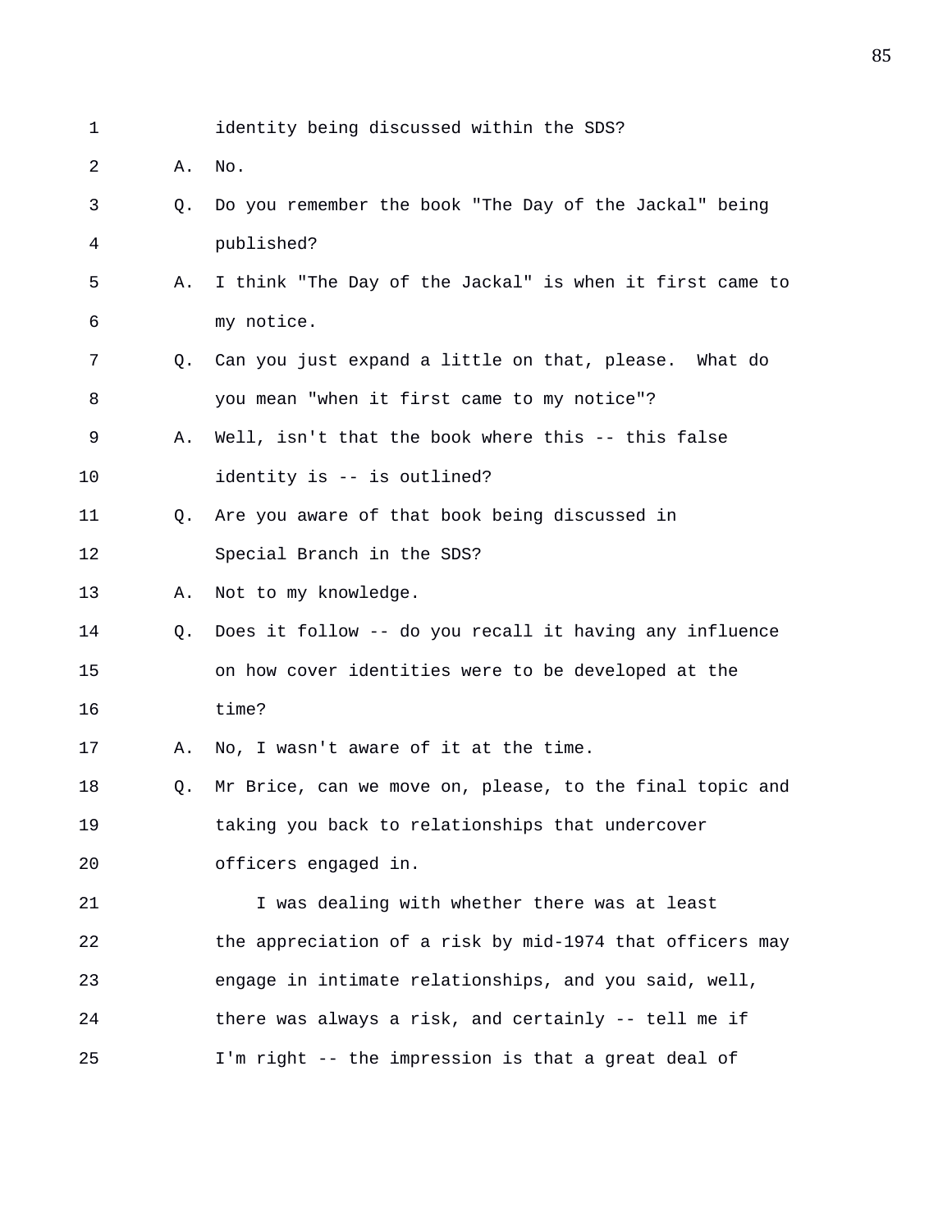identity being discussed within the SDS?

A. No.

Q. Do you remember the book "The Day of the Jackal" being published?

A. I think "The Day of the Jackal" is when it first came to my notice.

Q. Can you just expand a little on that, please. What do you mean "when it first came to my notice"?

A. Well, isn't that the book where this -- this false identity is -- is outlined?

Q. Are you aware of that book being discussed in Special Branch in the SDS?

A. Not to my knowledge.

Q. Does it follow -- do you recall it having any influence on how cover identities were to be developed at the time?

A. No, I wasn't aware of it at the time.

Q. Mr Brice, can we move on, please, to the final topic and taking you back to relationships that undercover officers engaged in.

I was dealing with whether there was at least the appreciation of a risk by mid-1974 that officers may engage in intimate relationships, and you said, well, there was always a risk, and certainly -- tell me if I'm right -- the impression is that a great deal of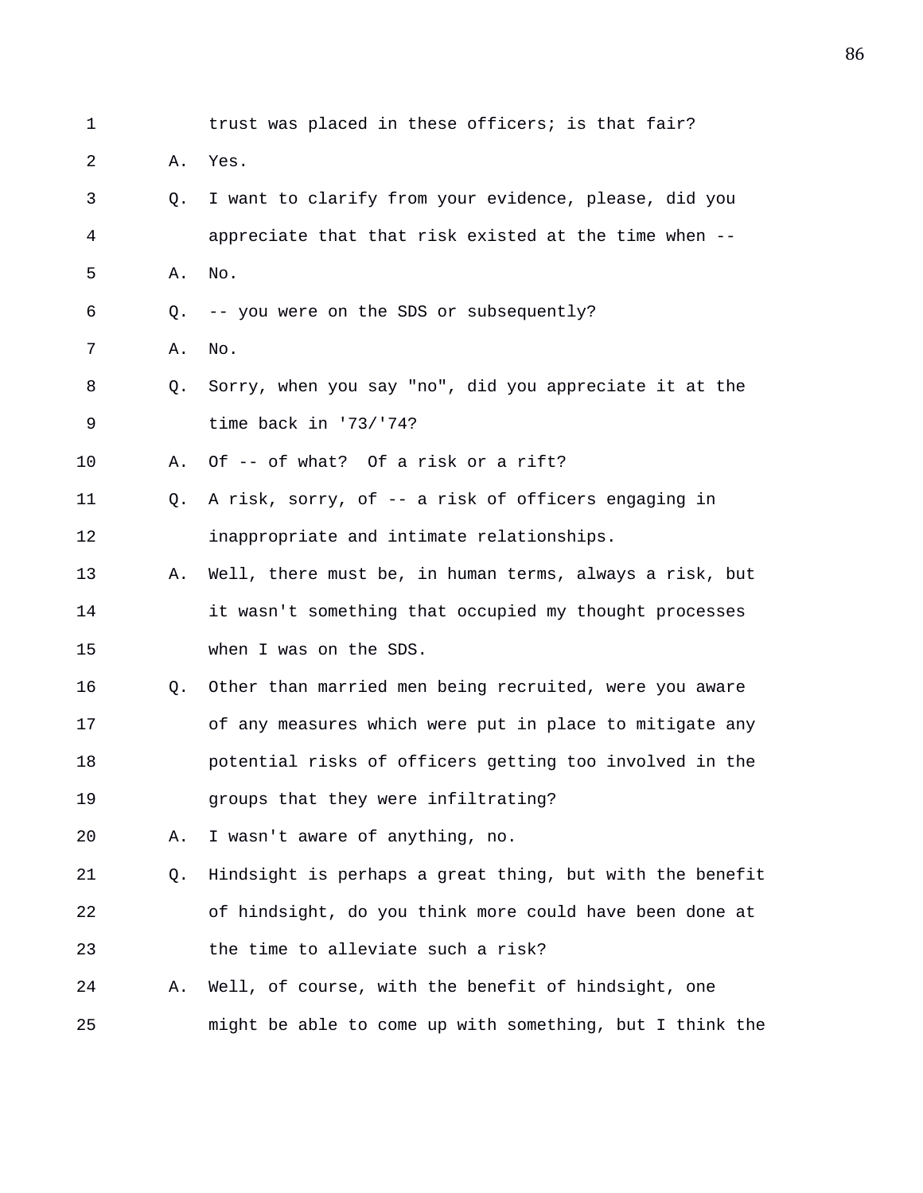1 trust was placed in these officers; is that fair?

2 A. Yes.

3 Q. I want to clarify from your evidence, please, did you

4 appreciate that that risk existed at the time when --

5 A. No.

6 Q. -- you were on the SDS or subsequently?

7 A. No.

8 Q. Sorry, when you say "no", did you appreciate it at the

9 time back in '73/'74?

10 A. Of -- of what? Of a risk or a rift?

11 Q. A risk, sorry, of -- a risk of officers engaging in

12 inappropriate and intimate relationships.

13 A. Well, there must be, in human terms, always a risk, but

14 it wasn't something that occupied my thought processes

15 when I was on the SDS.

16 Q. Other than married men being recruited, were you aware

17 of any measures which were put in place to mitigate any

18 potential risks of officers getting too involved in the

19 groups that they were infiltrating?

20 A. I wasn't aware of anything, no.

21 Q. Hindsight is perhaps a great thing, but with the benefit

22 of hindsight, do you think more could have been done at

23 the time to alleviate such a risk?

24 A. Well, of course, with the benefit of hindsight, one

25 might be able to come up with something, but I think the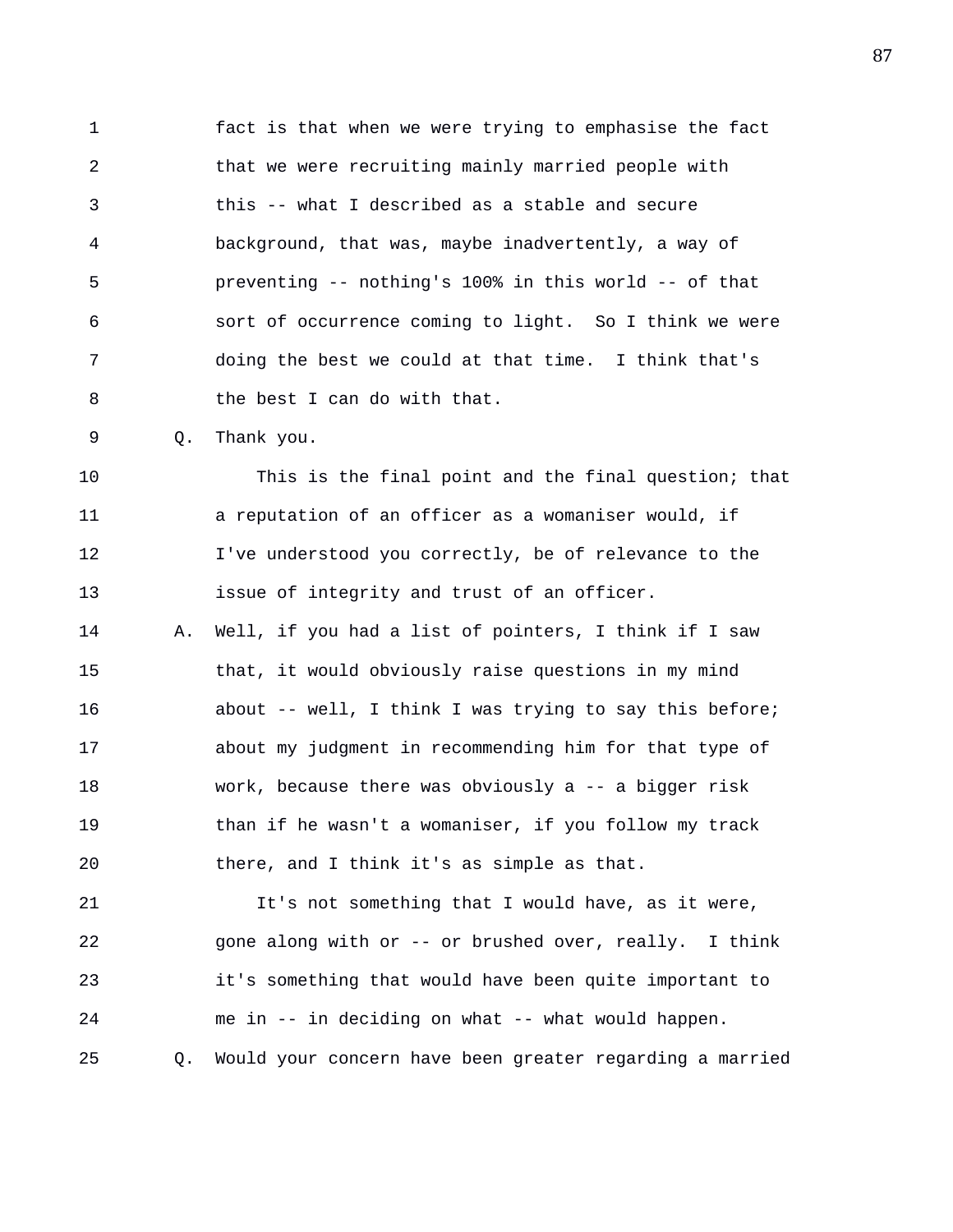fact is that when we were trying to emphasise the fact that we were recruiting mainly married people with this -- what I described as a stable and secure background, that was, maybe inadvertently, a way of preventing -- nothing's 100% in this world -- of that sort of occurrence coming to light. So I think we were doing the best we could at that time. I think that's the best I can do with that.

Q. Thank you.

This is the final point and the final question; that a reputation of an officer as a womaniser would, if I've understood you correctly, be of relevance to the issue of integrity and trust of an officer.

A. Well, if you had a list of pointers, I think if I saw that, it would obviously raise questions in my mind about -- well, I think I was trying to say this before; about my judgment in recommending him for that type of work, because there was obviously a -- a bigger risk than if he wasn't a womaniser, if you follow my track there, and I think it's as simple as that.

It's not something that I would have, as it were, gone along with or -- or brushed over, really. I think it's something that would have been quite important to me in -- in deciding on what -- what would happen.

Q. Would your concern have been greater regarding a married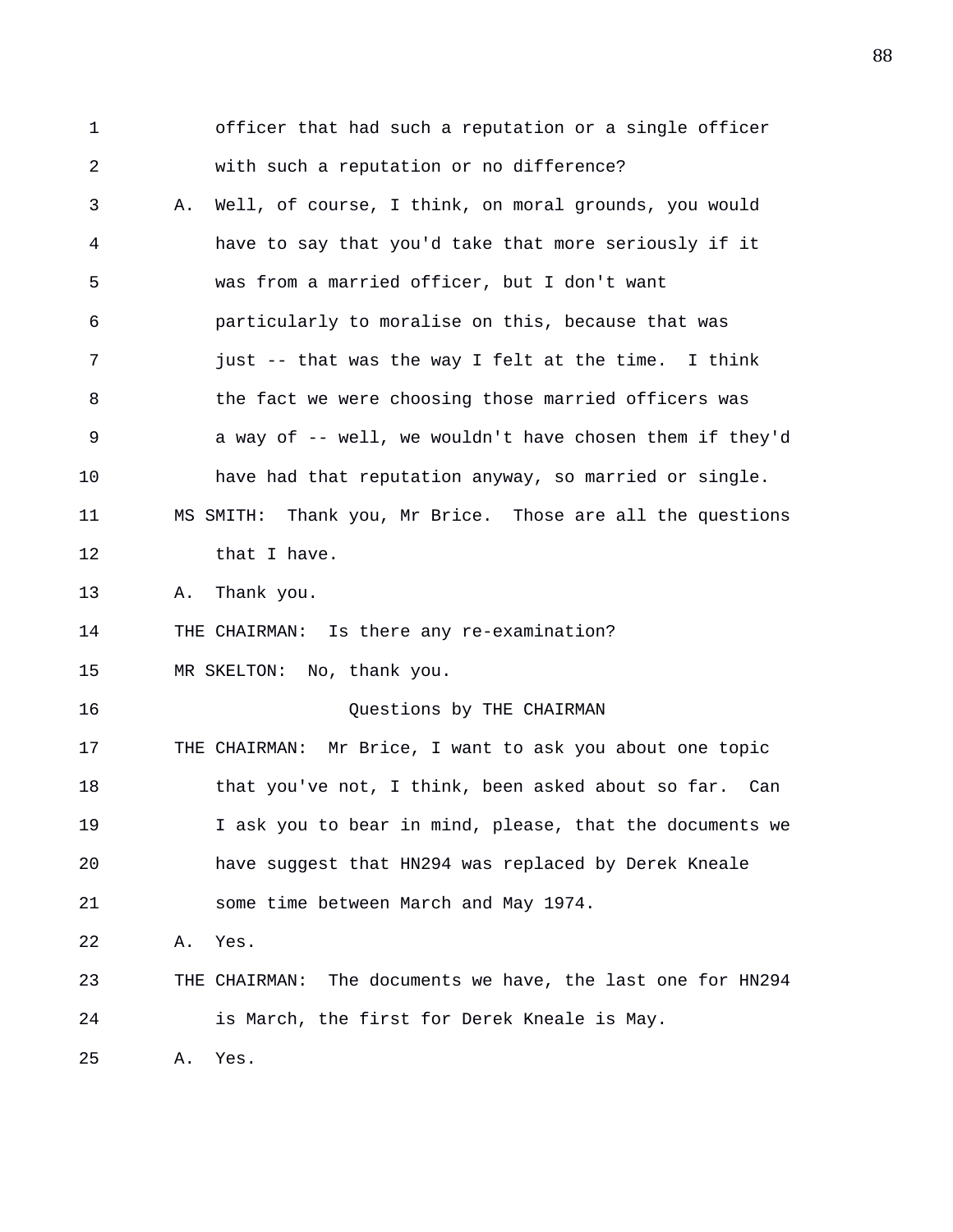officer that had such a reputation or a single officer with such a reputation or no difference?

A. Well, of course, I think, on moral grounds, you would have to say that you'd take that more seriously if it was from a married officer, but I don't want particularly to moralise on this, because that was just -- that was the way I felt at the time. I think the fact we were choosing those married officers was a way of -- well, we wouldn't have chosen them if they'd have had that reputation anyway, so married or single.

MS SMITH: Thank you, Mr Brice. Those are all the questions that I have.

A. Thank you.

THE CHAIRMAN: Is there any re-examination?

MR SKELTON: No, thank you.

Questions by THE CHAIRMAN

THE CHAIRMAN: Mr Brice, I want to ask you about one topic that you've not, I think, been asked about so far. Can I ask you to bear in mind, please, that the documents we have suggest that HN294 was replaced by Derek Kneale some time between March and May 1974.

A. Yes.

THE CHAIRMAN: The documents we have, the last one for HN294 is March, the first for Derek Kneale is May.

A. Yes.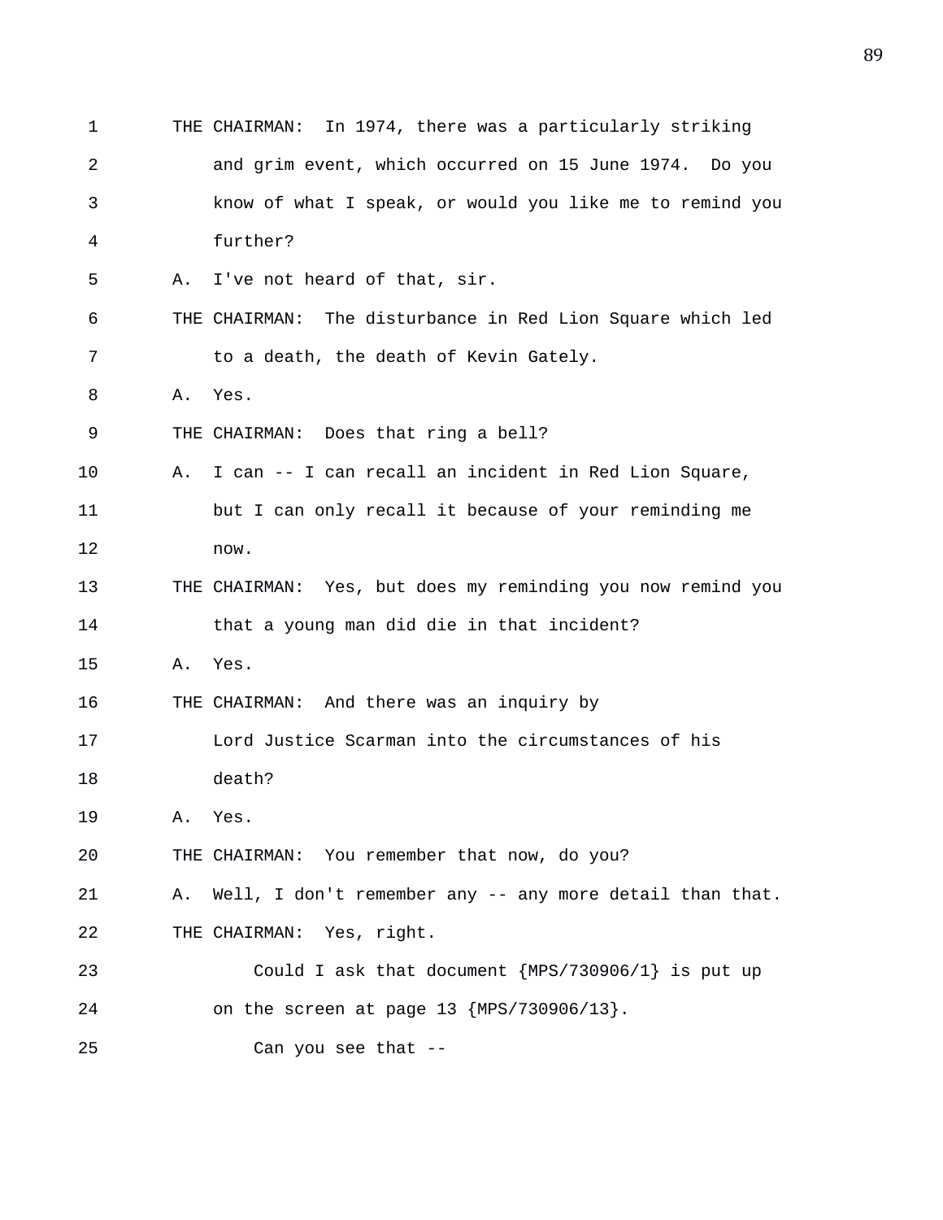THE CHAIRMAN: In 1974, there was a particularly striking and grim event, which occurred on 15 June 1974. Do you know of what I speak, or would you like me to remind you further?

A. I've not heard of that, sir.

THE CHAIRMAN: The disturbance in Red Lion Square which led to a death, the death of Kevin Gately.

A. Yes.

THE CHAIRMAN: Does that ring a bell?

A. I can -- I can recall an incident in Red Lion Square, but I can only recall it because of your reminding me now.

THE CHAIRMAN: Yes, but does my reminding you now remind you that a young man did die in that incident?

A. Yes.

THE CHAIRMAN: And there was an inquiry by Lord Justice Scarman into the circumstances of his death?

A. Yes.

THE CHAIRMAN: You remember that now, do you?

A. Well, I don't remember any -- any more detail than that.

THE CHAIRMAN: Yes, right.

Could I ask that document {MPS/730906/1} is put up on the screen at page 13 {MPS/730906/13}.

Can you see that --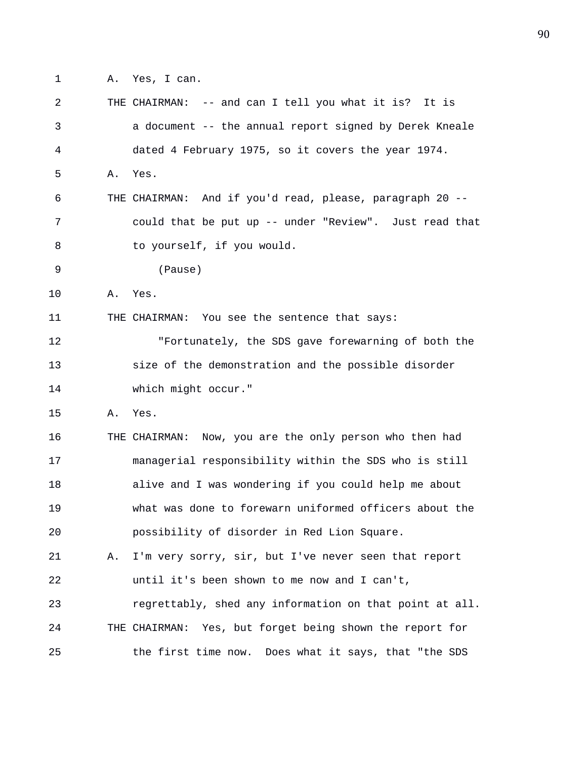A. Yes, I can.

THE CHAIRMAN: -- and can I tell you what it is? It is a document -- the annual report signed by Derek Kneale dated 4 February 1975, so it covers the year 1974.

A. Yes.

THE CHAIRMAN: And if you'd read, please, paragraph 20 -- could that be put up -- under "Review". Just read that to yourself, if you would.

(Pause)

A. Yes.

THE CHAIRMAN: You see the sentence that says:

"Fortunately, the SDS gave forewarning of both the size of the demonstration and the possible disorder which might occur."

A. Yes.

THE CHAIRMAN: Now, you are the only person who then had managerial responsibility within the SDS who is still alive and I was wondering if you could help me about what was done to forewarn uniformed officers about the possibility of disorder in Red Lion Square.

A. I'm very sorry, sir, but I've never seen that report until it's been shown to me now and I can't, regrettably, shed any information on that point at all.

THE CHAIRMAN: Yes, but forget being shown the report for the first time now. Does what it says, that "the SDS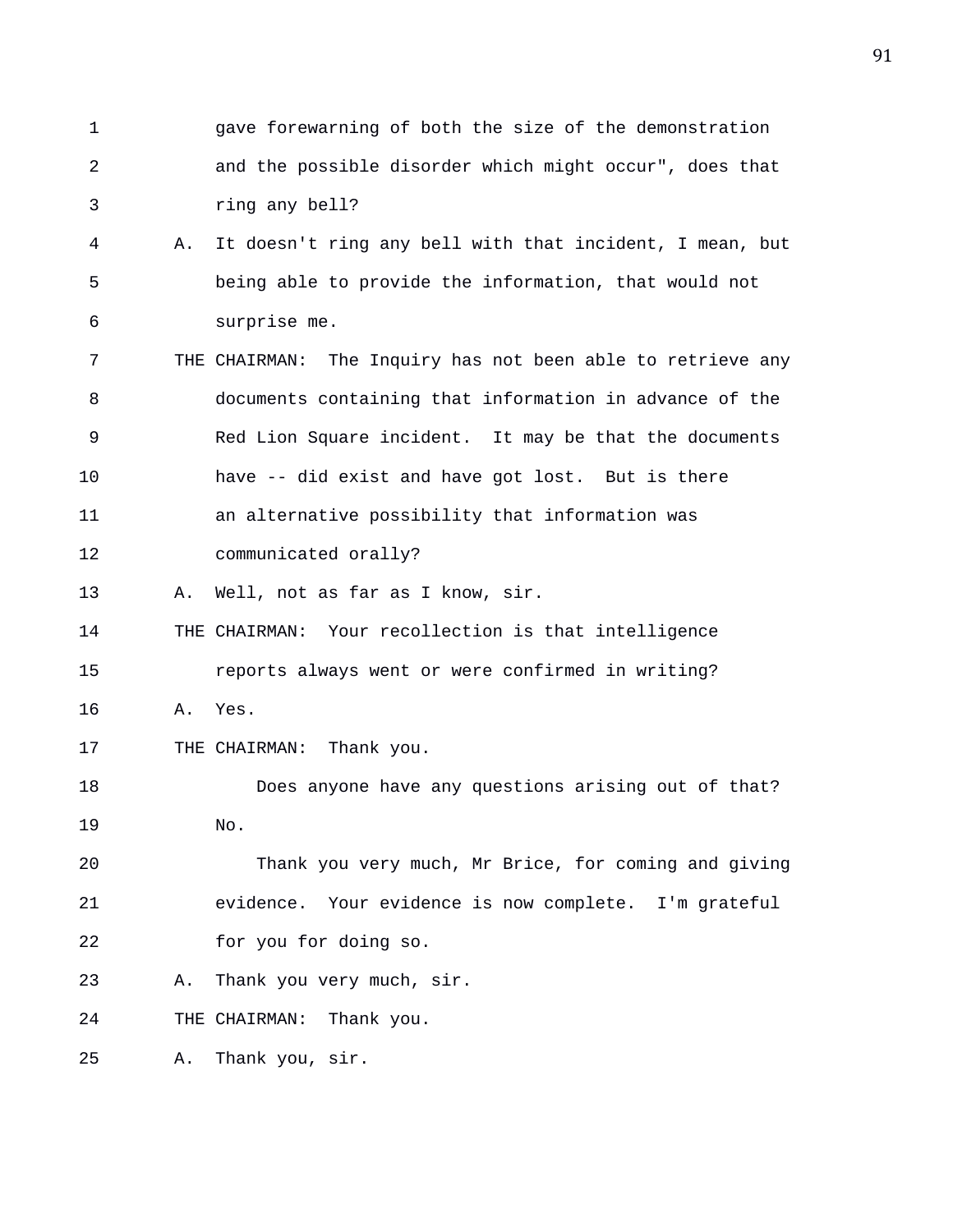gave forewarning of both the size of the demonstration and the possible disorder which might occur", does that ring any bell?

A. It doesn't ring any bell with that incident, I mean, but being able to provide the information, that would not surprise me.

THE CHAIRMAN: The Inquiry has not been able to retrieve any documents containing that information in advance of the Red Lion Square incident. It may be that the documents have -- did exist and have got lost. But is there an alternative possibility that information was communicated orally?

A. Well, not as far as I know, sir.

THE CHAIRMAN: Your recollection is that intelligence reports always went or were confirmed in writing?

A. Yes.

THE CHAIRMAN: Thank you.

Does anyone have any questions arising out of that? No.

Thank you very much, Mr Brice, for coming and giving evidence. Your evidence is now complete. I'm grateful for you for doing so.

A. Thank you very much, sir.

THE CHAIRMAN: Thank you.

A. Thank you, sir.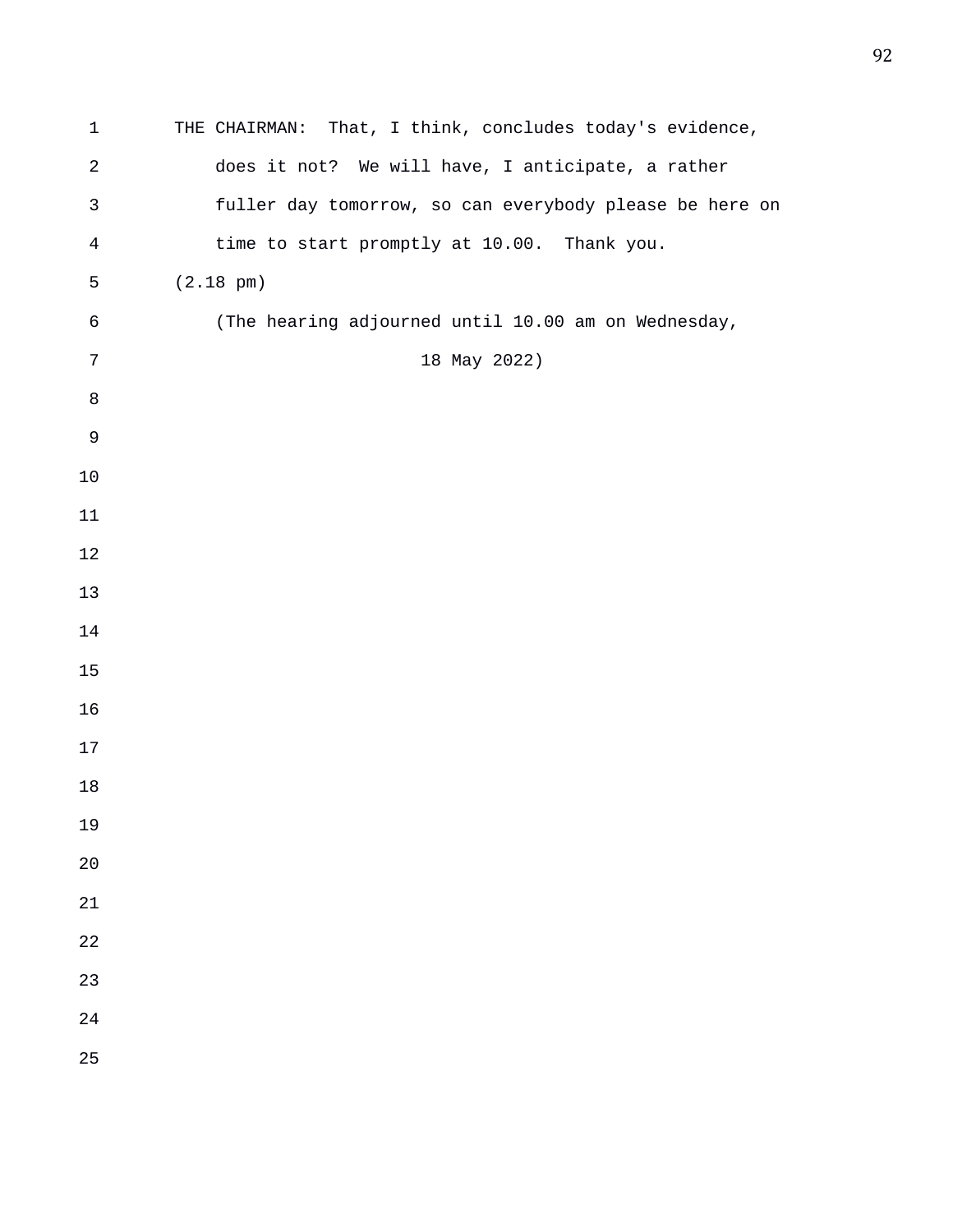THE CHAIRMAN: That, I think, concludes today's evidence, does it not? We will have, I anticipate, a rather fuller day tomorrow, so can everybody please be here on time to start promptly at 10.00. Thank you.

(2.18 pm)

(The hearing adjourned until 10.00 am on Wednesday, 18 May 2022)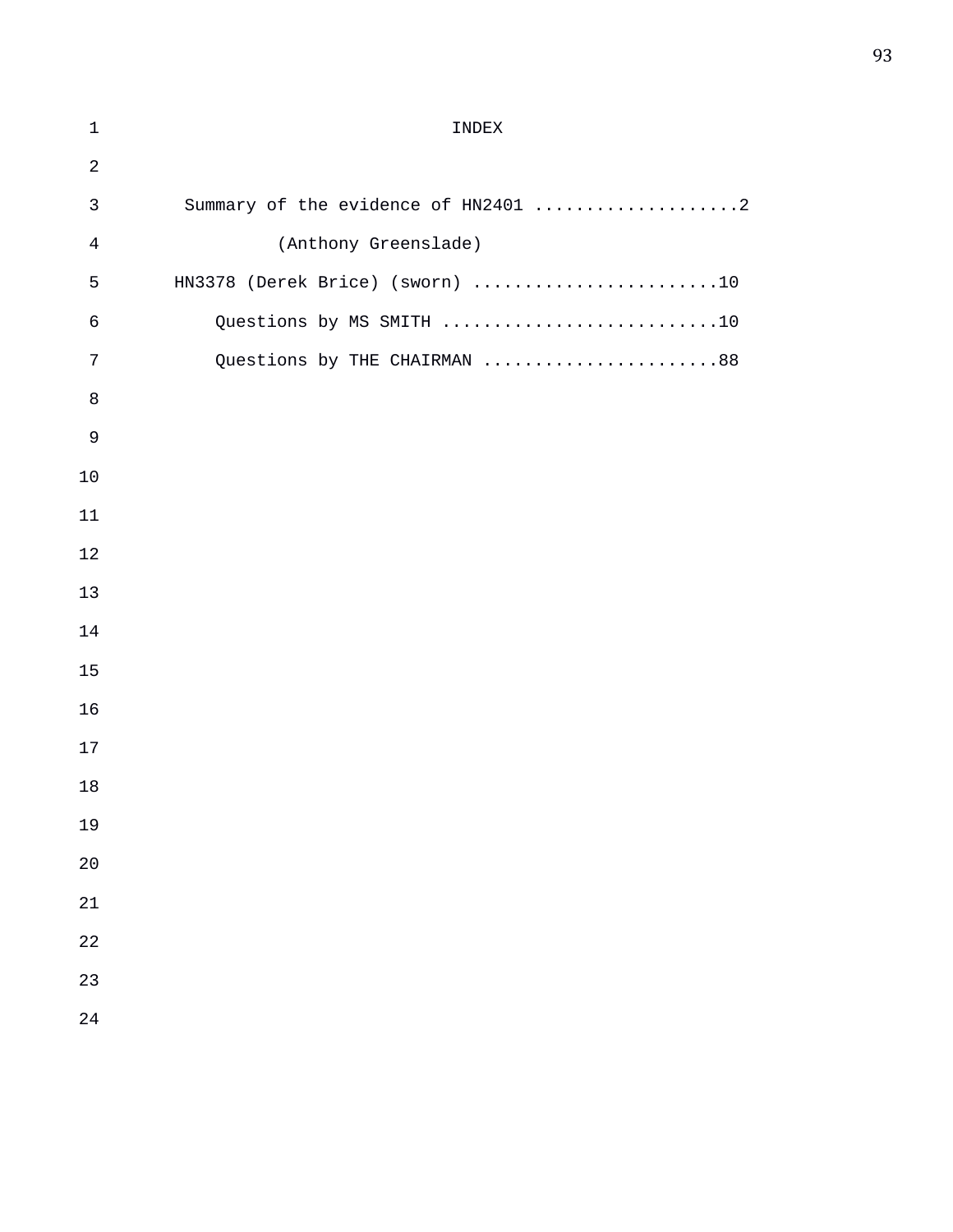# INDEX

Summary of the evidence of HN2401 ....................2
(Anthony Greenslade)

HN3378 (Derek Brice) (sworn) ........................10

Questions by MS SMITH ...........................10

Questions by THE CHAIRMAN .......................88